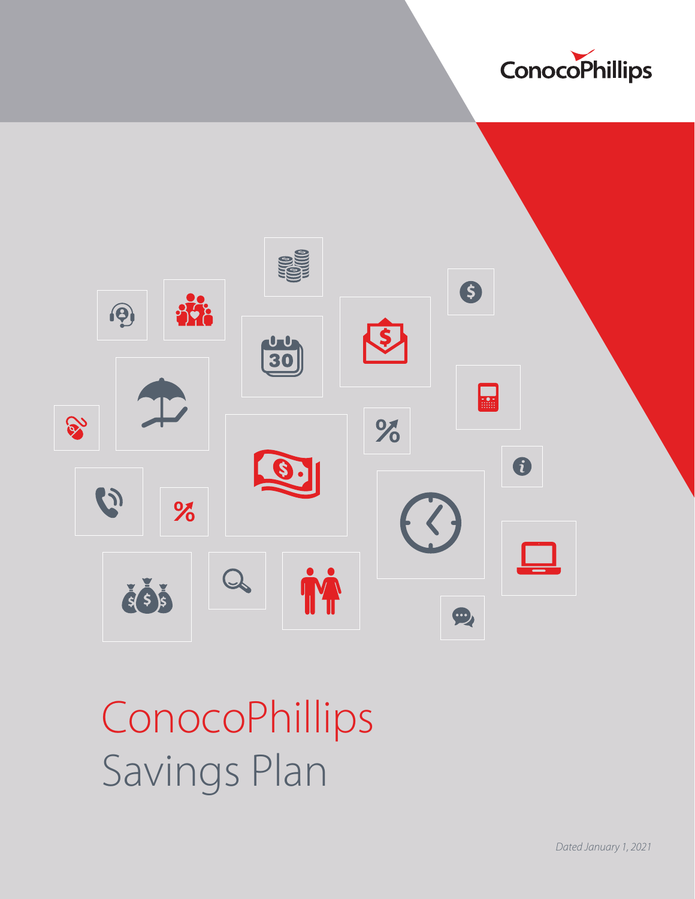ConocoPhillips

# ConocoPhillips Savings Plan

*Dated January 1, 2021*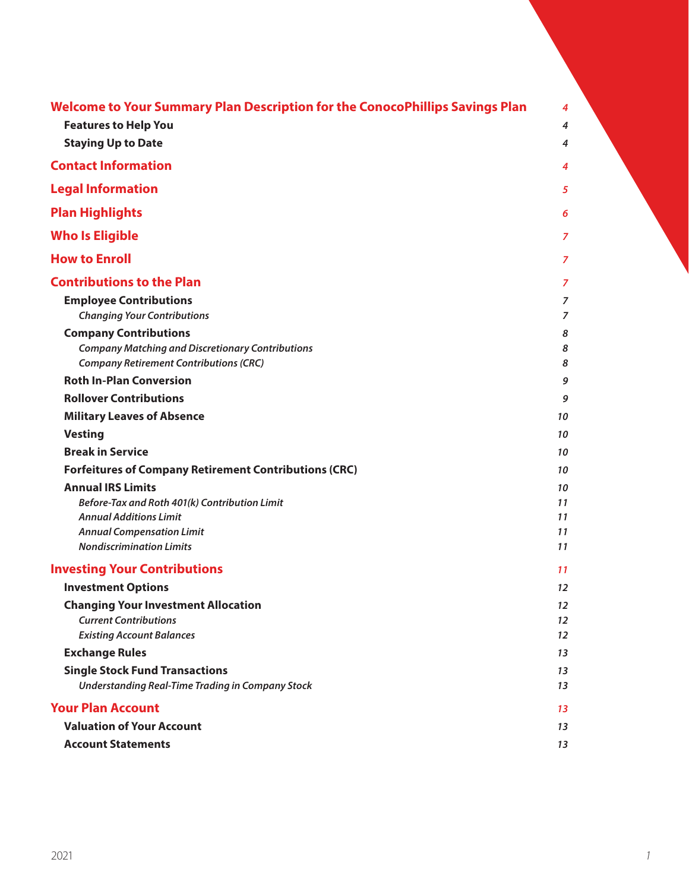| | |
|---|---|
| **Welcome to Your Summary Plan Description for the ConocoPhillips Savings Plan** | *4* |
| **Features to Help You** | *4* |
| **Staying Up to Date** | *4* |
| **Contact Information** | *4* |
| **Legal Information** | *5* |
| **Plan Highlights** | *6* |
| **Who Is Eligible** | *7* |
| **How to Enroll** | *7* |
| **Contributions to the Plan** | *7* |
| **Employee Contributions** | *7* |
| *Changing Your Contributions* | *7* |
| **Company Contributions** | *8* |
| *Company Matching and Discretionary Contributions* | *8* |
| *Company Retirement Contributions (CRC)* | *8* |
| **Roth In-Plan Conversion** | *9* |
| **Rollover Contributions** | *9* |
| **Military Leaves of Absence** | *10* |
| **Vesting** | *10* |
| **Break in Service** | *10* |
| **Forfeitures of Company Retirement Contributions (CRC)** | *10* |
| **Annual IRS Limits** | *10* |
| *Before-Tax and Roth 401(k) Contribution Limit* | *11* |
| *Annual Additions Limit* | *11* |
| *Annual Compensation Limit* | *11* |
| *Nondiscrimination Limits* | *11* |
| **Investing Your Contributions** | *11* |
| **Investment Options** | *12* |
| **Changing Your Investment Allocation** | *12* |
| *Current Contributions* | *12* |
| *Existing Account Balances* | *12* |
| **Exchange Rules** | *13* |
| **Single Stock Fund Transactions** | *13* |
| *Understanding Real-Time Trading in Company Stock* | *13* |
| **Your Plan Account** | *13* |
| **Valuation of Your Account** | *13* |
| **Account Statements** | *13* |

2021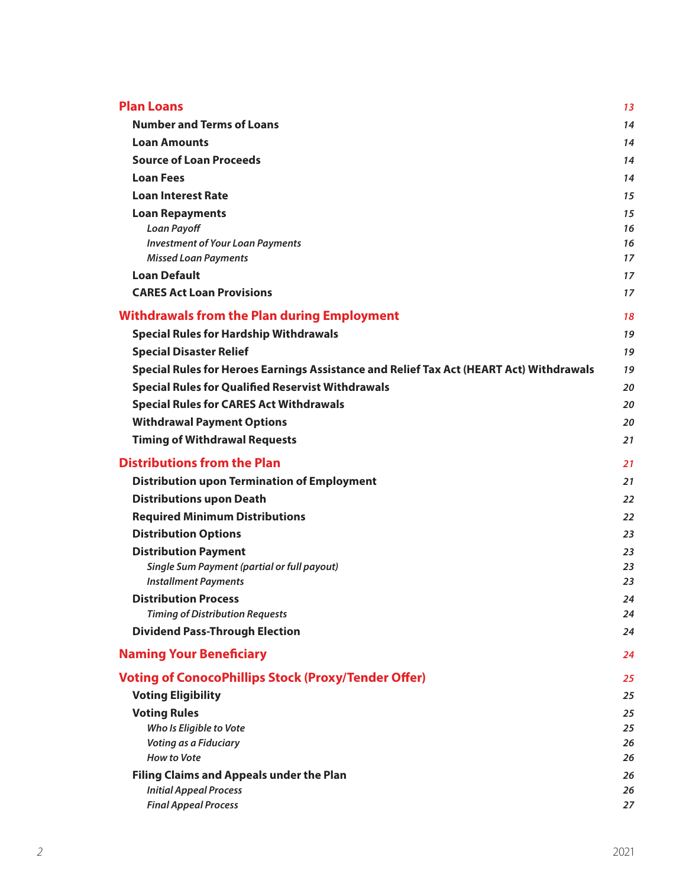| | |
|---|---|
| **Plan Loans** | *13* |
| **Number and Terms of Loans** | *14* |
| **Loan Amounts** | *14* |
| **Source of Loan Proceeds** | *14* |
| **Loan Fees** | *14* |
| **Loan Interest Rate** | *15* |
| **Loan Repayments** | *15* |
| *Loan Payoff* | *16* |
| *Investment of Your Loan Payments* | *16* |
| *Missed Loan Payments* | *17* |
| **Loan Default** | *17* |
| **CARES Act Loan Provisions** | *17* |
| **Withdrawals from the Plan during Employment** | *18* |
| **Special Rules for Hardship Withdrawals** | *19* |
| **Special Disaster Relief** | *19* |
| **Special Rules for Heroes Earnings Assistance and Relief Tax Act (HEART Act) Withdrawals** | *19* |
| **Special Rules for Qualified Reservist Withdrawals** | *20* |
| **Special Rules for CARES Act Withdrawals** | *20* |
| **Withdrawal Payment Options** | *20* |
| **Timing of Withdrawal Requests** | *21* |
| **Distributions from the Plan** | *21* |
| **Distribution upon Termination of Employment** | *21* |
| **Distributions upon Death** | *22* |
| **Required Minimum Distributions** | *22* |
| **Distribution Options** | *23* |
| **Distribution Payment** | *23* |
| *Single Sum Payment (partial or full payout)* | *23* |
| *Installment Payments* | *23* |
| **Distribution Process** | *24* |
| *Timing of Distribution Requests* | *24* |
| **Dividend Pass-Through Election** | *24* |
| **Naming Your Beneficiary** | *24* |
| **Voting of ConocoPhillips Stock (Proxy/Tender Offer)** | *25* |
| **Voting Eligibility** | *25* |
| **Voting Rules** | *25* |
| *Who Is Eligible to Vote* | *25* |
| *Voting as a Fiduciary* | *26* |
| *How to Vote* | *26* |
| **Filing Claims and Appeals under the Plan** | *26* |
| *Initial Appeal Process* | *26* |
| *Final Appeal Process* | *27* |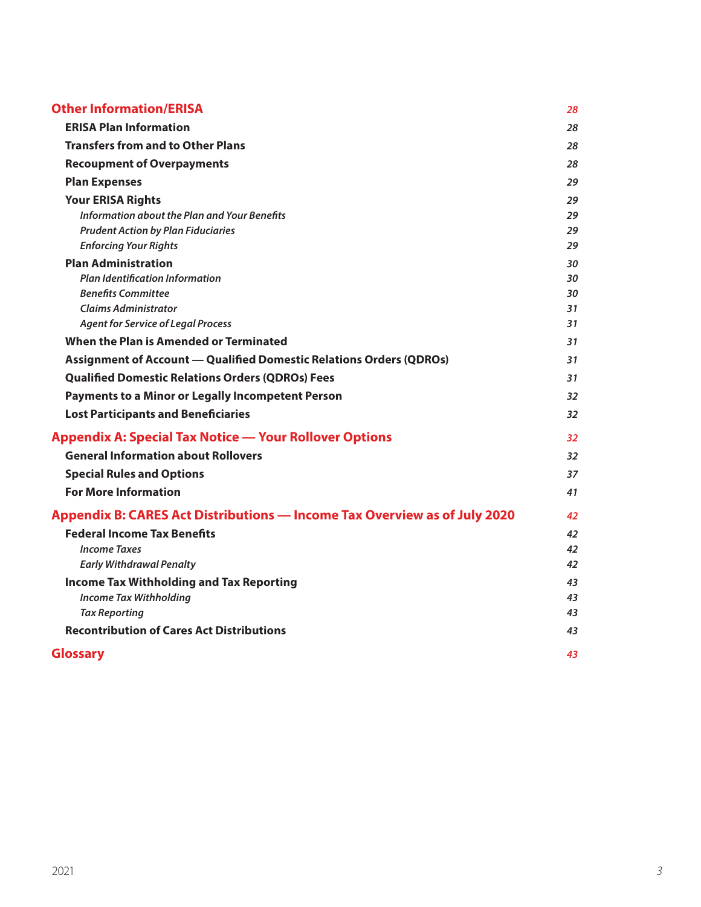| | |
|---|---|
| **Other Information/ERISA** | *28* |
| **ERISA Plan Information** | *28* |
| **Transfers from and to Other Plans** | *28* |
| **Recoupment of Overpayments** | *28* |
| **Plan Expenses** | *29* |
| **Your ERISA Rights** | *29* |
| *Information about the Plan and Your Benefits* | *29* |
| *Prudent Action by Plan Fiduciaries* | *29* |
| *Enforcing Your Rights* | *29* |
| **Plan Administration** | *30* |
| *Plan Identification Information* | *30* |
| *Benefits Committee* | *30* |
| *Claims Administrator* | *31* |
| *Agent for Service of Legal Process* | *31* |
| **When the Plan is Amended or Terminated** | *31* |
| **Assignment of Account — Qualified Domestic Relations Orders (QDROs)** | *31* |
| **Qualified Domestic Relations Orders (QDROs) Fees** | *31* |
| **Payments to a Minor or Legally Incompetent Person** | *32* |
| **Lost Participants and Beneficiaries** | *32* |
| **Appendix A: Special Tax Notice — Your Rollover Options** | *32* |
| **General Information about Rollovers** | *32* |
| **Special Rules and Options** | *37* |
| **For More Information** | *41* |
| **Appendix B: CARES Act Distributions — Income Tax Overview as of July 2020** | *42* |
| **Federal Income Tax Benefits** | *42* |
| *Income Taxes* | *42* |
| *Early Withdrawal Penalty* | *42* |
| **Income Tax Withholding and Tax Reporting** | *43* |
| *Income Tax Withholding* | *43* |
| *Tax Reporting* | *43* |
| **Recontribution of Cares Act Distributions** | *43* |
| **Glossary** | *43* |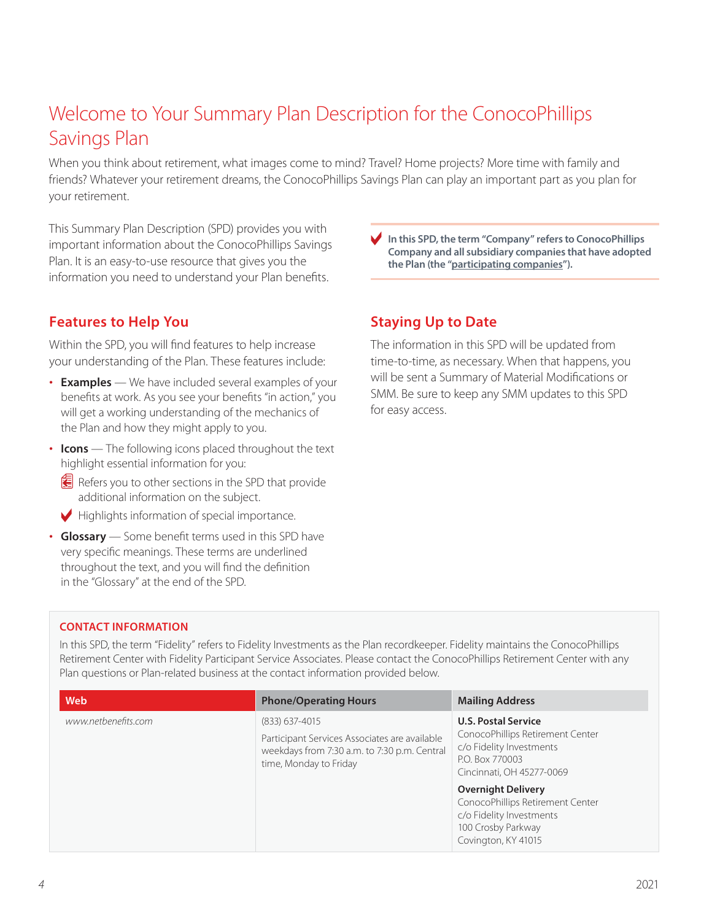# Welcome to Your Summary Plan Description for the ConocoPhillips Savings Plan

When you think about retirement, what images come to mind? Travel? Home projects? More time with family and friends? Whatever your retirement dreams, the ConocoPhillips Savings Plan can play an important part as you plan for your retirement.

This Summary Plan Description (SPD) provides you with important information about the ConocoPhillips Savings Plan. It is an easy-to-use resource that gives you the information you need to understand your Plan benefits.

**In this SPD, the term "Company" refers to ConocoPhillips Company and all subsidiary companies that have adopted the Plan (the "participating companies").**

## Features to Help You

Within the SPD, you will find features to help increase your understanding of the Plan. These features include:

- **Examples** — We have included several examples of your benefits at work. As you see your benefits "in action," you will get a working understanding of the mechanics of the Plan and how they might apply to you.
- **Icons** — The following icons placed throughout the text highlight essential information for you:
  - Refers you to other sections in the SPD that provide additional information on the subject.
  - Highlights information of special importance.
- **Glossary** — Some benefit terms used in this SPD have very specific meanings. These terms are underlined throughout the text, and you will find the definition in the "Glossary" at the end of the SPD.

## Staying Up to Date

The information in this SPD will be updated from time-to-time, as necessary. When that happens, you will be sent a Summary of Material Modifications or SMM. Be sure to keep any SMM updates to this SPD for easy access.

### CONTACT INFORMATION

In this SPD, the term "Fidelity" refers to Fidelity Investments as the Plan recordkeeper. Fidelity maintains the ConocoPhillips Retirement Center with Fidelity Participant Service Associates. Please contact the ConocoPhillips Retirement Center with any Plan questions or Plan-related business at the contact information provided below.

| Web | Phone/Operating Hours | Mailing Address |
|---|---|---|
| *www.netbenefits.com* | (833) 637-4015<br><br>Participant Services Associates are available weekdays from 7:30 a.m. to 7:30 p.m. Central time, Monday to Friday | **U.S. Postal Service**<br>ConocoPhillips Retirement Center<br>c/o Fidelity Investments<br>P.O. Box 770003<br>Cincinnati, OH 45277-0069<br><br>**Overnight Delivery**<br>ConocoPhillips Retirement Center<br>c/o Fidelity Investments<br>100 Crosby Parkway<br>Covington, KY 41015 |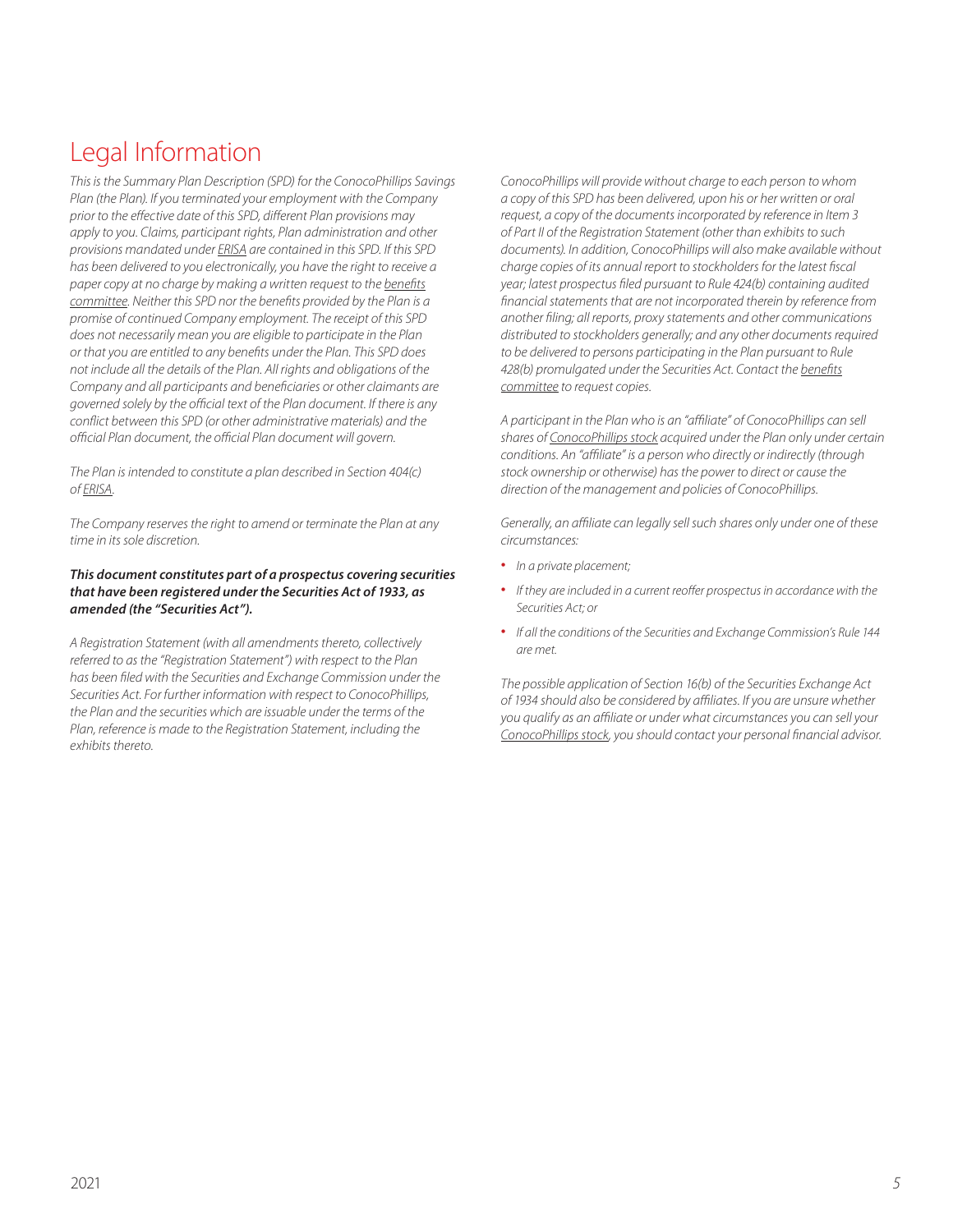# Legal Information

*This is the Summary Plan Description (SPD) for the ConocoPhillips Savings Plan (the Plan). If you terminated your employment with the Company prior to the effective date of this SPD, different Plan provisions may apply to you. Claims, participant rights, Plan administration and other provisions mandated under ERISA are contained in this SPD. If this SPD has been delivered to you electronically, you have the right to receive a paper copy at no charge by making a written request to the benefits committee. Neither this SPD nor the benefits provided by the Plan is a promise of continued Company employment. The receipt of this SPD does not necessarily mean you are eligible to participate in the Plan or that you are entitled to any benefits under the Plan. This SPD does not include all the details of the Plan. All rights and obligations of the Company and all participants and beneficiaries or other claimants are governed solely by the official text of the Plan document. If there is any conflict between this SPD (or other administrative materials) and the official Plan document, the official Plan document will govern.*

*The Plan is intended to constitute a plan described in Section 404(c) of ERISA.*

*The Company reserves the right to amend or terminate the Plan at any time in its sole discretion.*

***This document constitutes part of a prospectus covering securities that have been registered under the Securities Act of 1933, as amended (the "Securities Act").***

*A Registration Statement (with all amendments thereto, collectively referred to as the "Registration Statement") with respect to the Plan has been filed with the Securities and Exchange Commission under the Securities Act. For further information with respect to ConocoPhillips, the Plan and the securities which are issuable under the terms of the Plan, reference is made to the Registration Statement, including the exhibits thereto.*

*ConocoPhillips will provide without charge to each person to whom a copy of this SPD has been delivered, upon his or her written or oral request, a copy of the documents incorporated by reference in Item 3 of Part II of the Registration Statement (other than exhibits to such documents). In addition, ConocoPhillips will also make available without charge copies of its annual report to stockholders for the latest fiscal year; latest prospectus filed pursuant to Rule 424(b) containing audited financial statements that are not incorporated therein by reference from another filing; all reports, proxy statements and other communications distributed to stockholders generally; and any other documents required to be delivered to persons participating in the Plan pursuant to Rule 428(b) promulgated under the Securities Act. Contact the benefits committee to request copies.*

*A participant in the Plan who is an "affiliate" of ConocoPhillips can sell shares of ConocoPhillips stock acquired under the Plan only under certain conditions. An "affiliate" is a person who directly or indirectly (through stock ownership or otherwise) has the power to direct or cause the direction of the management and policies of ConocoPhillips.*

*Generally, an affiliate can legally sell such shares only under one of these circumstances:*

- *In a private placement;*
- *If they are included in a current reoffer prospectus in accordance with the Securities Act; or*
- *If all the conditions of the Securities and Exchange Commission's Rule 144 are met.*

*The possible application of Section 16(b) of the Securities Exchange Act of 1934 should also be considered by affiliates. If you are unsure whether you qualify as an affiliate or under what circumstances you can sell your ConocoPhillips stock, you should contact your personal financial advisor.*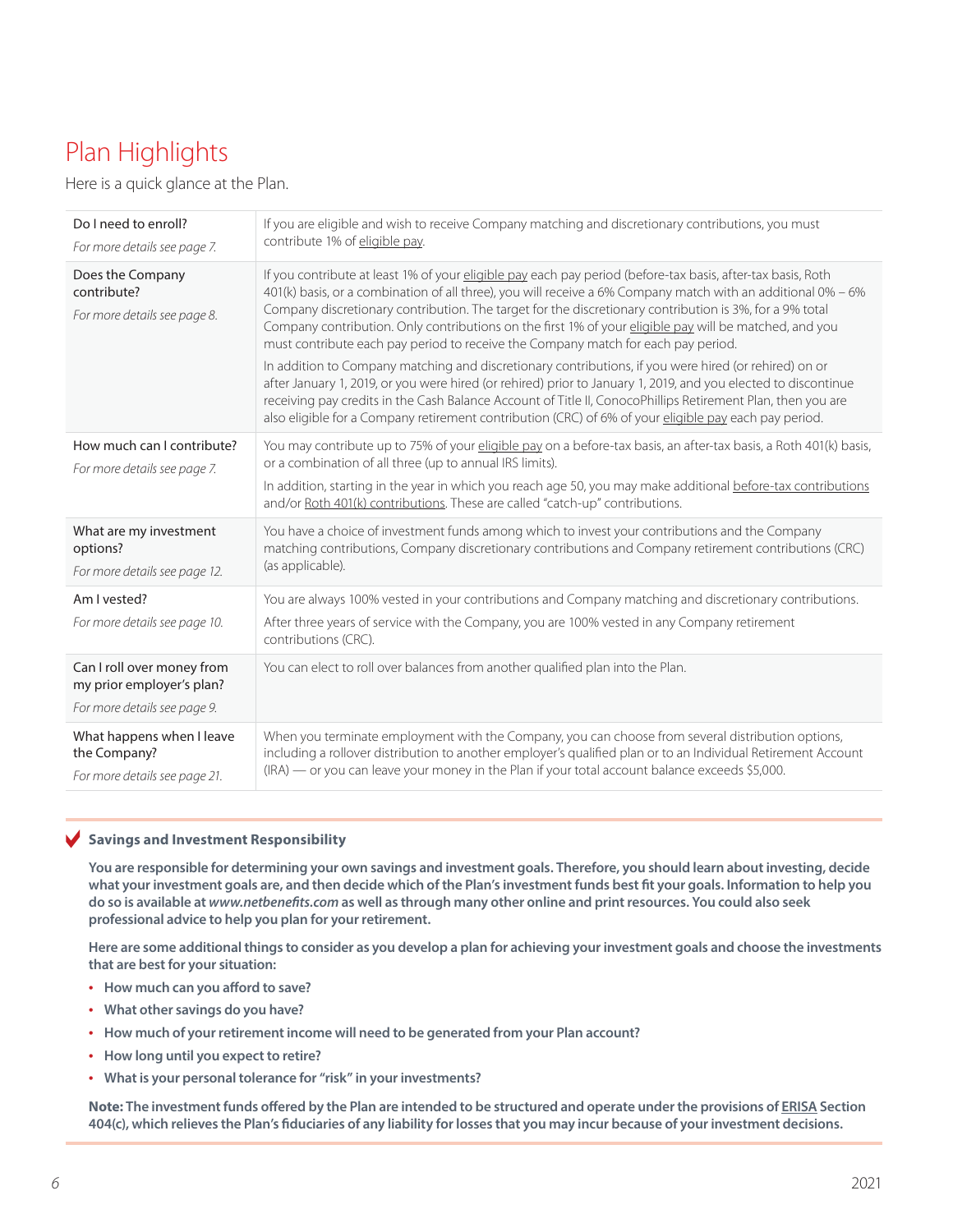# Plan Highlights

Here is a quick glance at the Plan.

| | |
|---|---|
| Do I need to enroll?<br>*For more details see page 7.* | If you are eligible and wish to receive Company matching and discretionary contributions, you must contribute 1% of eligible pay. |
| Does the Company contribute?<br>*For more details see page 8.* | If you contribute at least 1% of your eligible pay each pay period (before-tax basis, after-tax basis, Roth 401(k) basis, or a combination of all three), you will receive a 6% Company match with an additional 0% – 6% Company discretionary contribution. The target for the discretionary contribution is 3%, for a 9% total Company contribution. Only contributions on the first 1% of your eligible pay will be matched, and you must contribute each pay period to receive the Company match for each pay period.<br>In addition to Company matching and discretionary contributions, if you were hired (or rehired) on or after January 1, 2019, or you were hired (or rehired) prior to January 1, 2019, and you elected to discontinue receiving pay credits in the Cash Balance Account of Title II, ConocoPhillips Retirement Plan, then you are also eligible for a Company retirement contribution (CRC) of 6% of your eligible pay each pay period. |
| How much can I contribute?<br>*For more details see page 7.* | You may contribute up to 75% of your eligible pay on a before-tax basis, an after-tax basis, a Roth 401(k) basis, or a combination of all three (up to annual IRS limits).<br>In addition, starting in the year in which you reach age 50, you may make additional before-tax contributions and/or Roth 401(k) contributions. These are called "catch-up" contributions. |
| What are my investment options?<br>*For more details see page 12.* | You have a choice of investment funds among which to invest your contributions and the Company matching contributions, Company discretionary contributions and Company retirement contributions (CRC) (as applicable). |
| Am I vested?<br>*For more details see page 10.* | You are always 100% vested in your contributions and Company matching and discretionary contributions.<br>After three years of service with the Company, you are 100% vested in any Company retirement contributions (CRC). |
| Can I roll over money from my prior employer's plan?<br>*For more details see page 9.* | You can elect to roll over balances from another qualified plan into the Plan. |
| What happens when I leave the Company?<br>*For more details see page 21.* | When you terminate employment with the Company, you can choose from several distribution options, including a rollover distribution to another employer's qualified plan or to an Individual Retirement Account (IRA) — or you can leave your money in the Plan if your total account balance exceeds $5,000. |

**Savings and Investment Responsibility**

**You are responsible for determining your own savings and investment goals. Therefore, you should learn about investing, decide what your investment goals are, and then decide which of the Plan's investment funds best fit your goals. Information to help you do so is available at *www.netbenefits.com* as well as through many other online and print resources. You could also seek professional advice to help you plan for your retirement.**

**Here are some additional things to consider as you develop a plan for achieving your investment goals and choose the investments that are best for your situation:**

- **How much can you afford to save?**
- **What other savings do you have?**
- **How much of your retirement income will need to be generated from your Plan account?**
- **How long until you expect to retire?**
- **What is your personal tolerance for "risk" in your investments?**

**Note: The investment funds offered by the Plan are intended to be structured and operate under the provisions of ERISA Section 404(c), which relieves the Plan's fiduciaries of any liability for losses that you may incur because of your investment decisions.**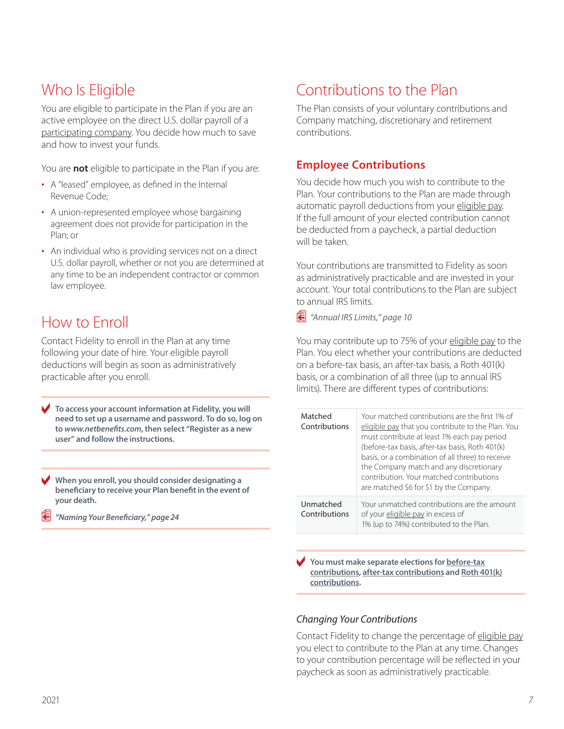# Who Is Eligible

You are eligible to participate in the Plan if you are an active employee on the direct U.S. dollar payroll of a participating company. You decide how much to save and how to invest your funds.

You are **not** eligible to participate in the Plan if you are:

- A "leased" employee, as defined in the Internal Revenue Code;
- A union-represented employee whose bargaining agreement does not provide for participation in the Plan; or
- An individual who is providing services not on a direct U.S. dollar payroll, whether or not you are determined at any time to be an independent contractor or common law employee.

# How to Enroll

Contact Fidelity to enroll in the Plan at any time following your date of hire. Your eligible payroll deductions will begin as soon as administratively practicable after you enroll.

**To access your account information at Fidelity, you will need to set up a username and password. To do so, log on to *www.netbenefits.com*, then select "Register as a new user" and follow the instructions.**

**When you enroll, you should consider designating a beneficiary to receive your Plan benefit in the event of your death.**

***"Naming Your Beneficiary," page 24***

# Contributions to the Plan

The Plan consists of your voluntary contributions and Company matching, discretionary and retirement contributions.

## Employee Contributions

You decide how much you wish to contribute to the Plan. Your contributions to the Plan are made through automatic payroll deductions from your eligible pay. If the full amount of your elected contribution cannot be deducted from a paycheck, a partial deduction will be taken.

Your contributions are transmitted to Fidelity as soon as administratively practicable and are invested in your account. Your total contributions to the Plan are subject to annual IRS limits.

*"Annual IRS Limits," page 10*

You may contribute up to 75% of your eligible pay to the Plan. You elect whether your contributions are deducted on a before-tax basis, an after-tax basis, a Roth 401(k) basis, or a combination of all three (up to annual IRS limits). There are different types of contributions:

| | |
|---|---|
| Matched Contributions | Your matched contributions are the first 1% of eligible pay that you contribute to the Plan. You must contribute at least 1% each pay period (before-tax basis, after-tax basis, Roth 401(k) basis, or a combination of all three) to receive the Company match and any discretionary contribution. Your matched contributions are matched $6 for $1 by the Company. |
| Unmatched Contributions | Your unmatched contributions are the amount of your eligible pay in excess of 1% (up to 74%) contributed to the Plan. |

**You must make separate elections for before-tax contributions, after-tax contributions and Roth 401(k) contributions.**

### *Changing Your Contributions*

Contact Fidelity to change the percentage of eligible pay you elect to contribute to the Plan at any time. Changes to your contribution percentage will be reflected in your paycheck as soon as administratively practicable.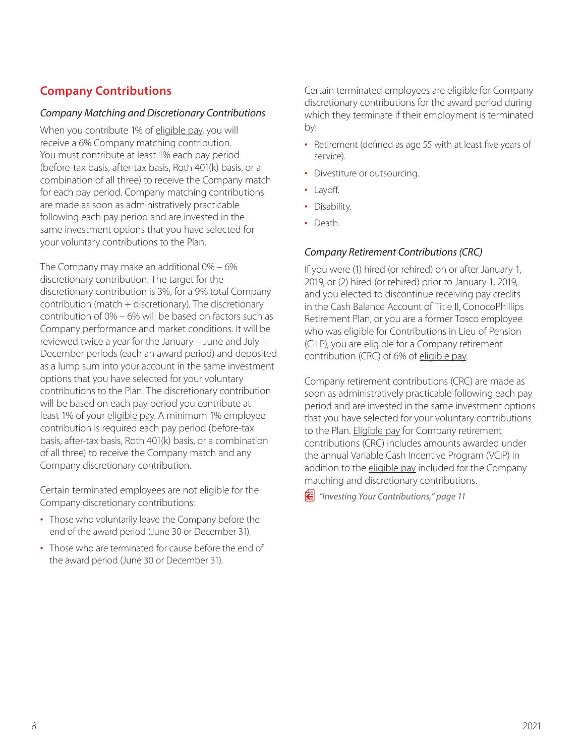## Company Contributions

### *Company Matching and Discretionary Contributions*

When you contribute 1% of eligible pay, you will receive a 6% Company matching contribution. You must contribute at least 1% each pay period (before-tax basis, after-tax basis, Roth 401(k) basis, or a combination of all three) to receive the Company match for each pay period. Company matching contributions are made as soon as administratively practicable following each pay period and are invested in the same investment options that you have selected for your voluntary contributions to the Plan.

The Company may make an additional 0% – 6% discretionary contribution. The target for the discretionary contribution is 3%, for a 9% total Company contribution (match + discretionary). The discretionary contribution of 0% – 6% will be based on factors such as Company performance and market conditions. It will be reviewed twice a year for the January – June and July – December periods (each an award period) and deposited as a lump sum into your account in the same investment options that you have selected for your voluntary contributions to the Plan. The discretionary contribution will be based on each pay period you contribute at least 1% of your eligible pay. A minimum 1% employee contribution is required each pay period (before-tax basis, after-tax basis, Roth 401(k) basis, or a combination of all three) to receive the Company match and any Company discretionary contribution.

Certain terminated employees are not eligible for the Company discretionary contributions:

- Those who voluntarily leave the Company before the end of the award period (June 30 or December 31).
- Those who are terminated for cause before the end of the award period (June 30 or December 31).

Certain terminated employees are eligible for Company discretionary contributions for the award period during which they terminate if their employment is terminated by:

- Retirement (defined as age 55 with at least five years of service).
- Divestiture or outsourcing.
- Layoff.
- Disability.
- Death.

### *Company Retirement Contributions (CRC)*

If you were (1) hired (or rehired) on or after January 1, 2019, or (2) hired (or rehired) prior to January 1, 2019, and you elected to discontinue receiving pay credits in the Cash Balance Account of Title II, ConocoPhillips Retirement Plan, or you are a former Tosco employee who was eligible for Contributions in Lieu of Pension (CILP), you are eligible for a Company retirement contribution (CRC) of 6% of eligible pay.

Company retirement contributions (CRC) are made as soon as administratively practicable following each pay period and are invested in the same investment options that you have selected for your voluntary contributions to the Plan. Eligible pay for Company retirement contributions (CRC) includes amounts awarded under the annual Variable Cash Incentive Program (VCIP) in addition to the eligible pay included for the Company matching and discretionary contributions.

*"Investing Your Contributions," page 11*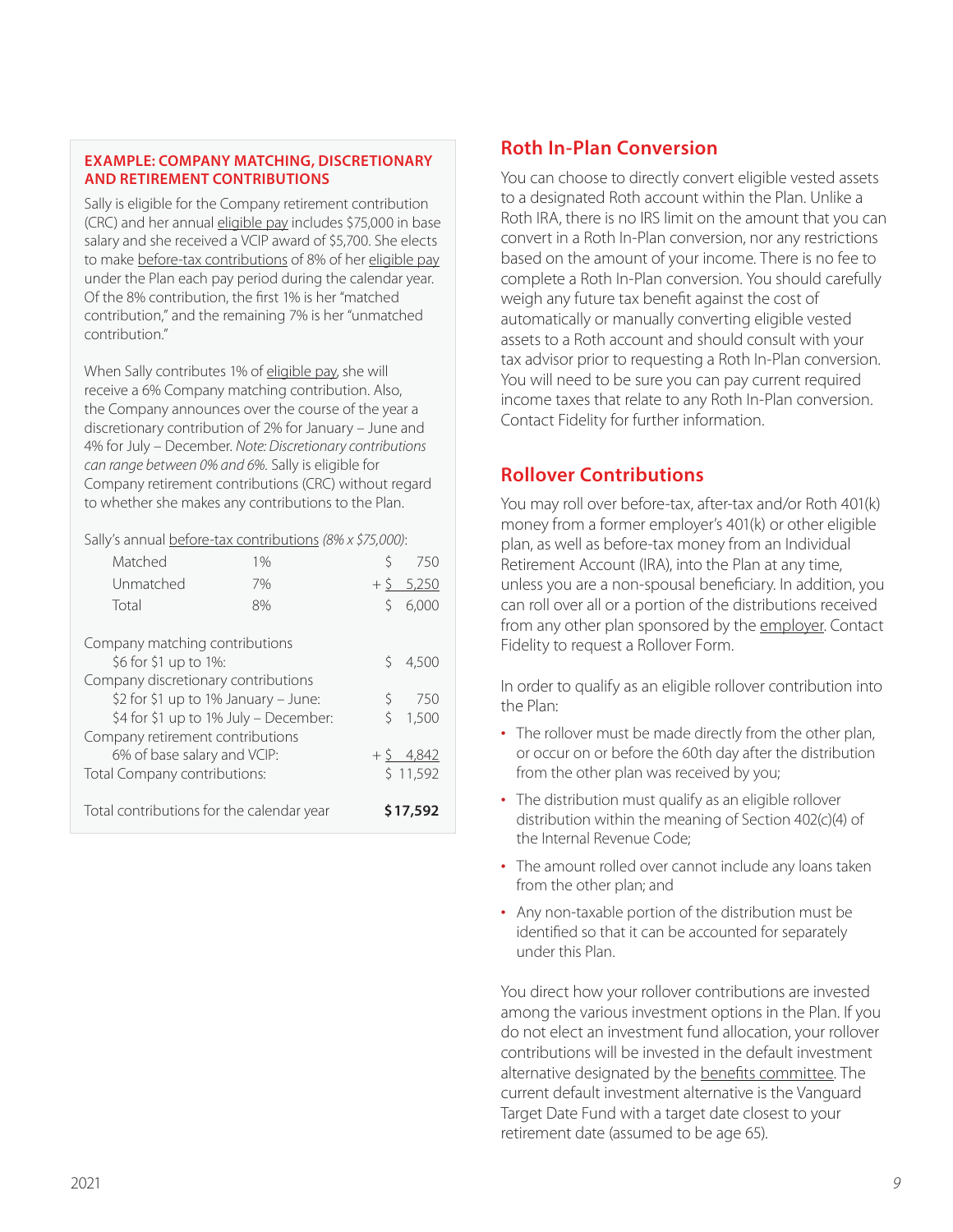### EXAMPLE: COMPANY MATCHING, DISCRETIONARY AND RETIREMENT CONTRIBUTIONS

Sally is eligible for the Company retirement contribution (CRC) and her annual eligible pay includes $75,000 in base salary and she received a VCIP award of $5,700. She elects to make before-tax contributions of 8% of her eligible pay under the Plan each pay period during the calendar year. Of the 8% contribution, the first 1% is her "matched contribution," and the remaining 7% is her "unmatched contribution."

When Sally contributes 1% of eligible pay, she will receive a 6% Company matching contribution. Also, the Company announces over the course of the year a discretionary contribution of 2% for January – June and 4% for July – December. *Note: Discretionary contributions can range between 0% and 6%.* Sally is eligible for Company retirement contributions (CRC) without regard to whether she makes any contributions to the Plan.

Sally's annual before-tax contributions *(8% x $75,000)*:

| | | |
|---|---|---|
| Matched | 1% | $ 750 |
| Unmatched | 7% | + $ 5,250 |
| Total | 8% | $ 6,000 |

| | |
|---|---|
| Company matching contributions | |
| $6 for $1 up to 1%: | $ 4,500 |
| Company discretionary contributions | |
| $2 for $1 up to 1% January – June: | $ 750 |
| $4 for $1 up to 1% July – December: | $ 1,500 |
| Company retirement contributions | |
| 6% of base salary and VCIP: | + $ 4,842 |
| Total Company contributions: | $ 11,592 |
| Total contributions for the calendar year | **$17,592** |

## Roth In-Plan Conversion

You can choose to directly convert eligible vested assets to a designated Roth account within the Plan. Unlike a Roth IRA, there is no IRS limit on the amount that you can convert in a Roth In-Plan conversion, nor any restrictions based on the amount of your income. There is no fee to complete a Roth In-Plan conversion. You should carefully weigh any future tax benefit against the cost of automatically or manually converting eligible vested assets to a Roth account and should consult with your tax advisor prior to requesting a Roth In-Plan conversion. You will need to be sure you can pay current required income taxes that relate to any Roth In-Plan conversion. Contact Fidelity for further information.

## Rollover Contributions

You may roll over before-tax, after-tax and/or Roth 401(k) money from a former employer's 401(k) or other eligible plan, as well as before-tax money from an Individual Retirement Account (IRA), into the Plan at any time, unless you are a non-spousal beneficiary. In addition, you can roll over all or a portion of the distributions received from any other plan sponsored by the employer. Contact Fidelity to request a Rollover Form.

In order to qualify as an eligible rollover contribution into the Plan:

- The rollover must be made directly from the other plan, or occur on or before the 60th day after the distribution from the other plan was received by you;
- The distribution must qualify as an eligible rollover distribution within the meaning of Section 402(c)(4) of the Internal Revenue Code;
- The amount rolled over cannot include any loans taken from the other plan; and
- Any non-taxable portion of the distribution must be identified so that it can be accounted for separately under this Plan.

You direct how your rollover contributions are invested among the various investment options in the Plan. If you do not elect an investment fund allocation, your rollover contributions will be invested in the default investment alternative designated by the benefits committee. The current default investment alternative is the Vanguard Target Date Fund with a target date closest to your retirement date (assumed to be age 65).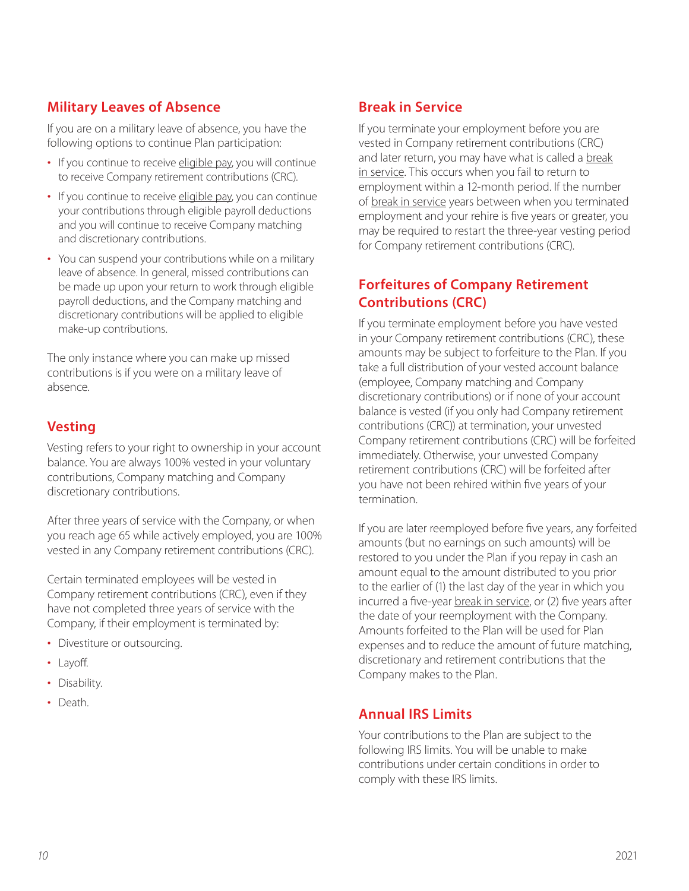## Military Leaves of Absence

If you are on a military leave of absence, you have the following options to continue Plan participation:

- If you continue to receive eligible pay, you will continue to receive Company retirement contributions (CRC).
- If you continue to receive eligible pay, you can continue your contributions through eligible payroll deductions and you will continue to receive Company matching and discretionary contributions.
- You can suspend your contributions while on a military leave of absence. In general, missed contributions can be made up upon your return to work through eligible payroll deductions, and the Company matching and discretionary contributions will be applied to eligible make-up contributions.

The only instance where you can make up missed contributions is if you were on a military leave of absence.

## Vesting

Vesting refers to your right to ownership in your account balance. You are always 100% vested in your voluntary contributions, Company matching and Company discretionary contributions.

After three years of service with the Company, or when you reach age 65 while actively employed, you are 100% vested in any Company retirement contributions (CRC).

Certain terminated employees will be vested in Company retirement contributions (CRC), even if they have not completed three years of service with the Company, if their employment is terminated by:

- Divestiture or outsourcing.
- Layoff.
- Disability.
- Death.

## Break in Service

If you terminate your employment before you are vested in Company retirement contributions (CRC) and later return, you may have what is called a break in service. This occurs when you fail to return to employment within a 12-month period. If the number of break in service years between when you terminated employment and your rehire is five years or greater, you may be required to restart the three-year vesting period for Company retirement contributions (CRC).

## Forfeitures of Company Retirement Contributions (CRC)

If you terminate employment before you have vested in your Company retirement contributions (CRC), these amounts may be subject to forfeiture to the Plan. If you take a full distribution of your vested account balance (employee, Company matching and Company discretionary contributions) or if none of your account balance is vested (if you only had Company retirement contributions (CRC)) at termination, your unvested Company retirement contributions (CRC) will be forfeited immediately. Otherwise, your unvested Company retirement contributions (CRC) will be forfeited after you have not been rehired within five years of your termination.

If you are later reemployed before five years, any forfeited amounts (but no earnings on such amounts) will be restored to you under the Plan if you repay in cash an amount equal to the amount distributed to you prior to the earlier of (1) the last day of the year in which you incurred a five-year break in service, or (2) five years after the date of your reemployment with the Company. Amounts forfeited to the Plan will be used for Plan expenses and to reduce the amount of future matching, discretionary and retirement contributions that the Company makes to the Plan.

## Annual IRS Limits

Your contributions to the Plan are subject to the following IRS limits. You will be unable to make contributions under certain conditions in order to comply with these IRS limits.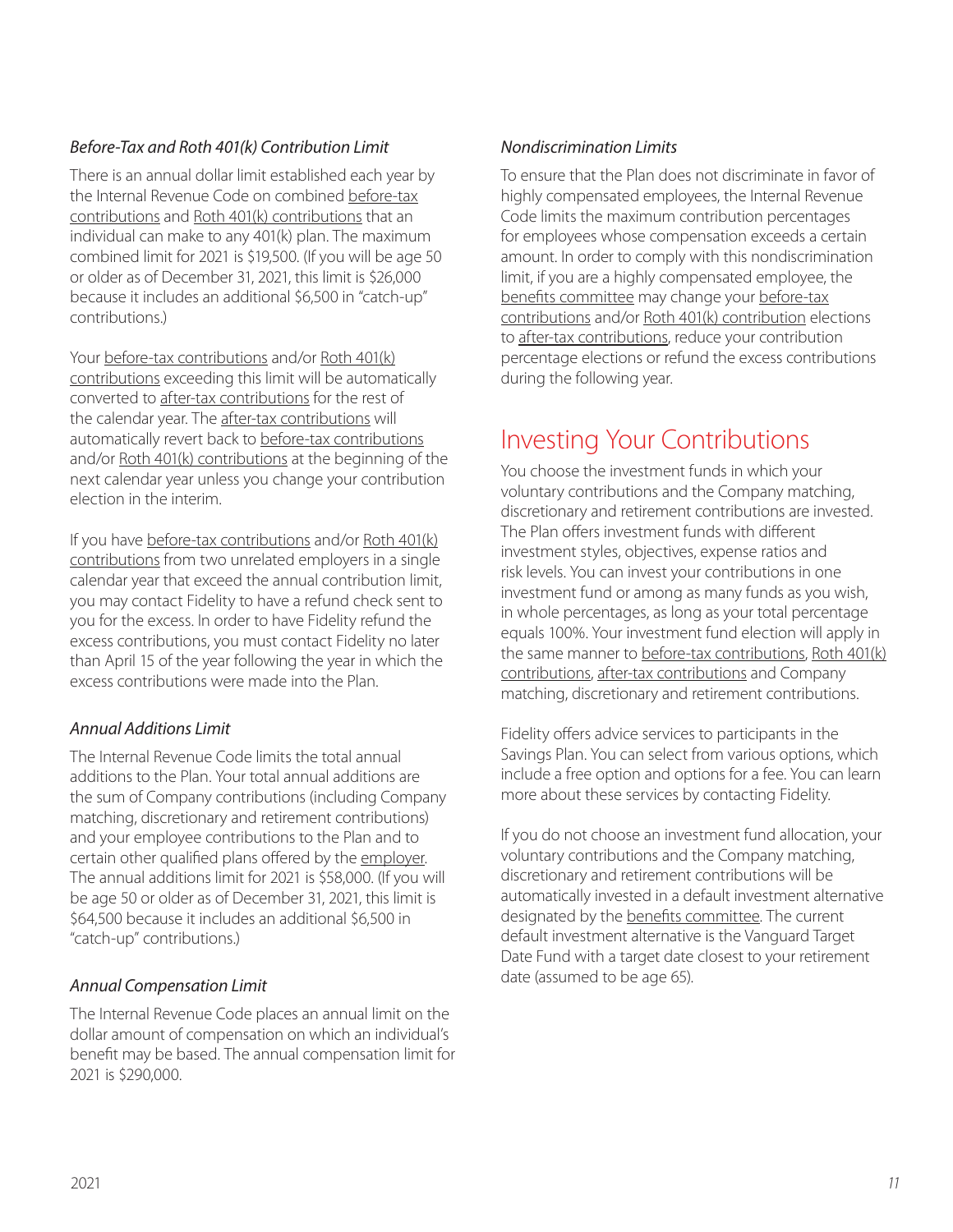*Before-Tax and Roth 401(k) Contribution Limit*

There is an annual dollar limit established each year by the Internal Revenue Code on combined before-tax contributions and Roth 401(k) contributions that an individual can make to any 401(k) plan. The maximum combined limit for 2021 is $19,500. (If you will be age 50 or older as of December 31, 2021, this limit is $26,000 because it includes an additional $6,500 in "catch-up" contributions.)

Your before-tax contributions and/or Roth 401(k) contributions exceeding this limit will be automatically converted to after-tax contributions for the rest of the calendar year. The after-tax contributions will automatically revert back to before-tax contributions and/or Roth 401(k) contributions at the beginning of the next calendar year unless you change your contribution election in the interim.

If you have before-tax contributions and/or Roth 401(k) contributions from two unrelated employers in a single calendar year that exceed the annual contribution limit, you may contact Fidelity to have a refund check sent to you for the excess. In order to have Fidelity refund the excess contributions, you must contact Fidelity no later than April 15 of the year following the year in which the excess contributions were made into the Plan.

*Annual Additions Limit*

The Internal Revenue Code limits the total annual additions to the Plan. Your total annual additions are the sum of Company contributions (including Company matching, discretionary and retirement contributions) and your employee contributions to the Plan and to certain other qualified plans offered by the employer. The annual additions limit for 2021 is $58,000. (If you will be age 50 or older as of December 31, 2021, this limit is $64,500 because it includes an additional $6,500 in "catch-up" contributions.)

*Annual Compensation Limit*

The Internal Revenue Code places an annual limit on the dollar amount of compensation on which an individual's benefit may be based. The annual compensation limit for 2021 is $290,000.

*Nondiscrimination Limits*

To ensure that the Plan does not discriminate in favor of highly compensated employees, the Internal Revenue Code limits the maximum contribution percentages for employees whose compensation exceeds a certain amount. In order to comply with this nondiscrimination limit, if you are a highly compensated employee, the benefits committee may change your before-tax contributions and/or Roth 401(k) contribution elections to after-tax contributions, reduce your contribution percentage elections or refund the excess contributions during the following year.

## Investing Your Contributions

You choose the investment funds in which your voluntary contributions and the Company matching, discretionary and retirement contributions are invested. The Plan offers investment funds with different investment styles, objectives, expense ratios and risk levels. You can invest your contributions in one investment fund or among as many funds as you wish, in whole percentages, as long as your total percentage equals 100%. Your investment fund election will apply in the same manner to before-tax contributions, Roth 401(k) contributions, after-tax contributions and Company matching, discretionary and retirement contributions.

Fidelity offers advice services to participants in the Savings Plan. You can select from various options, which include a free option and options for a fee. You can learn more about these services by contacting Fidelity.

If you do not choose an investment fund allocation, your voluntary contributions and the Company matching, discretionary and retirement contributions will be automatically invested in a default investment alternative designated by the benefits committee. The current default investment alternative is the Vanguard Target Date Fund with a target date closest to your retirement date (assumed to be age 65).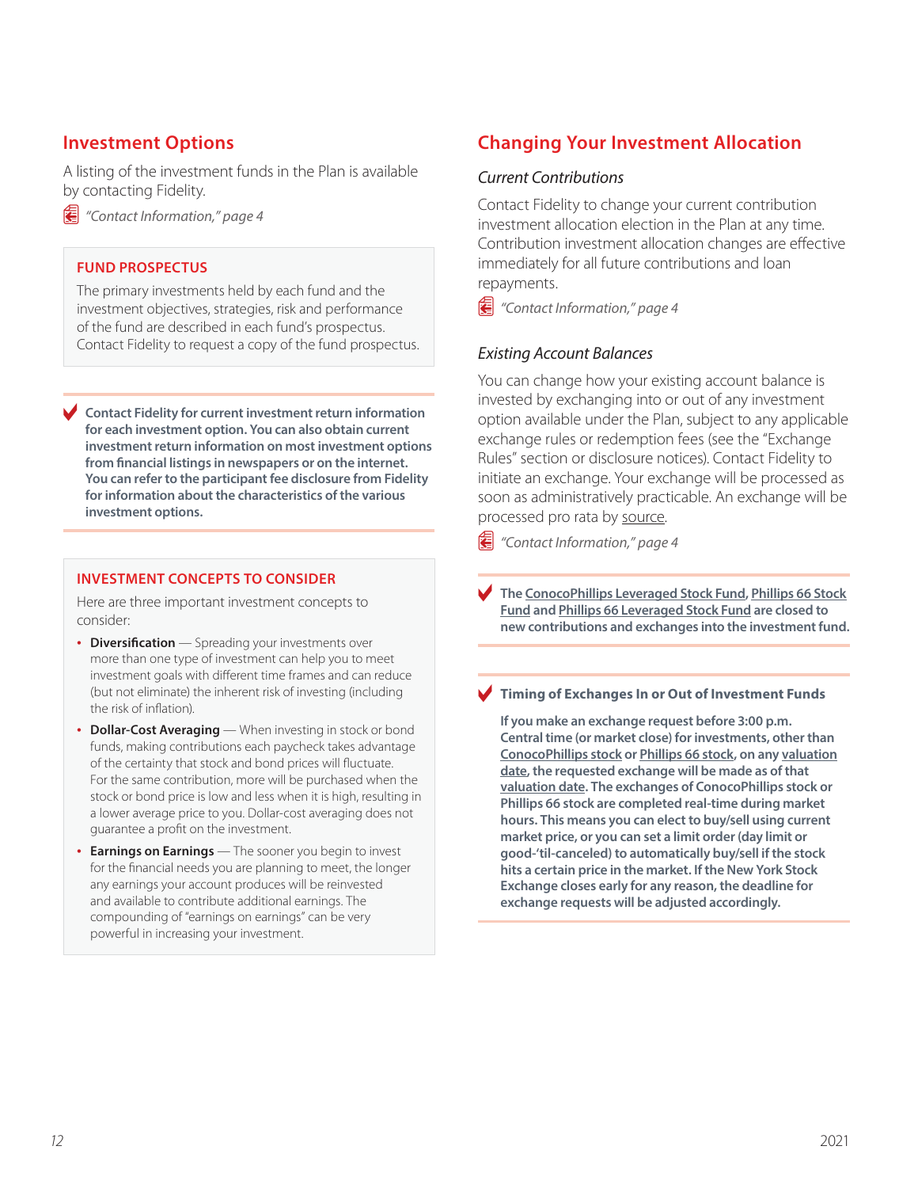## Investment Options

A listing of the investment funds in the Plan is available by contacting Fidelity.

*"Contact Information," page 4*

### FUND PROSPECTUS

The primary investments held by each fund and the investment objectives, strategies, risk and performance of the fund are described in each fund's prospectus. Contact Fidelity to request a copy of the fund prospectus.

**Contact Fidelity for current investment return information for each investment option. You can also obtain current investment return information on most investment options from financial listings in newspapers or on the internet. You can refer to the participant fee disclosure from Fidelity for information about the characteristics of the various investment options.**

### INVESTMENT CONCEPTS TO CONSIDER

Here are three important investment concepts to consider:

- **Diversification** — Spreading your investments over more than one type of investment can help you to meet investment goals with different time frames and can reduce (but not eliminate) the inherent risk of investing (including the risk of inflation).
- **Dollar-Cost Averaging** — When investing in stock or bond funds, making contributions each paycheck takes advantage of the certainty that stock and bond prices will fluctuate. For the same contribution, more will be purchased when the stock or bond price is low and less when it is high, resulting in a lower average price to you. Dollar-cost averaging does not guarantee a profit on the investment.
- **Earnings on Earnings** — The sooner you begin to invest for the financial needs you are planning to meet, the longer any earnings your account produces will be reinvested and available to contribute additional earnings. The compounding of "earnings on earnings" can be very powerful in increasing your investment.

## Changing Your Investment Allocation

### *Current Contributions*

Contact Fidelity to change your current contribution investment allocation election in the Plan at any time. Contribution investment allocation changes are effective immediately for all future contributions and loan repayments.

*"Contact Information," page 4*

### *Existing Account Balances*

You can change how your existing account balance is invested by exchanging into or out of any investment option available under the Plan, subject to any applicable exchange rules or redemption fees (see the "Exchange Rules" section or disclosure notices). Contact Fidelity to initiate an exchange. Your exchange will be processed as soon as administratively practicable. An exchange will be processed pro rata by source.

*"Contact Information," page 4*

**The ConocoPhillips Leveraged Stock Fund, Phillips 66 Stock Fund and Phillips 66 Leveraged Stock Fund are closed to new contributions and exchanges into the investment fund.**

**Timing of Exchanges In or Out of Investment Funds**

**If you make an exchange request before 3:00 p.m. Central time (or market close) for investments, other than ConocoPhillips stock or Phillips 66 stock, on any valuation date, the requested exchange will be made as of that valuation date. The exchanges of ConocoPhillips stock or Phillips 66 stock are completed real-time during market hours. This means you can elect to buy/sell using current market price, or you can set a limit order (day limit or good-'til-canceled) to automatically buy/sell if the stock hits a certain price in the market. If the New York Stock Exchange closes early for any reason, the deadline for exchange requests will be adjusted accordingly.**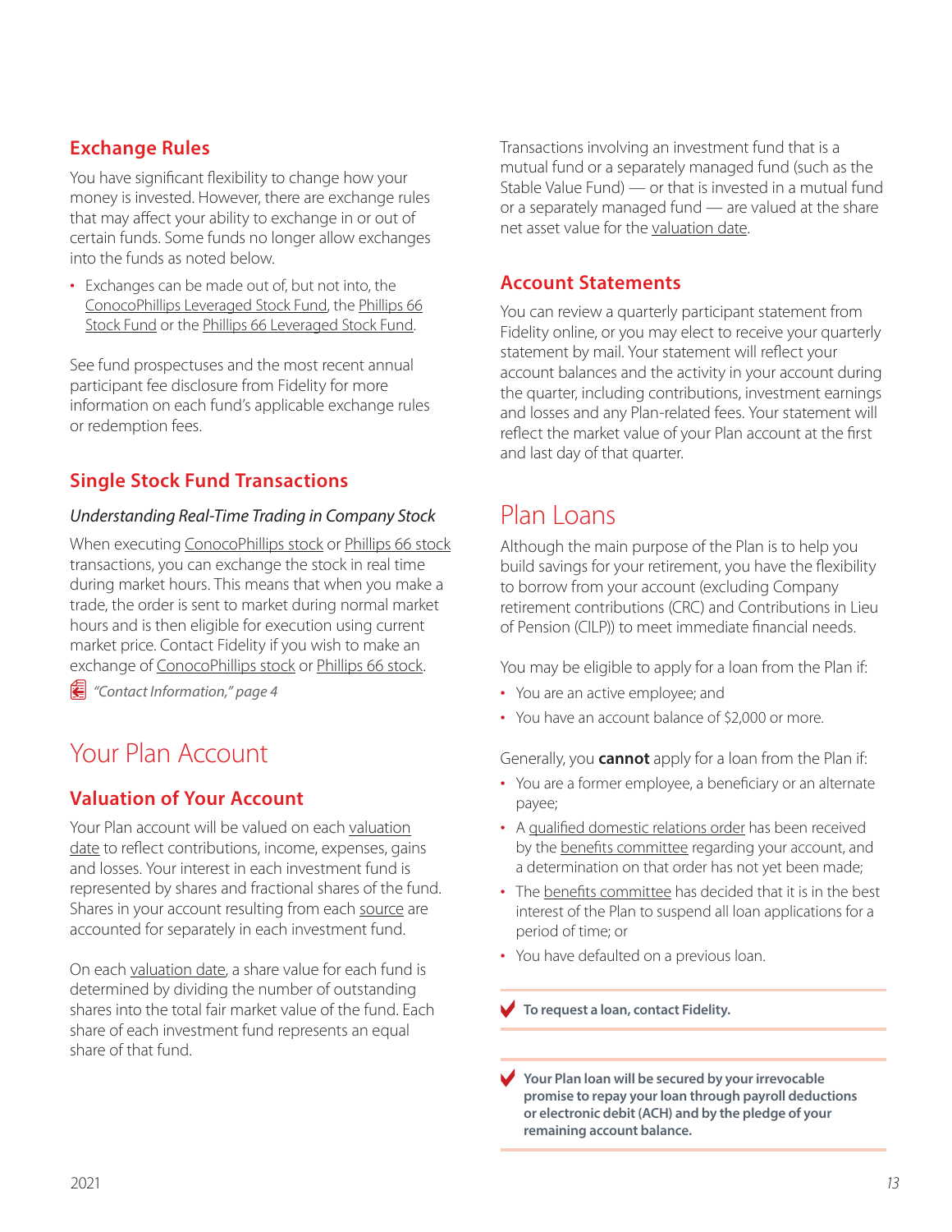### Exchange Rules

You have significant flexibility to change how your money is invested. However, there are exchange rules that may affect your ability to exchange in or out of certain funds. Some funds no longer allow exchanges into the funds as noted below.

- Exchanges can be made out of, but not into, the ConocoPhillips Leveraged Stock Fund, the Phillips 66 Stock Fund or the Phillips 66 Leveraged Stock Fund.

See fund prospectuses and the most recent annual participant fee disclosure from Fidelity for more information on each fund's applicable exchange rules or redemption fees.

### Single Stock Fund Transactions

*Understanding Real-Time Trading in Company Stock*

When executing ConocoPhillips stock or Phillips 66 stock transactions, you can exchange the stock in real time during market hours. This means that when you make a trade, the order is sent to market during normal market hours and is then eligible for execution using current market price. Contact Fidelity if you wish to make an exchange of ConocoPhillips stock or Phillips 66 stock.

*"Contact Information," page 4*

## Your Plan Account

### Valuation of Your Account

Your Plan account will be valued on each valuation date to reflect contributions, income, expenses, gains and losses. Your interest in each investment fund is represented by shares and fractional shares of the fund. Shares in your account resulting from each source are accounted for separately in each investment fund.

On each valuation date, a share value for each fund is determined by dividing the number of outstanding shares into the total fair market value of the fund. Each share of each investment fund represents an equal share of that fund.

Transactions involving an investment fund that is a mutual fund or a separately managed fund (such as the Stable Value Fund) — or that is invested in a mutual fund or a separately managed fund — are valued at the share net asset value for the valuation date.

### Account Statements

You can review a quarterly participant statement from Fidelity online, or you may elect to receive your quarterly statement by mail. Your statement will reflect your account balances and the activity in your account during the quarter, including contributions, investment earnings and losses and any Plan-related fees. Your statement will reflect the market value of your Plan account at the first and last day of that quarter.

## Plan Loans

Although the main purpose of the Plan is to help you build savings for your retirement, you have the flexibility to borrow from your account (excluding Company retirement contributions (CRC) and Contributions in Lieu of Pension (CILP)) to meet immediate financial needs.

You may be eligible to apply for a loan from the Plan if:

- You are an active employee; and
- You have an account balance of $2,000 or more.

Generally, you **cannot** apply for a loan from the Plan if:

- You are a former employee, a beneficiary or an alternate payee;
- A qualified domestic relations order has been received by the benefits committee regarding your account, and a determination on that order has not yet been made;
- The benefits committee has decided that it is in the best interest of the Plan to suspend all loan applications for a period of time; or
- You have defaulted on a previous loan.

**To request a loan, contact Fidelity.**

**Your Plan loan will be secured by your irrevocable promise to repay your loan through payroll deductions or electronic debit (ACH) and by the pledge of your remaining account balance.**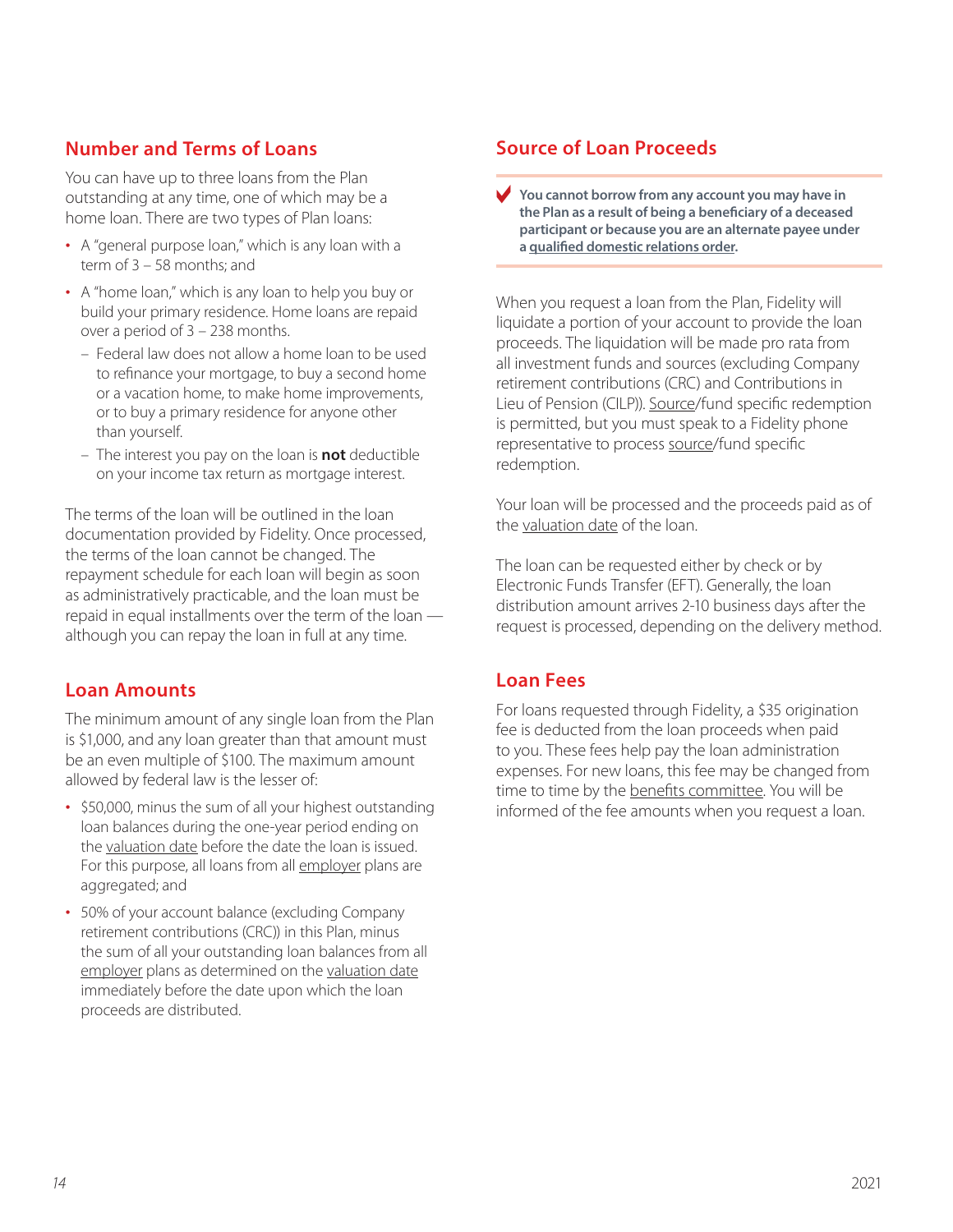## Number and Terms of Loans

You can have up to three loans from the Plan outstanding at any time, one of which may be a home loan. There are two types of Plan loans:

- A "general purpose loan," which is any loan with a term of 3 – 58 months; and
- A "home loan," which is any loan to help you buy or build your primary residence. Home loans are repaid over a period of 3 – 238 months.
  - Federal law does not allow a home loan to be used to refinance your mortgage, to buy a second home or a vacation home, to make home improvements, or to buy a primary residence for anyone other than yourself.
  - The interest you pay on the loan is **not** deductible on your income tax return as mortgage interest.

The terms of the loan will be outlined in the loan documentation provided by Fidelity. Once processed, the terms of the loan cannot be changed. The repayment schedule for each loan will begin as soon as administratively practicable, and the loan must be repaid in equal installments over the term of the loan — although you can repay the loan in full at any time.

## Loan Amounts

The minimum amount of any single loan from the Plan is $1,000, and any loan greater than that amount must be an even multiple of $100. The maximum amount allowed by federal law is the lesser of:

- $50,000, minus the sum of all your highest outstanding loan balances during the one-year period ending on the valuation date before the date the loan is issued. For this purpose, all loans from all employer plans are aggregated; and
- 50% of your account balance (excluding Company retirement contributions (CRC)) in this Plan, minus the sum of all your outstanding loan balances from all employer plans as determined on the valuation date immediately before the date upon which the loan proceeds are distributed.

## Source of Loan Proceeds

✔ **You cannot borrow from any account you may have in the Plan as a result of being a beneficiary of a deceased participant or because you are an alternate payee under a qualified domestic relations order.**

When you request a loan from the Plan, Fidelity will liquidate a portion of your account to provide the loan proceeds. The liquidation will be made pro rata from all investment funds and sources (excluding Company retirement contributions (CRC) and Contributions in Lieu of Pension (CILP)). Source/fund specific redemption is permitted, but you must speak to a Fidelity phone representative to process source/fund specific redemption.

Your loan will be processed and the proceeds paid as of the valuation date of the loan.

The loan can be requested either by check or by Electronic Funds Transfer (EFT). Generally, the loan distribution amount arrives 2-10 business days after the request is processed, depending on the delivery method.

## Loan Fees

For loans requested through Fidelity, a $35 origination fee is deducted from the loan proceeds when paid to you. These fees help pay the loan administration expenses. For new loans, this fee may be changed from time to time by the benefits committee. You will be informed of the fee amounts when you request a loan.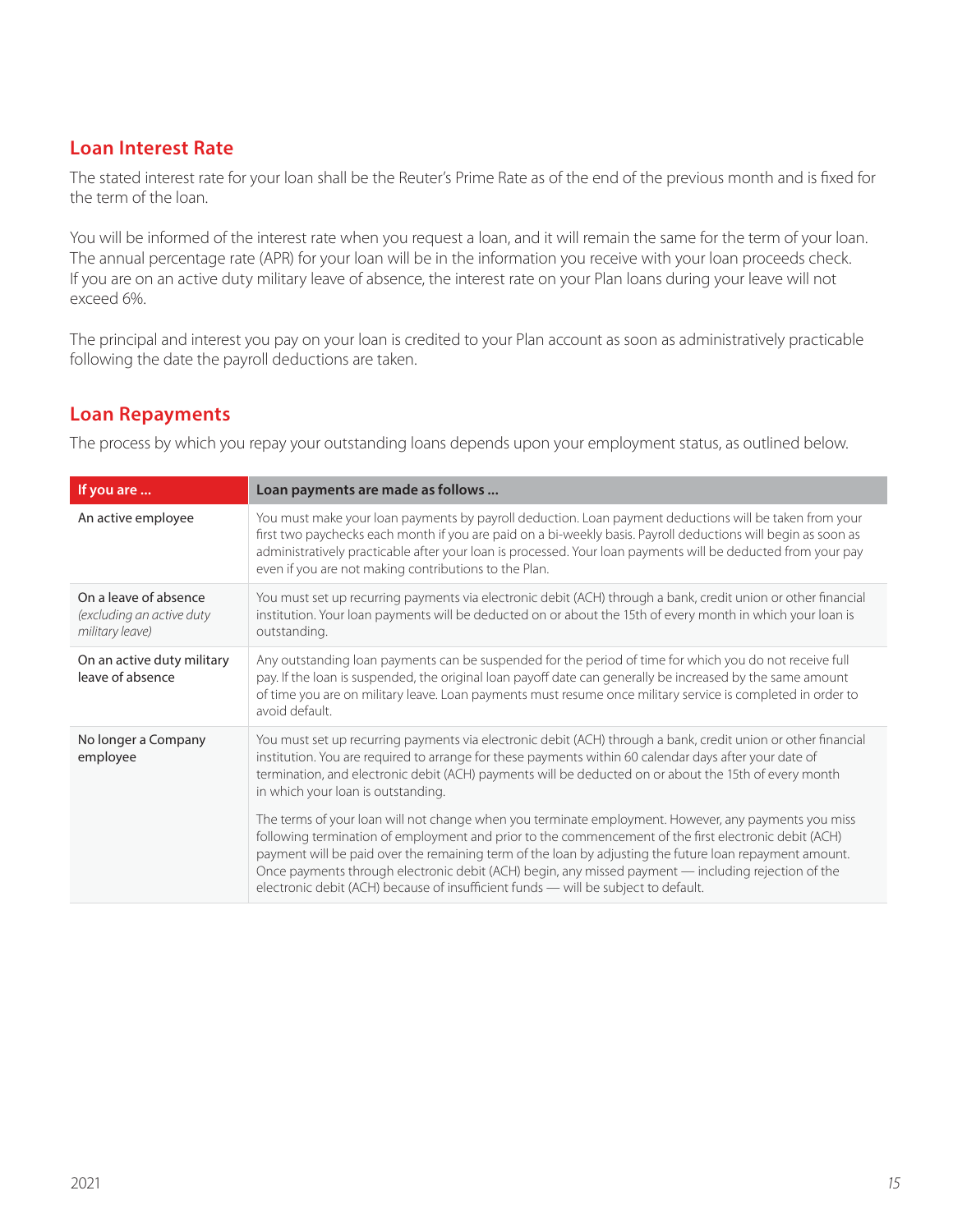## Loan Interest Rate

The stated interest rate for your loan shall be the Reuter's Prime Rate as of the end of the previous month and is fixed for the term of the loan.

You will be informed of the interest rate when you request a loan, and it will remain the same for the term of your loan. The annual percentage rate (APR) for your loan will be in the information you receive with your loan proceeds check. If you are on an active duty military leave of absence, the interest rate on your Plan loans during your leave will not exceed 6%.

The principal and interest you pay on your loan is credited to your Plan account as soon as administratively practicable following the date the payroll deductions are taken.

## Loan Repayments

The process by which you repay your outstanding loans depends upon your employment status, as outlined below.

| If you are ... | Loan payments are made as follows ... |
|---|---|
| An active employee | You must make your loan payments by payroll deduction. Loan payment deductions will be taken from your first two paychecks each month if you are paid on a bi-weekly basis. Payroll deductions will begin as soon as administratively practicable after your loan is processed. Your loan payments will be deducted from your pay even if you are not making contributions to the Plan. |
| On a leave of absence *(excluding an active duty military leave)* | You must set up recurring payments via electronic debit (ACH) through a bank, credit union or other financial institution. Your loan payments will be deducted on or about the 15th of every month in which your loan is outstanding. |
| On an active duty military leave of absence | Any outstanding loan payments can be suspended for the period of time for which you do not receive full pay. If the loan is suspended, the original loan payoff date can generally be increased by the same amount of time you are on military leave. Loan payments must resume once military service is completed in order to avoid default. |
| No longer a Company employee | You must set up recurring payments via electronic debit (ACH) through a bank, credit union or other financial institution. You are required to arrange for these payments within 60 calendar days after your date of termination, and electronic debit (ACH) payments will be deducted on or about the 15th of every month in which your loan is outstanding.<br><br>The terms of your loan will not change when you terminate employment. However, any payments you miss following termination of employment and prior to the commencement of the first electronic debit (ACH) payment will be paid over the remaining term of the loan by adjusting the future loan repayment amount. Once payments through electronic debit (ACH) begin, any missed payment — including rejection of the electronic debit (ACH) because of insufficient funds — will be subject to default. |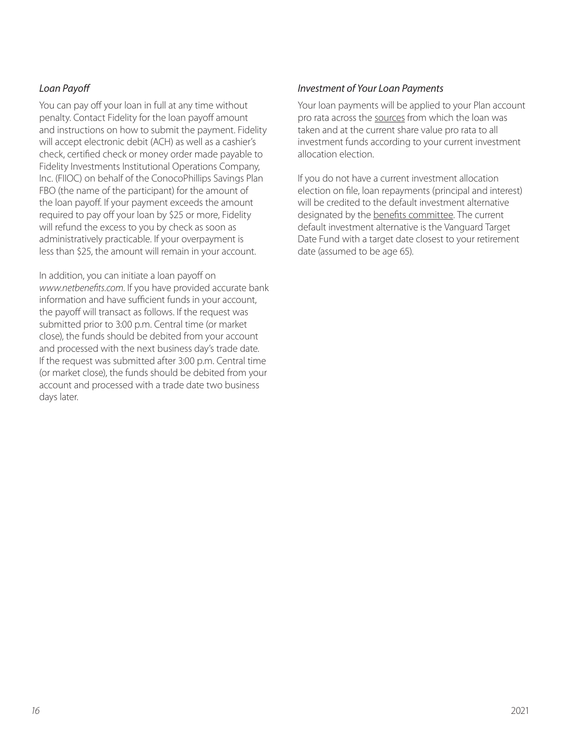*Loan Payoff*

You can pay off your loan in full at any time without penalty. Contact Fidelity for the loan payoff amount and instructions on how to submit the payment. Fidelity will accept electronic debit (ACH) as well as a cashier's check, certified check or money order made payable to Fidelity Investments Institutional Operations Company, Inc. (FIIOC) on behalf of the ConocoPhillips Savings Plan FBO (the name of the participant) for the amount of the loan payoff. If your payment exceeds the amount required to pay off your loan by $25 or more, Fidelity will refund the excess to you by check as soon as administratively practicable. If your overpayment is less than $25, the amount will remain in your account.

In addition, you can initiate a loan payoff on *www.netbenefits.com*. If you have provided accurate bank information and have sufficient funds in your account, the payoff will transact as follows. If the request was submitted prior to 3:00 p.m. Central time (or market close), the funds should be debited from your account and processed with the next business day's trade date. If the request was submitted after 3:00 p.m. Central time (or market close), the funds should be debited from your account and processed with a trade date two business days later.

*Investment of Your Loan Payments*

Your loan payments will be applied to your Plan account pro rata across the sources from which the loan was taken and at the current share value pro rata to all investment funds according to your current investment allocation election.

If you do not have a current investment allocation election on file, loan repayments (principal and interest) will be credited to the default investment alternative designated by the benefits committee. The current default investment alternative is the Vanguard Target Date Fund with a target date closest to your retirement date (assumed to be age 65).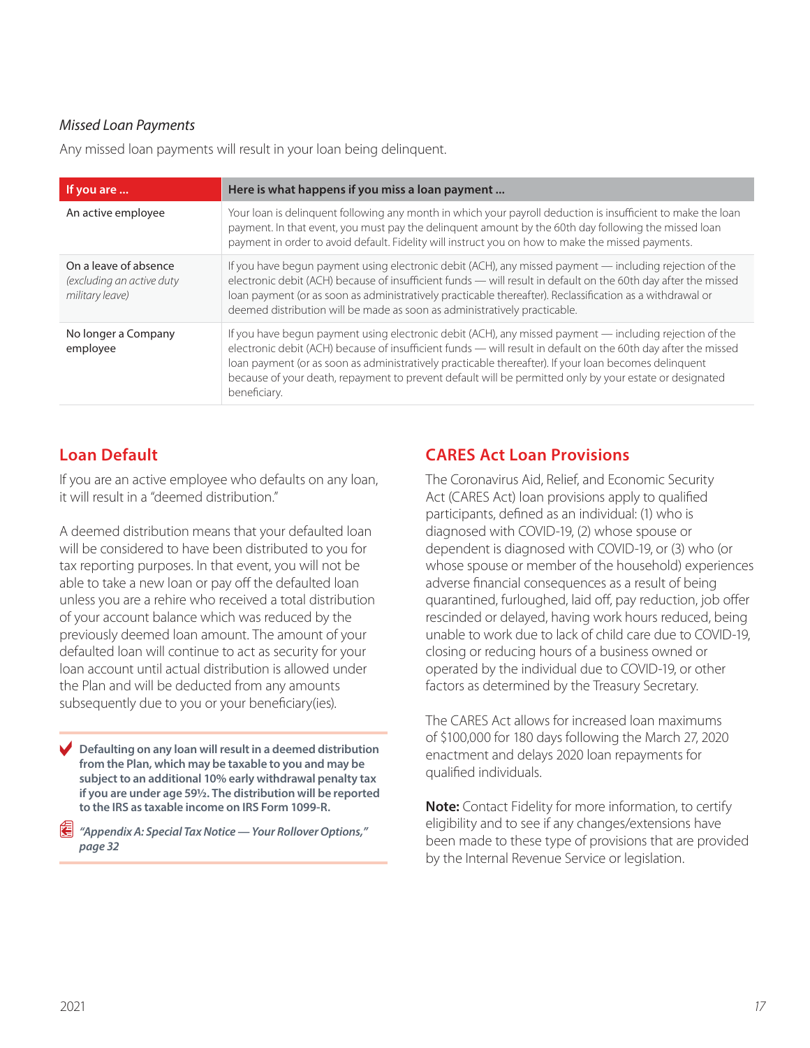*Missed Loan Payments*

Any missed loan payments will result in your loan being delinquent.

| If you are ... | Here is what happens if you miss a loan payment ... |
|---|---|
| An active employee | Your loan is delinquent following any month in which your payroll deduction is insufficient to make the loan payment. In that event, you must pay the delinquent amount by the 60th day following the missed loan payment in order to avoid default. Fidelity will instruct you on how to make the missed payments. |
| On a leave of absence *(excluding an active duty military leave)* | If you have begun payment using electronic debit (ACH), any missed payment — including rejection of the electronic debit (ACH) because of insufficient funds — will result in default on the 60th day after the missed loan payment (or as soon as administratively practicable thereafter). Reclassification as a withdrawal or deemed distribution will be made as soon as administratively practicable. |
| No longer a Company employee | If you have begun payment using electronic debit (ACH), any missed payment — including rejection of the electronic debit (ACH) because of insufficient funds — will result in default on the 60th day after the missed loan payment (or as soon as administratively practicable thereafter). If your loan becomes delinquent because of your death, repayment to prevent default will be permitted only by your estate or designated beneficiary. |

## Loan Default

If you are an active employee who defaults on any loan, it will result in a "deemed distribution."

A deemed distribution means that your defaulted loan will be considered to have been distributed to you for tax reporting purposes. In that event, you will not be able to take a new loan or pay off the defaulted loan unless you are a rehire who received a total distribution of your account balance which was reduced by the previously deemed loan amount. The amount of your defaulted loan will continue to act as security for your loan account until actual distribution is allowed under the Plan and will be deducted from any amounts subsequently due to you or your beneficiary(ies).

**Defaulting on any loan will result in a deemed distribution from the Plan, which may be taxable to you and may be subject to an additional 10% early withdrawal penalty tax if you are under age 59½. The distribution will be reported to the IRS as taxable income on IRS Form 1099-R.**

***"Appendix A: Special Tax Notice — Your Rollover Options," page 32***

## CARES Act Loan Provisions

The Coronavirus Aid, Relief, and Economic Security Act (CARES Act) loan provisions apply to qualified participants, defined as an individual: (1) who is diagnosed with COVID-19, (2) whose spouse or dependent is diagnosed with COVID-19, or (3) who (or whose spouse or member of the household) experiences adverse financial consequences as a result of being quarantined, furloughed, laid off, pay reduction, job offer rescinded or delayed, having work hours reduced, being unable to work due to lack of child care due to COVID-19, closing or reducing hours of a business owned or operated by the individual due to COVID-19, or other factors as determined by the Treasury Secretary.

The CARES Act allows for increased loan maximums of $100,000 for 180 days following the March 27, 2020 enactment and delays 2020 loan repayments for qualified individuals.

**Note:** Contact Fidelity for more information, to certify eligibility and to see if any changes/extensions have been made to these type of provisions that are provided by the Internal Revenue Service or legislation.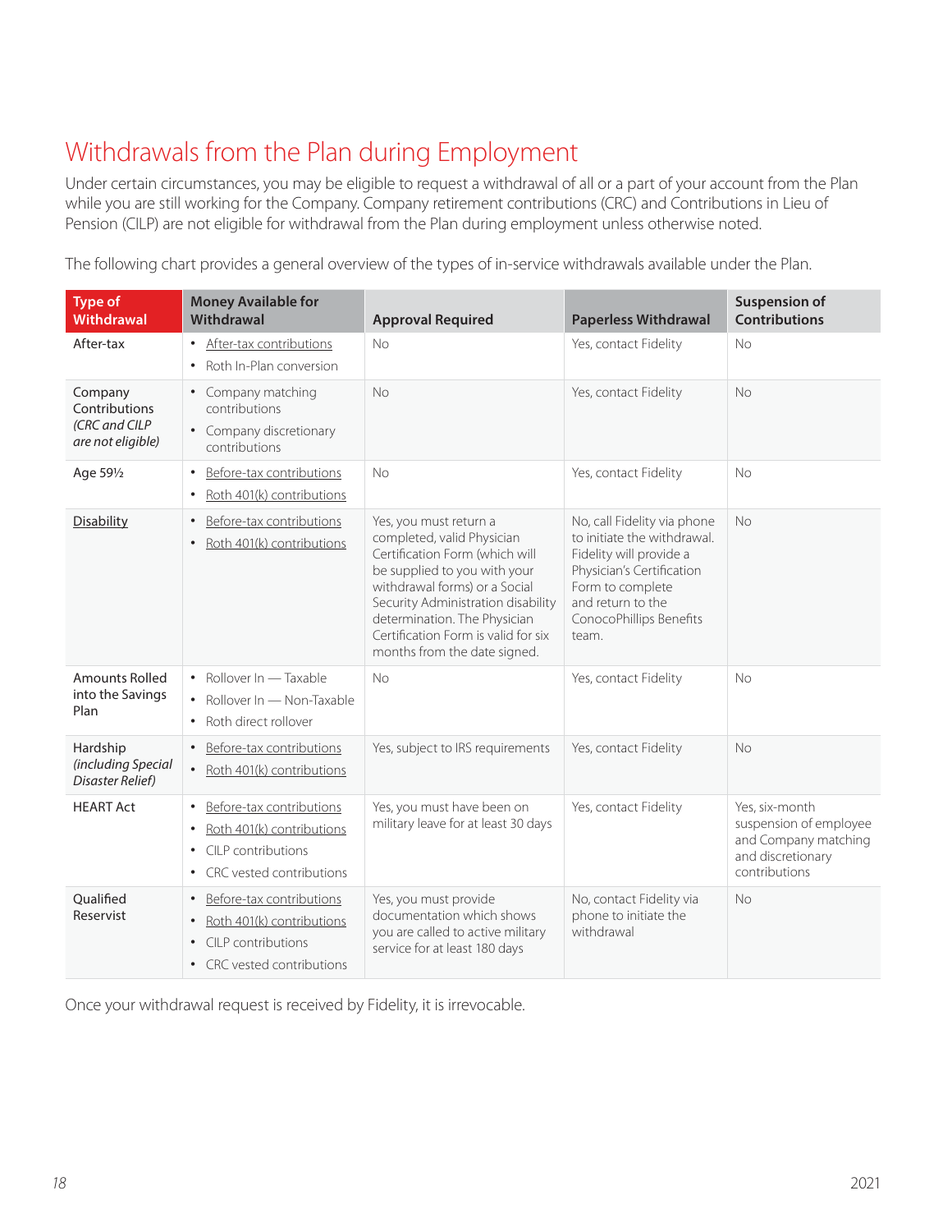# Withdrawals from the Plan during Employment

Under certain circumstances, you may be eligible to request a withdrawal of all or a part of your account from the Plan while you are still working for the Company. Company retirement contributions (CRC) and Contributions in Lieu of Pension (CILP) are not eligible for withdrawal from the Plan during employment unless otherwise noted.

The following chart provides a general overview of the types of in-service withdrawals available under the Plan.

| Type of Withdrawal | Money Available for Withdrawal | Approval Required | Paperless Withdrawal | Suspension of Contributions |
|---|---|---|---|---|
| After-tax | • After-tax contributions<br>• Roth In-Plan conversion | No | Yes, contact Fidelity | No |
| Company Contributions *(CRC and CILP are not eligible)* | • Company matching contributions<br>• Company discretionary contributions | No | Yes, contact Fidelity | No |
| Age 59½ | • Before-tax contributions<br>• Roth 401(k) contributions | No | Yes, contact Fidelity | No |
| Disability | • Before-tax contributions<br>• Roth 401(k) contributions | Yes, you must return a completed, valid Physician Certification Form (which will be supplied to you with your withdrawal forms) or a Social Security Administration disability determination. The Physician Certification Form is valid for six months from the date signed. | No, call Fidelity via phone to initiate the withdrawal. Fidelity will provide a Physician's Certification Form to complete and return to the ConocoPhillips Benefits team. | No |
| Amounts Rolled into the Savings Plan | • Rollover In — Taxable<br>• Rollover In — Non-Taxable<br>• Roth direct rollover | No | Yes, contact Fidelity | No |
| Hardship *(including Special Disaster Relief)* | • Before-tax contributions<br>• Roth 401(k) contributions | Yes, subject to IRS requirements | Yes, contact Fidelity | No |
| HEART Act | • Before-tax contributions<br>• Roth 401(k) contributions<br>• CILP contributions<br>• CRC vested contributions | Yes, you must have been on military leave for at least 30 days | Yes, contact Fidelity | Yes, six-month suspension of employee and Company matching and discretionary contributions |
| Qualified Reservist | • Before-tax contributions<br>• Roth 401(k) contributions<br>• CILP contributions<br>• CRC vested contributions | Yes, you must provide documentation which shows you are called to active military service for at least 180 days | No, contact Fidelity via phone to initiate the withdrawal | No |

Once your withdrawal request is received by Fidelity, it is irrevocable.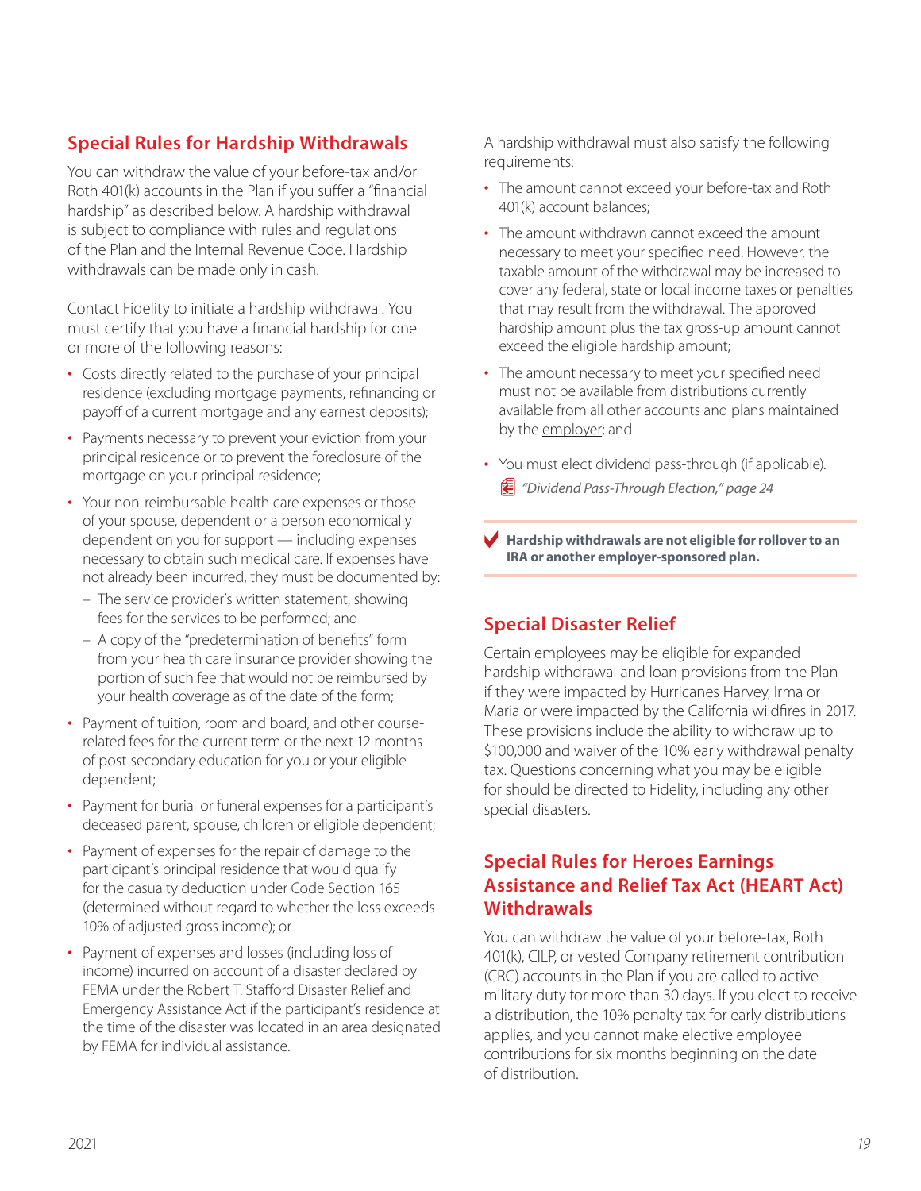## Special Rules for Hardship Withdrawals

You can withdraw the value of your before-tax and/or Roth 401(k) accounts in the Plan if you suffer a "financial hardship" as described below. A hardship withdrawal is subject to compliance with rules and regulations of the Plan and the Internal Revenue Code. Hardship withdrawals can be made only in cash.

Contact Fidelity to initiate a hardship withdrawal. You must certify that you have a financial hardship for one or more of the following reasons:

- Costs directly related to the purchase of your principal residence (excluding mortgage payments, refinancing or payoff of a current mortgage and any earnest deposits);
- Payments necessary to prevent your eviction from your principal residence or to prevent the foreclosure of the mortgage on your principal residence;
- Your non-reimbursable health care expenses or those of your spouse, dependent or a person economically dependent on you for support — including expenses necessary to obtain such medical care. If expenses have not already been incurred, they must be documented by:
  - The service provider's written statement, showing fees for the services to be performed; and
  - A copy of the "predetermination of benefits" form from your health care insurance provider showing the portion of such fee that would not be reimbursed by your health coverage as of the date of the form;
- Payment of tuition, room and board, and other course-related fees for the current term or the next 12 months of post-secondary education for you or your eligible dependent;
- Payment for burial or funeral expenses for a participant's deceased parent, spouse, children or eligible dependent;
- Payment of expenses for the repair of damage to the participant's principal residence that would qualify for the casualty deduction under Code Section 165 (determined without regard to whether the loss exceeds 10% of adjusted gross income); or
- Payment of expenses and losses (including loss of income) incurred on account of a disaster declared by FEMA under the Robert T. Stafford Disaster Relief and Emergency Assistance Act if the participant's residence at the time of the disaster was located in an area designated by FEMA for individual assistance.

A hardship withdrawal must also satisfy the following requirements:

- The amount cannot exceed your before-tax and Roth 401(k) account balances;
- The amount withdrawn cannot exceed the amount necessary to meet your specified need. However, the taxable amount of the withdrawal may be increased to cover any federal, state or local income taxes or penalties that may result from the withdrawal. The approved hardship amount plus the tax gross-up amount cannot exceed the eligible hardship amount;
- The amount necessary to meet your specified need must not be available from distributions currently available from all other accounts and plans maintained by the employer; and
- You must elect dividend pass-through (if applicable).

  *"Dividend Pass-Through Election," page 24*

**Hardship withdrawals are not eligible for rollover to an IRA or another employer-sponsored plan.**

## Special Disaster Relief

Certain employees may be eligible for expanded hardship withdrawal and loan provisions from the Plan if they were impacted by Hurricanes Harvey, Irma or Maria or were impacted by the California wildfires in 2017. These provisions include the ability to withdraw up to $100,000 and waiver of the 10% early withdrawal penalty tax. Questions concerning what you may be eligible for should be directed to Fidelity, including any other special disasters.

## Special Rules for Heroes Earnings Assistance and Relief Tax Act (HEART Act) Withdrawals

You can withdraw the value of your before-tax, Roth 401(k), CILP, or vested Company retirement contribution (CRC) accounts in the Plan if you are called to active military duty for more than 30 days. If you elect to receive a distribution, the 10% penalty tax for early distributions applies, and you cannot make elective employee contributions for six months beginning on the date of distribution.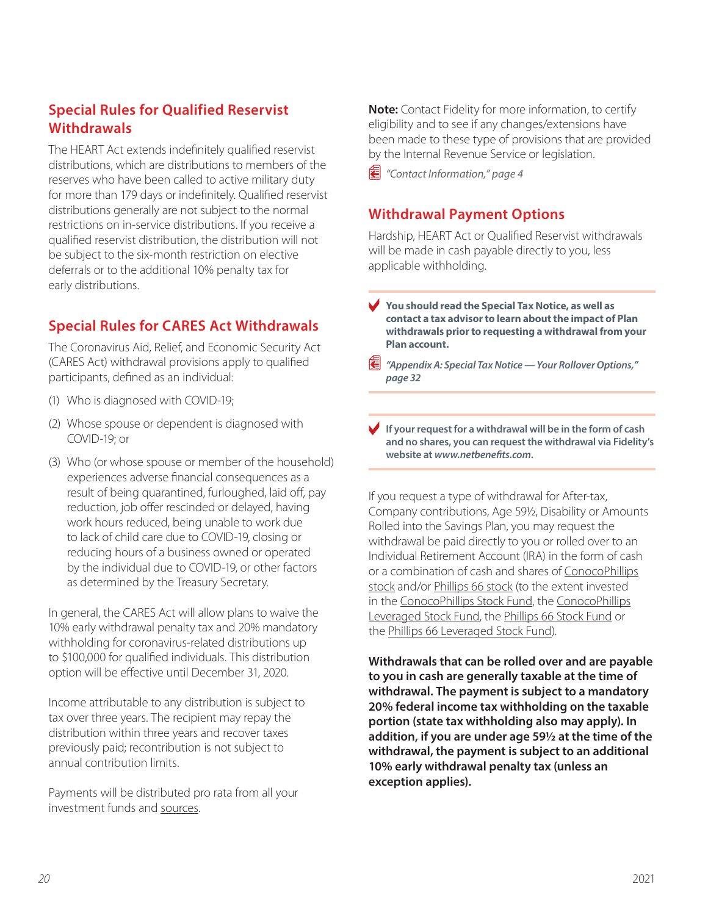## Special Rules for Qualified Reservist Withdrawals

The HEART Act extends indefinitely qualified reservist distributions, which are distributions to members of the reserves who have been called to active military duty for more than 179 days or indefinitely. Qualified reservist distributions generally are not subject to the normal restrictions on in-service distributions. If you receive a qualified reservist distribution, the distribution will not be subject to the six-month restriction on elective deferrals or to the additional 10% penalty tax for early distributions.

## Special Rules for CARES Act Withdrawals

The Coronavirus Aid, Relief, and Economic Security Act (CARES Act) withdrawal provisions apply to qualified participants, defined as an individual:

(1) Who is diagnosed with COVID-19;

(2) Whose spouse or dependent is diagnosed with COVID-19; or

(3) Who (or whose spouse or member of the household) experiences adverse financial consequences as a result of being quarantined, furloughed, laid off, pay reduction, job offer rescinded or delayed, having work hours reduced, being unable to work due to lack of child care due to COVID-19, closing or reducing hours of a business owned or operated by the individual due to COVID-19, or other factors as determined by the Treasury Secretary.

In general, the CARES Act will allow plans to waive the 10% early withdrawal penalty tax and 20% mandatory withholding for coronavirus-related distributions up to $100,000 for qualified individuals. This distribution option will be effective until December 31, 2020.

Income attributable to any distribution is subject to tax over three years. The recipient may repay the distribution within three years and recover taxes previously paid; recontribution is not subject to annual contribution limits.

Payments will be distributed pro rata from all your investment funds and sources.

**Note:** Contact Fidelity for more information, to certify eligibility and to see if any changes/extensions have been made to these type of provisions that are provided by the Internal Revenue Service or legislation.

*"Contact Information," page 4*

## Withdrawal Payment Options

Hardship, HEART Act or Qualified Reservist withdrawals will be made in cash payable directly to you, less applicable withholding.

**You should read the Special Tax Notice, as well as contact a tax advisor to learn about the impact of Plan withdrawals prior to requesting a withdrawal from your Plan account.**

***"Appendix A: Special Tax Notice — Your Rollover Options," page 32***

**If your request for a withdrawal will be in the form of cash and no shares, you can request the withdrawal via Fidelity's website at *www.netbenefits.com*.**

If you request a type of withdrawal for After-tax, Company contributions, Age 59½, Disability or Amounts Rolled into the Savings Plan, you may request the withdrawal be paid directly to you or rolled over to an Individual Retirement Account (IRA) in the form of cash or a combination of cash and shares of ConocoPhillips stock and/or Phillips 66 stock (to the extent invested in the ConocoPhillips Stock Fund, the ConocoPhillips Leveraged Stock Fund, the Phillips 66 Stock Fund or the Phillips 66 Leveraged Stock Fund).

**Withdrawals that can be rolled over and are payable to you in cash are generally taxable at the time of withdrawal. The payment is subject to a mandatory 20% federal income tax withholding on the taxable portion (state tax withholding also may apply). In addition, if you are under age 59½ at the time of the withdrawal, the payment is subject to an additional 10% early withdrawal penalty tax (unless an exception applies).**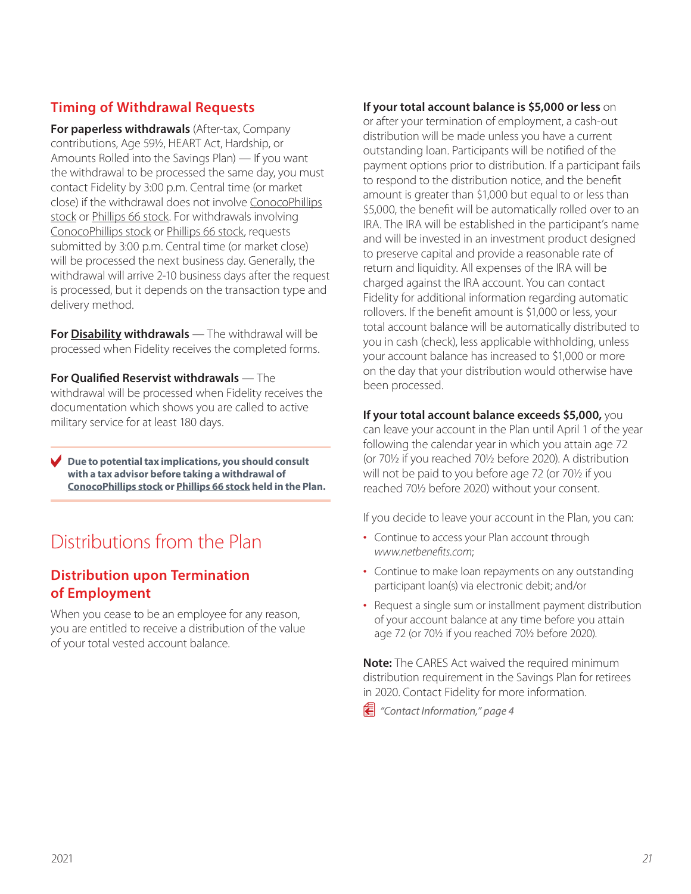### Timing of Withdrawal Requests

**For paperless withdrawals** (After-tax, Company contributions, Age 59½, HEART Act, Hardship, or Amounts Rolled into the Savings Plan) — If you want the withdrawal to be processed the same day, you must contact Fidelity by 3:00 p.m. Central time (or market close) if the withdrawal does not involve ConocoPhillips stock or Phillips 66 stock. For withdrawals involving ConocoPhillips stock or Phillips 66 stock, requests submitted by 3:00 p.m. Central time (or market close) will be processed the next business day. Generally, the withdrawal will arrive 2-10 business days after the request is processed, but it depends on the transaction type and delivery method.

**For Disability withdrawals** — The withdrawal will be processed when Fidelity receives the completed forms.

**For Qualified Reservist withdrawals** — The withdrawal will be processed when Fidelity receives the documentation which shows you are called to active military service for at least 180 days.

**Due to potential tax implications, you should consult with a tax advisor before taking a withdrawal of ConocoPhillips stock or Phillips 66 stock held in the Plan.**

## Distributions from the Plan

### Distribution upon Termination of Employment

When you cease to be an employee for any reason, you are entitled to receive a distribution of the value of your total vested account balance.

**If your total account balance is $5,000 or less** on or after your termination of employment, a cash-out distribution will be made unless you have a current outstanding loan. Participants will be notified of the payment options prior to distribution. If a participant fails to respond to the distribution notice, and the benefit amount is greater than $1,000 but equal to or less than $5,000, the benefit will be automatically rolled over to an IRA. The IRA will be established in the participant's name and will be invested in an investment product designed to preserve capital and provide a reasonable rate of return and liquidity. All expenses of the IRA will be charged against the IRA account. You can contact Fidelity for additional information regarding automatic rollovers. If the benefit amount is $1,000 or less, your total account balance will be automatically distributed to you in cash (check), less applicable withholding, unless your account balance has increased to $1,000 or more on the day that your distribution would otherwise have been processed.

**If your total account balance exceeds $5,000,** you can leave your account in the Plan until April 1 of the year following the calendar year in which you attain age 72 (or 70½ if you reached 70½ before 2020). A distribution will not be paid to you before age 72 (or 70½ if you reached 70½ before 2020) without your consent.

If you decide to leave your account in the Plan, you can:

- Continue to access your Plan account through *www.netbenefits.com*;
- Continue to make loan repayments on any outstanding participant loan(s) via electronic debit; and/or
- Request a single sum or installment payment distribution of your account balance at any time before you attain age 72 (or 70½ if you reached 70½ before 2020).

**Note:** The CARES Act waived the required minimum distribution requirement in the Savings Plan for retirees in 2020. Contact Fidelity for more information.

*"Contact Information," page 4*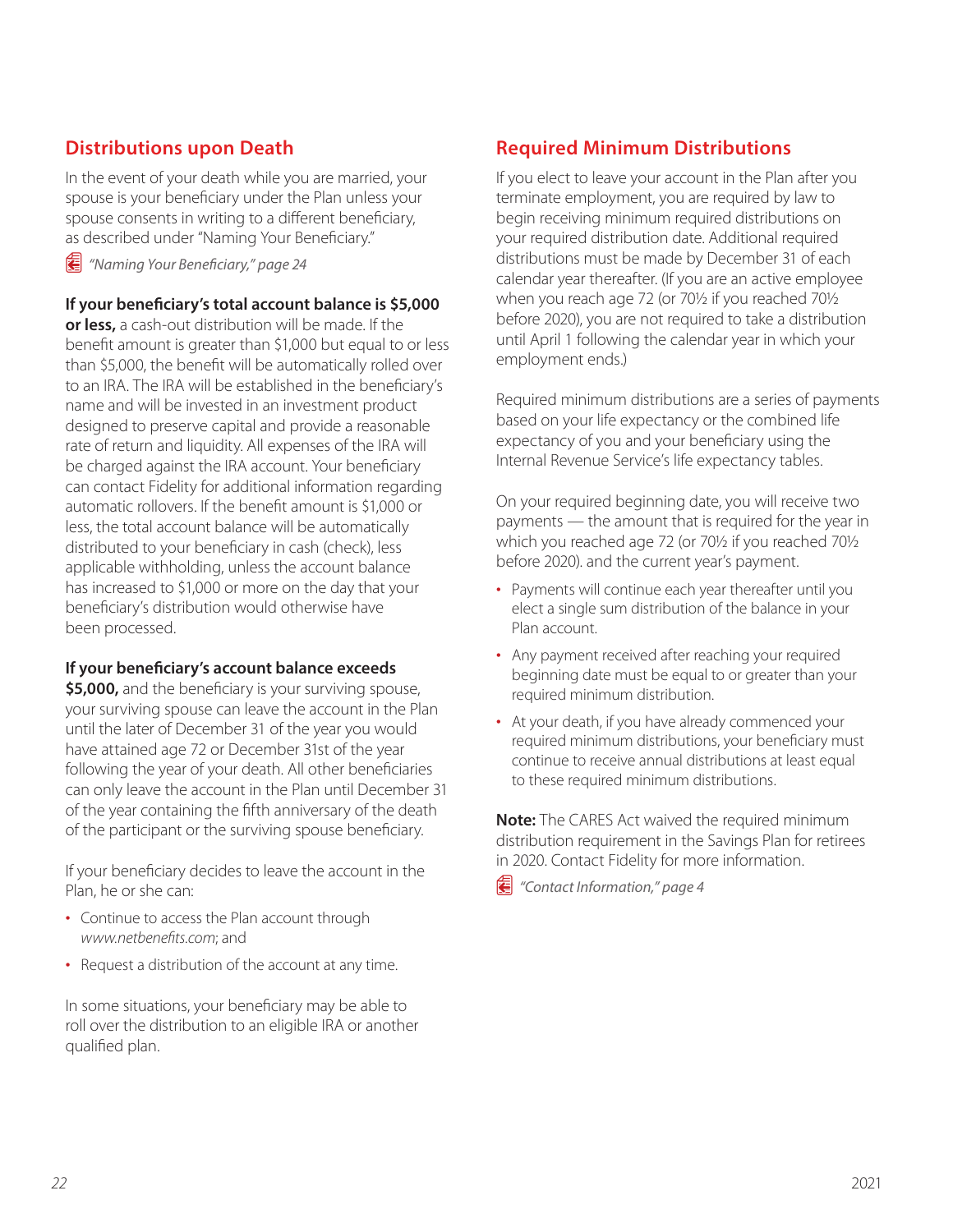## Distributions upon Death

In the event of your death while you are married, your spouse is your beneficiary under the Plan unless your spouse consents in writing to a different beneficiary, as described under "Naming Your Beneficiary."

*"Naming Your Beneficiary," page 24*

**If your beneficiary's total account balance is $5,000 or less,** a cash-out distribution will be made. If the benefit amount is greater than $1,000 but equal to or less than $5,000, the benefit will be automatically rolled over to an IRA. The IRA will be established in the beneficiary's name and will be invested in an investment product designed to preserve capital and provide a reasonable rate of return and liquidity. All expenses of the IRA will be charged against the IRA account. Your beneficiary can contact Fidelity for additional information regarding automatic rollovers. If the benefit amount is $1,000 or less, the total account balance will be automatically distributed to your beneficiary in cash (check), less applicable withholding, unless the account balance has increased to $1,000 or more on the day that your beneficiary's distribution would otherwise have been processed.

**If your beneficiary's account balance exceeds $5,000,** and the beneficiary is your surviving spouse, your surviving spouse can leave the account in the Plan until the later of December 31 of the year you would have attained age 72 or December 31st of the year following the year of your death. All other beneficiaries can only leave the account in the Plan until December 31 of the year containing the fifth anniversary of the death of the participant or the surviving spouse beneficiary.

If your beneficiary decides to leave the account in the Plan, he or she can:

- Continue to access the Plan account through *www.netbenefits.com*; and
- Request a distribution of the account at any time.

In some situations, your beneficiary may be able to roll over the distribution to an eligible IRA or another qualified plan.

## Required Minimum Distributions

If you elect to leave your account in the Plan after you terminate employment, you are required by law to begin receiving minimum required distributions on your required distribution date. Additional required distributions must be made by December 31 of each calendar year thereafter. (If you are an active employee when you reach age 72 (or 70½ if you reached 70½ before 2020), you are not required to take a distribution until April 1 following the calendar year in which your employment ends.)

Required minimum distributions are a series of payments based on your life expectancy or the combined life expectancy of you and your beneficiary using the Internal Revenue Service's life expectancy tables.

On your required beginning date, you will receive two payments — the amount that is required for the year in which you reached age 72 (or 70½ if you reached 70½ before 2020). and the current year's payment.

- Payments will continue each year thereafter until you elect a single sum distribution of the balance in your Plan account.
- Any payment received after reaching your required beginning date must be equal to or greater than your required minimum distribution.
- At your death, if you have already commenced your required minimum distributions, your beneficiary must continue to receive annual distributions at least equal to these required minimum distributions.

**Note:** The CARES Act waived the required minimum distribution requirement in the Savings Plan for retirees in 2020. Contact Fidelity for more information.

*"Contact Information," page 4*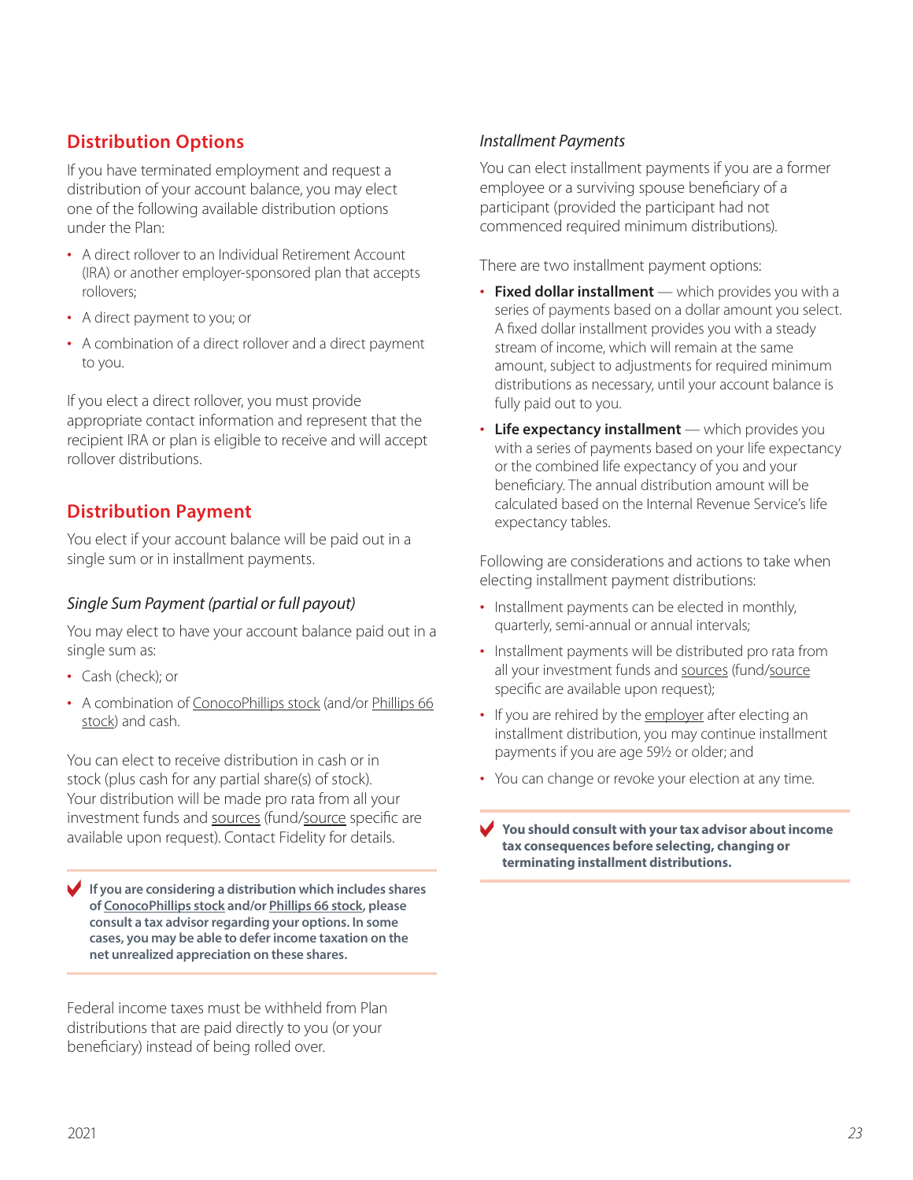## Distribution Options

If you have terminated employment and request a distribution of your account balance, you may elect one of the following available distribution options under the Plan:

- A direct rollover to an Individual Retirement Account (IRA) or another employer-sponsored plan that accepts rollovers;
- A direct payment to you; or
- A combination of a direct rollover and a direct payment to you.

If you elect a direct rollover, you must provide appropriate contact information and represent that the recipient IRA or plan is eligible to receive and will accept rollover distributions.

## Distribution Payment

You elect if your account balance will be paid out in a single sum or in installment payments.

### *Single Sum Payment (partial or full payout)*

You may elect to have your account balance paid out in a single sum as:

- Cash (check); or
- A combination of ConocoPhillips stock (and/or Phillips 66 stock) and cash.

You can elect to receive distribution in cash or in stock (plus cash for any partial share(s) of stock). Your distribution will be made pro rata from all your investment funds and sources (fund/source specific are available upon request). Contact Fidelity for details.

**If you are considering a distribution which includes shares of ConocoPhillips stock and/or Phillips 66 stock, please consult a tax advisor regarding your options. In some cases, you may be able to defer income taxation on the net unrealized appreciation on these shares.**

Federal income taxes must be withheld from Plan distributions that are paid directly to you (or your beneficiary) instead of being rolled over.

### *Installment Payments*

You can elect installment payments if you are a former employee or a surviving spouse beneficiary of a participant (provided the participant had not commenced required minimum distributions).

There are two installment payment options:

- **Fixed dollar installment** — which provides you with a series of payments based on a dollar amount you select. A fixed dollar installment provides you with a steady stream of income, which will remain at the same amount, subject to adjustments for required minimum distributions as necessary, until your account balance is fully paid out to you.
- **Life expectancy installment** — which provides you with a series of payments based on your life expectancy or the combined life expectancy of you and your beneficiary. The annual distribution amount will be calculated based on the Internal Revenue Service's life expectancy tables.

Following are considerations and actions to take when electing installment payment distributions:

- Installment payments can be elected in monthly, quarterly, semi-annual or annual intervals;
- Installment payments will be distributed pro rata from all your investment funds and sources (fund/source specific are available upon request);
- If you are rehired by the employer after electing an installment distribution, you may continue installment payments if you are age 59½ or older; and
- You can change or revoke your election at any time.

**You should consult with your tax advisor about income tax consequences before selecting, changing or terminating installment distributions.**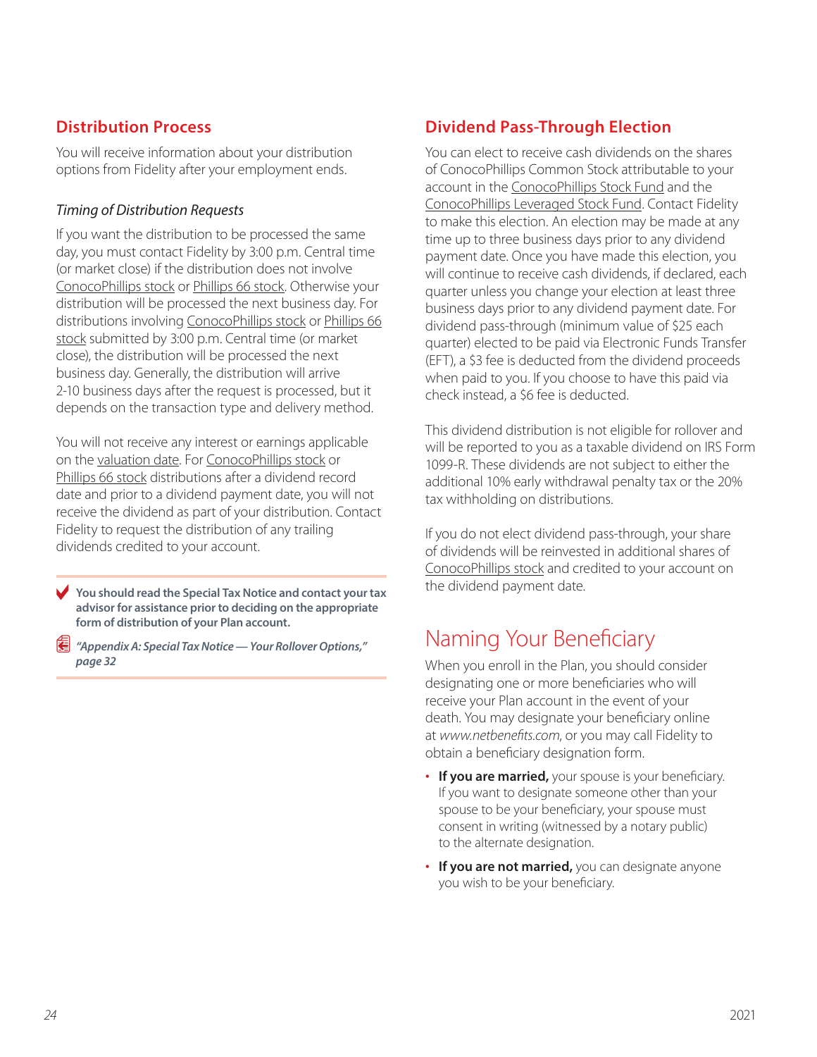## Distribution Process

You will receive information about your distribution options from Fidelity after your employment ends.

### *Timing of Distribution Requests*

If you want the distribution to be processed the same day, you must contact Fidelity by 3:00 p.m. Central time (or market close) if the distribution does not involve ConocoPhillips stock or Phillips 66 stock. Otherwise your distribution will be processed the next business day. For distributions involving ConocoPhillips stock or Phillips 66 stock submitted by 3:00 p.m. Central time (or market close), the distribution will be processed the next business day. Generally, the distribution will arrive 2-10 business days after the request is processed, but it depends on the transaction type and delivery method.

You will not receive any interest or earnings applicable on the valuation date. For ConocoPhillips stock or Phillips 66 stock distributions after a dividend record date and prior to a dividend payment date, you will not receive the dividend as part of your distribution. Contact Fidelity to request the distribution of any trailing dividends credited to your account.

**You should read the Special Tax Notice and contact your tax advisor for assistance prior to deciding on the appropriate form of distribution of your Plan account.**

***"Appendix A: Special Tax Notice — Your Rollover Options," page 32***

## Dividend Pass-Through Election

You can elect to receive cash dividends on the shares of ConocoPhillips Common Stock attributable to your account in the ConocoPhillips Stock Fund and the ConocoPhillips Leveraged Stock Fund. Contact Fidelity to make this election. An election may be made at any time up to three business days prior to any dividend payment date. Once you have made this election, you will continue to receive cash dividends, if declared, each quarter unless you change your election at least three business days prior to any dividend payment date. For dividend pass-through (minimum value of $25 each quarter) elected to be paid via Electronic Funds Transfer (EFT), a $3 fee is deducted from the dividend proceeds when paid to you. If you choose to have this paid via check instead, a $6 fee is deducted.

This dividend distribution is not eligible for rollover and will be reported to you as a taxable dividend on IRS Form 1099-R. These dividends are not subject to either the additional 10% early withdrawal penalty tax or the 20% tax withholding on distributions.

If you do not elect dividend pass-through, your share of dividends will be reinvested in additional shares of ConocoPhillips stock and credited to your account on the dividend payment date.

# Naming Your Beneficiary

When you enroll in the Plan, you should consider designating one or more beneficiaries who will receive your Plan account in the event of your death. You may designate your beneficiary online at *www.netbenefits.com*, or you may call Fidelity to obtain a beneficiary designation form.

- **If you are married,** your spouse is your beneficiary. If you want to designate someone other than your spouse to be your beneficiary, your spouse must consent in writing (witnessed by a notary public) to the alternate designation.
- **If you are not married,** you can designate anyone you wish to be your beneficiary.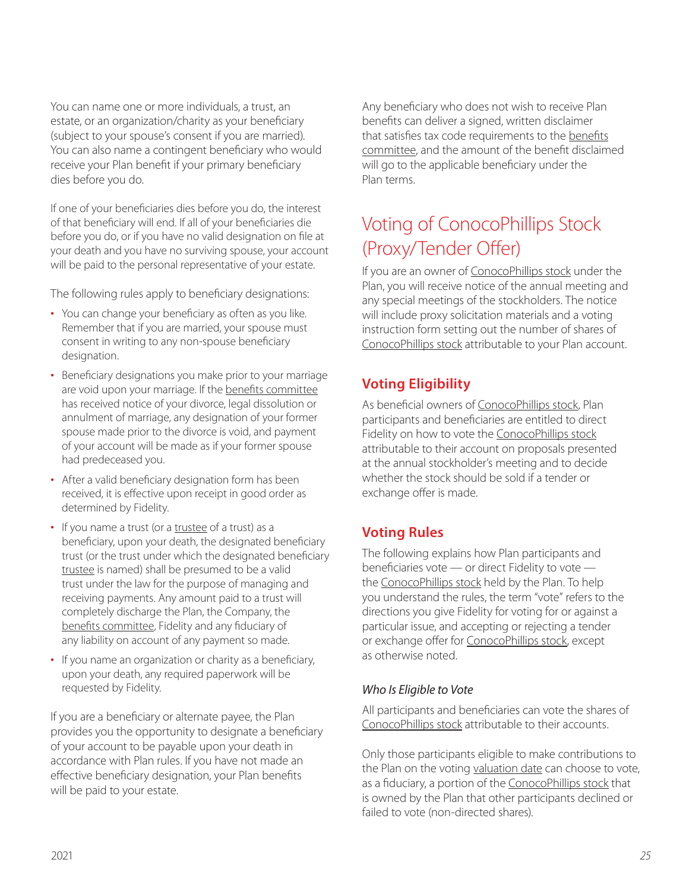You can name one or more individuals, a trust, an estate, or an organization/charity as your beneficiary (subject to your spouse's consent if you are married). You can also name a contingent beneficiary who would receive your Plan benefit if your primary beneficiary dies before you do.

If one of your beneficiaries dies before you do, the interest of that beneficiary will end. If all of your beneficiaries die before you do, or if you have no valid designation on file at your death and you have no surviving spouse, your account will be paid to the personal representative of your estate.

The following rules apply to beneficiary designations:

- You can change your beneficiary as often as you like. Remember that if you are married, your spouse must consent in writing to any non-spouse beneficiary designation.
- Beneficiary designations you make prior to your marriage are void upon your marriage. If the benefits committee has received notice of your divorce, legal dissolution or annulment of marriage, any designation of your former spouse made prior to the divorce is void, and payment of your account will be made as if your former spouse had predeceased you.
- After a valid beneficiary designation form has been received, it is effective upon receipt in good order as determined by Fidelity.
- If you name a trust (or a trustee of a trust) as a beneficiary, upon your death, the designated beneficiary trust (or the trust under which the designated beneficiary trustee is named) shall be presumed to be a valid trust under the law for the purpose of managing and receiving payments. Any amount paid to a trust will completely discharge the Plan, the Company, the benefits committee, Fidelity and any fiduciary of any liability on account of any payment so made.
- If you name an organization or charity as a beneficiary, upon your death, any required paperwork will be requested by Fidelity.

If you are a beneficiary or alternate payee, the Plan provides you the opportunity to designate a beneficiary of your account to be payable upon your death in accordance with Plan rules. If you have not made an effective beneficiary designation, your Plan benefits will be paid to your estate.

Any beneficiary who does not wish to receive Plan benefits can deliver a signed, written disclaimer that satisfies tax code requirements to the benefits committee, and the amount of the benefit disclaimed will go to the applicable beneficiary under the Plan terms.

# Voting of ConocoPhillips Stock (Proxy/Tender Offer)

If you are an owner of ConocoPhillips stock under the Plan, you will receive notice of the annual meeting and any special meetings of the stockholders. The notice will include proxy solicitation materials and a voting instruction form setting out the number of shares of ConocoPhillips stock attributable to your Plan account.

## Voting Eligibility

As beneficial owners of ConocoPhillips stock, Plan participants and beneficiaries are entitled to direct Fidelity on how to vote the ConocoPhillips stock attributable to their account on proposals presented at the annual stockholder's meeting and to decide whether the stock should be sold if a tender or exchange offer is made.

## Voting Rules

The following explains how Plan participants and beneficiaries vote — or direct Fidelity to vote — the ConocoPhillips stock held by the Plan. To help you understand the rules, the term "vote" refers to the directions you give Fidelity for voting for or against a particular issue, and accepting or rejecting a tender or exchange offer for ConocoPhillips stock, except as otherwise noted.

### *Who Is Eligible to Vote*

All participants and beneficiaries can vote the shares of ConocoPhillips stock attributable to their accounts.

Only those participants eligible to make contributions to the Plan on the voting valuation date can choose to vote, as a fiduciary, a portion of the ConocoPhillips stock that is owned by the Plan that other participants declined or failed to vote (non-directed shares).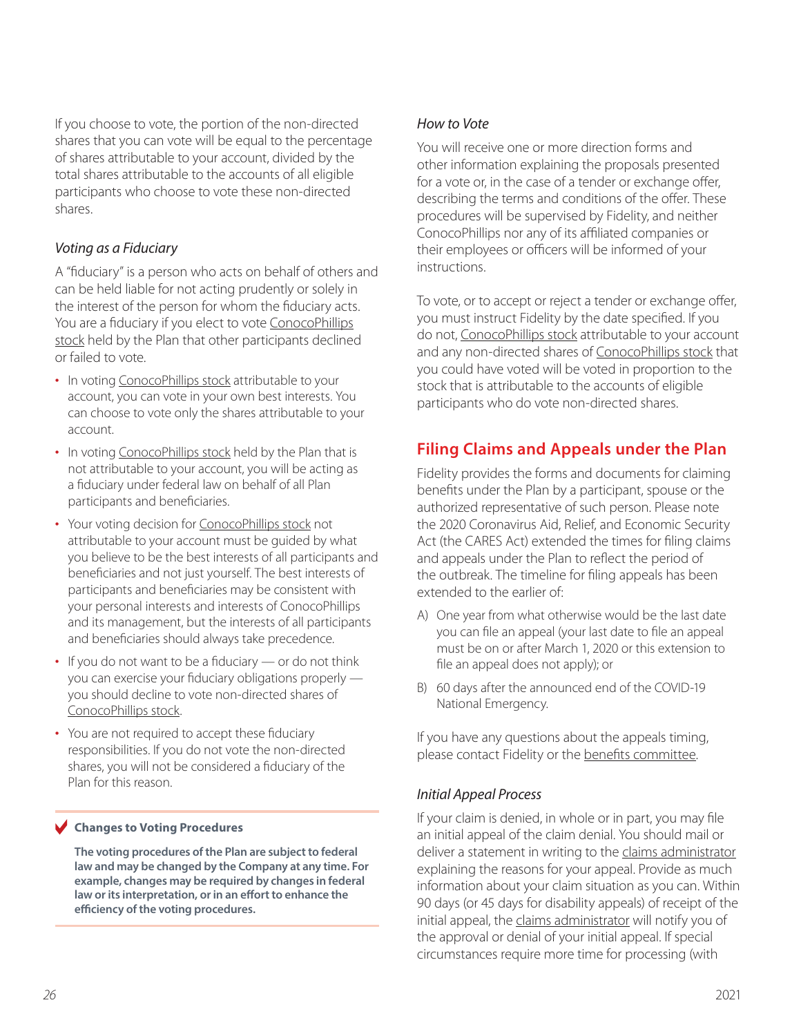If you choose to vote, the portion of the non-directed shares that you can vote will be equal to the percentage of shares attributable to your account, divided by the total shares attributable to the accounts of all eligible participants who choose to vote these non-directed shares.

### *Voting as a Fiduciary*

A "fiduciary" is a person who acts on behalf of others and can be held liable for not acting prudently or solely in the interest of the person for whom the fiduciary acts. You are a fiduciary if you elect to vote ConocoPhillips stock held by the Plan that other participants declined or failed to vote.

- In voting ConocoPhillips stock attributable to your account, you can vote in your own best interests. You can choose to vote only the shares attributable to your account.
- In voting ConocoPhillips stock held by the Plan that is not attributable to your account, you will be acting as a fiduciary under federal law on behalf of all Plan participants and beneficiaries.
- Your voting decision for ConocoPhillips stock not attributable to your account must be guided by what you believe to be the best interests of all participants and beneficiaries and not just yourself. The best interests of participants and beneficiaries may be consistent with your personal interests and interests of ConocoPhillips and its management, but the interests of all participants and beneficiaries should always take precedence.
- If you do not want to be a fiduciary — or do not think you can exercise your fiduciary obligations properly — you should decline to vote non-directed shares of ConocoPhillips stock.
- You are not required to accept these fiduciary responsibilities. If you do not vote the non-directed shares, you will not be considered a fiduciary of the Plan for this reason.

> **Changes to Voting Procedures**
>
> **The voting procedures of the Plan are subject to federal law and may be changed by the Company at any time. For example, changes may be required by changes in federal law or its interpretation, or in an effort to enhance the efficiency of the voting procedures.**

### *How to Vote*

You will receive one or more direction forms and other information explaining the proposals presented for a vote or, in the case of a tender or exchange offer, describing the terms and conditions of the offer. These procedures will be supervised by Fidelity, and neither ConocoPhillips nor any of its affiliated companies or their employees or officers will be informed of your instructions.

To vote, or to accept or reject a tender or exchange offer, you must instruct Fidelity by the date specified. If you do not, ConocoPhillips stock attributable to your account and any non-directed shares of ConocoPhillips stock that you could have voted will be voted in proportion to the stock that is attributable to the accounts of eligible participants who do vote non-directed shares.

## Filing Claims and Appeals under the Plan

Fidelity provides the forms and documents for claiming benefits under the Plan by a participant, spouse or the authorized representative of such person. Please note the 2020 Coronavirus Aid, Relief, and Economic Security Act (the CARES Act) extended the times for filing claims and appeals under the Plan to reflect the period of the outbreak. The timeline for filing appeals has been extended to the earlier of:

A) One year from what otherwise would be the last date you can file an appeal (your last date to file an appeal must be on or after March 1, 2020 or this extension to file an appeal does not apply); or

B) 60 days after the announced end of the COVID-19 National Emergency.

If you have any questions about the appeals timing, please contact Fidelity or the benefits committee.

### *Initial Appeal Process*

If your claim is denied, in whole or in part, you may file an initial appeal of the claim denial. You should mail or deliver a statement in writing to the claims administrator explaining the reasons for your appeal. Provide as much information about your claim situation as you can. Within 90 days (or 45 days for disability appeals) of receipt of the initial appeal, the claims administrator will notify you of the approval or denial of your initial appeal. If special circumstances require more time for processing (with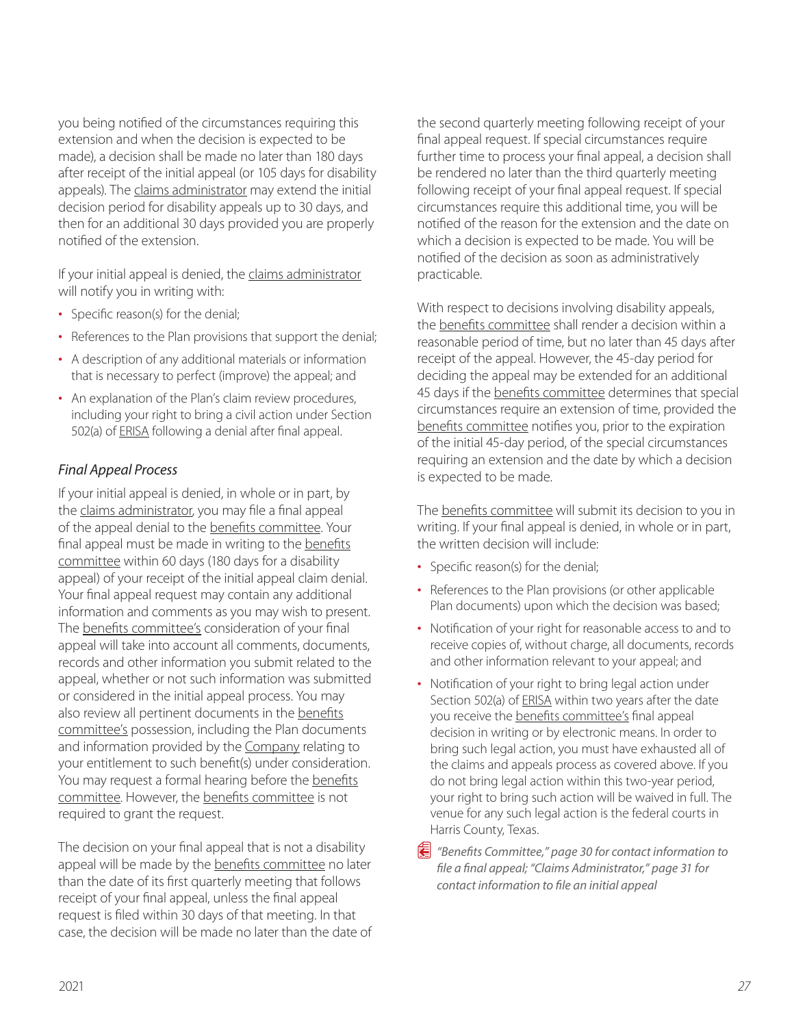you being notified of the circumstances requiring this extension and when the decision is expected to be made), a decision shall be made no later than 180 days after receipt of the initial appeal (or 105 days for disability appeals). The claims administrator may extend the initial decision period for disability appeals up to 30 days, and then for an additional 30 days provided you are properly notified of the extension.

If your initial appeal is denied, the claims administrator will notify you in writing with:

- Specific reason(s) for the denial;
- References to the Plan provisions that support the denial;
- A description of any additional materials or information that is necessary to perfect (improve) the appeal; and
- An explanation of the Plan's claim review procedures, including your right to bring a civil action under Section 502(a) of ERISA following a denial after final appeal.

### *Final Appeal Process*

If your initial appeal is denied, in whole or in part, by the claims administrator, you may file a final appeal of the appeal denial to the benefits committee. Your final appeal must be made in writing to the benefits committee within 60 days (180 days for a disability appeal) of your receipt of the initial appeal claim denial. Your final appeal request may contain any additional information and comments as you may wish to present. The benefits committee's consideration of your final appeal will take into account all comments, documents, records and other information you submit related to the appeal, whether or not such information was submitted or considered in the initial appeal process. You may also review all pertinent documents in the benefits committee's possession, including the Plan documents and information provided by the Company relating to your entitlement to such benefit(s) under consideration. You may request a formal hearing before the benefits committee. However, the benefits committee is not required to grant the request.

The decision on your final appeal that is not a disability appeal will be made by the benefits committee no later than the date of its first quarterly meeting that follows receipt of your final appeal, unless the final appeal request is filed within 30 days of that meeting. In that case, the decision will be made no later than the date of the second quarterly meeting following receipt of your final appeal request. If special circumstances require further time to process your final appeal, a decision shall be rendered no later than the third quarterly meeting following receipt of your final appeal request. If special circumstances require this additional time, you will be notified of the reason for the extension and the date on which a decision is expected to be made. You will be notified of the decision as soon as administratively practicable.

With respect to decisions involving disability appeals, the benefits committee shall render a decision within a reasonable period of time, but no later than 45 days after receipt of the appeal. However, the 45-day period for deciding the appeal may be extended for an additional 45 days if the benefits committee determines that special circumstances require an extension of time, provided the benefits committee notifies you, prior to the expiration of the initial 45-day period, of the special circumstances requiring an extension and the date by which a decision is expected to be made.

The benefits committee will submit its decision to you in writing. If your final appeal is denied, in whole or in part, the written decision will include:

- Specific reason(s) for the denial;
- References to the Plan provisions (or other applicable Plan documents) upon which the decision was based;
- Notification of your right for reasonable access to and to receive copies of, without charge, all documents, records and other information relevant to your appeal; and
- Notification of your right to bring legal action under Section 502(a) of ERISA within two years after the date you receive the benefits committee's final appeal decision in writing or by electronic means. In order to bring such legal action, you must have exhausted all of the claims and appeals process as covered above. If you do not bring legal action within this two-year period, your right to bring such action will be waived in full. The venue for any such legal action is the federal courts in Harris County, Texas.

*"Benefits Committee," page 30 for contact information to file a final appeal; "Claims Administrator," page 31 for contact information to file an initial appeal*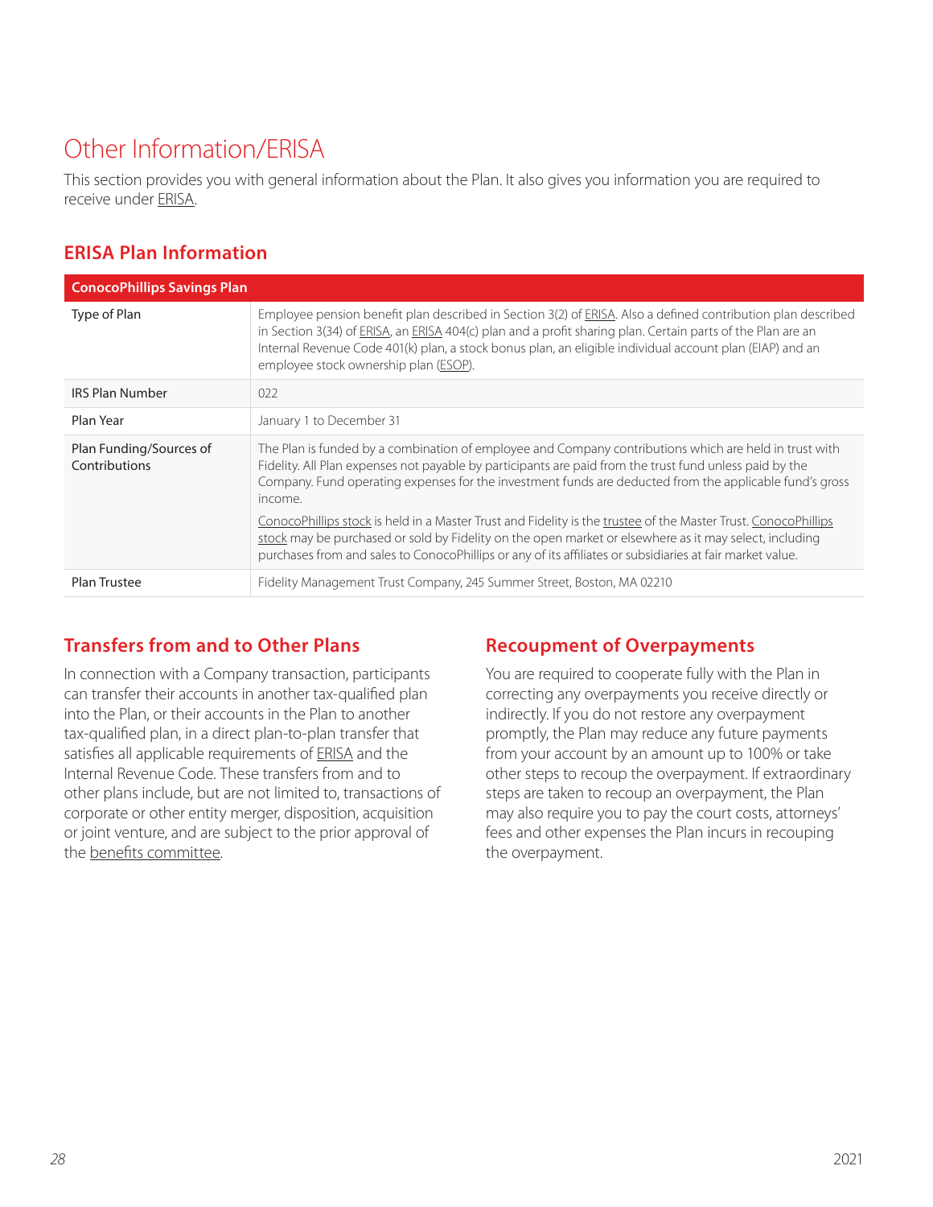# Other Information/ERISA

This section provides you with general information about the Plan. It also gives you information you are required to receive under ERISA.

## ERISA Plan Information

| ConocoPhillips Savings Plan | |
|---|---|
| Type of Plan | Employee pension benefit plan described in Section 3(2) of ERISA. Also a defined contribution plan described in Section 3(34) of ERISA, an ERISA 404(c) plan and a profit sharing plan. Certain parts of the Plan are an Internal Revenue Code 401(k) plan, a stock bonus plan, an eligible individual account plan (EIAP) and an employee stock ownership plan (ESOP). |
| IRS Plan Number | 022 |
| Plan Year | January 1 to December 31 |
| Plan Funding/Sources of Contributions | The Plan is funded by a combination of employee and Company contributions which are held in trust with Fidelity. All Plan expenses not payable by participants are paid from the trust fund unless paid by the Company. Fund operating expenses for the investment funds are deducted from the applicable fund's gross income.<br><br>ConocoPhillips stock is held in a Master Trust and Fidelity is the trustee of the Master Trust. ConocoPhillips stock may be purchased or sold by Fidelity on the open market or elsewhere as it may select, including purchases from and sales to ConocoPhillips or any of its affiliates or subsidiaries at fair market value. |
| Plan Trustee | Fidelity Management Trust Company, 245 Summer Street, Boston, MA 02210 |

## Transfers from and to Other Plans

In connection with a Company transaction, participants can transfer their accounts in another tax-qualified plan into the Plan, or their accounts in the Plan to another tax-qualified plan, in a direct plan-to-plan transfer that satisfies all applicable requirements of ERISA and the Internal Revenue Code. These transfers from and to other plans include, but are not limited to, transactions of corporate or other entity merger, disposition, acquisition or joint venture, and are subject to the prior approval of the benefits committee.

## Recoupment of Overpayments

You are required to cooperate fully with the Plan in correcting any overpayments you receive directly or indirectly. If you do not restore any overpayment promptly, the Plan may reduce any future payments from your account by an amount up to 100% or take other steps to recoup the overpayment. If extraordinary steps are taken to recoup an overpayment, the Plan may also require you to pay the court costs, attorneys' fees and other expenses the Plan incurs in recouping the overpayment.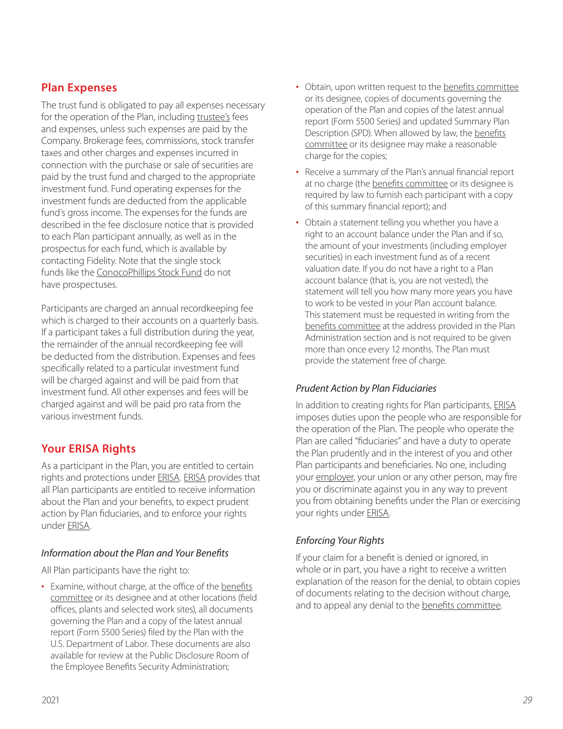## Plan Expenses

The trust fund is obligated to pay all expenses necessary for the operation of the Plan, including trustee's fees and expenses, unless such expenses are paid by the Company. Brokerage fees, commissions, stock transfer taxes and other charges and expenses incurred in connection with the purchase or sale of securities are paid by the trust fund and charged to the appropriate investment fund. Fund operating expenses for the investment funds are deducted from the applicable fund's gross income. The expenses for the funds are described in the fee disclosure notice that is provided to each Plan participant annually, as well as in the prospectus for each fund, which is available by contacting Fidelity. Note that the single stock funds like the ConocoPhillips Stock Fund do not have prospectuses.

Participants are charged an annual recordkeeping fee which is charged to their accounts on a quarterly basis. If a participant takes a full distribution during the year, the remainder of the annual recordkeeping fee will be deducted from the distribution. Expenses and fees specifically related to a particular investment fund will be charged against and will be paid from that investment fund. All other expenses and fees will be charged against and will be paid pro rata from the various investment funds.

## Your ERISA Rights

As a participant in the Plan, you are entitled to certain rights and protections under ERISA. ERISA provides that all Plan participants are entitled to receive information about the Plan and your benefits, to expect prudent action by Plan fiduciaries, and to enforce your rights under ERISA.

### *Information about the Plan and Your Benefits*

All Plan participants have the right to:

- Examine, without charge, at the office of the benefits committee or its designee and at other locations (field offices, plants and selected work sites), all documents governing the Plan and a copy of the latest annual report (Form 5500 Series) filed by the Plan with the U.S. Department of Labor. These documents are also available for review at the Public Disclosure Room of the Employee Benefits Security Administration;
- Obtain, upon written request to the benefits committee or its designee, copies of documents governing the operation of the Plan and copies of the latest annual report (Form 5500 Series) and updated Summary Plan Description (SPD). When allowed by law, the benefits committee or its designee may make a reasonable charge for the copies;
- Receive a summary of the Plan's annual financial report at no charge (the benefits committee or its designee is required by law to furnish each participant with a copy of this summary financial report); and
- Obtain a statement telling you whether you have a right to an account balance under the Plan and if so, the amount of your investments (including employer securities) in each investment fund as of a recent valuation date. If you do not have a right to a Plan account balance (that is, you are not vested), the statement will tell you how many more years you have to work to be vested in your Plan account balance. This statement must be requested in writing from the benefits committee at the address provided in the Plan Administration section and is not required to be given more than once every 12 months. The Plan must provide the statement free of charge.

### *Prudent Action by Plan Fiduciaries*

In addition to creating rights for Plan participants, ERISA imposes duties upon the people who are responsible for the operation of the Plan. The people who operate the Plan are called "fiduciaries" and have a duty to operate the Plan prudently and in the interest of you and other Plan participants and beneficiaries. No one, including your employer, your union or any other person, may fire you or discriminate against you in any way to prevent you from obtaining benefits under the Plan or exercising your rights under ERISA.

### *Enforcing Your Rights*

If your claim for a benefit is denied or ignored, in whole or in part, you have a right to receive a written explanation of the reason for the denial, to obtain copies of documents relating to the decision without charge, and to appeal any denial to the benefits committee.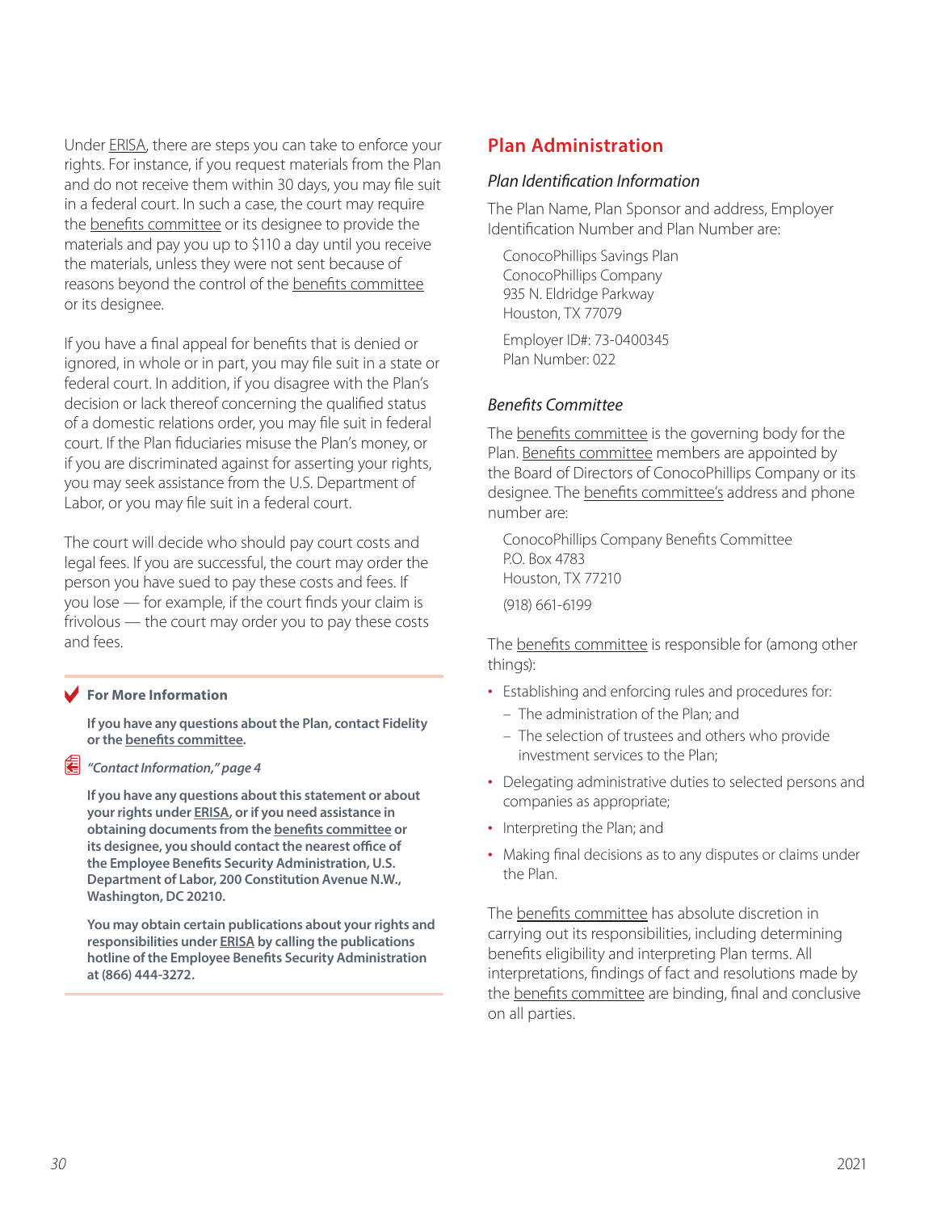Under ERISA, there are steps you can take to enforce your rights. For instance, if you request materials from the Plan and do not receive them within 30 days, you may file suit in a federal court. In such a case, the court may require the benefits committee or its designee to provide the materials and pay you up to $110 a day until you receive the materials, unless they were not sent because of reasons beyond the control of the benefits committee or its designee.

If you have a final appeal for benefits that is denied or ignored, in whole or in part, you may file suit in a state or federal court. In addition, if you disagree with the Plan's decision or lack thereof concerning the qualified status of a domestic relations order, you may file suit in federal court. If the Plan fiduciaries misuse the Plan's money, or if you are discriminated against for asserting your rights, you may seek assistance from the U.S. Department of Labor, or you may file suit in a federal court.

The court will decide who should pay court costs and legal fees. If you are successful, the court may order the person you have sued to pay these costs and fees. If you lose — for example, if the court finds your claim is frivolous — the court may order you to pay these costs and fees.

**For More Information**

**If you have any questions about the Plan, contact Fidelity or the benefits committee.**

***"Contact Information," page 4***

**If you have any questions about this statement or about your rights under ERISA, or if you need assistance in obtaining documents from the benefits committee or its designee, you should contact the nearest office of the Employee Benefits Security Administration, U.S. Department of Labor, 200 Constitution Avenue N.W., Washington, DC 20210.**

**You may obtain certain publications about your rights and responsibilities under ERISA by calling the publications hotline of the Employee Benefits Security Administration at (866) 444-3272.**

## Plan Administration

### *Plan Identification Information*

The Plan Name, Plan Sponsor and address, Employer Identification Number and Plan Number are:

ConocoPhillips Savings Plan
ConocoPhillips Company
935 N. Eldridge Parkway
Houston, TX 77079

Employer ID#: 73-0400345
Plan Number: 022

### *Benefits Committee*

The benefits committee is the governing body for the Plan. Benefits committee members are appointed by the Board of Directors of ConocoPhillips Company or its designee. The benefits committee's address and phone number are:

ConocoPhillips Company Benefits Committee
P.O. Box 4783
Houston, TX 77210

(918) 661-6199

The benefits committee is responsible for (among other things):

- Establishing and enforcing rules and procedures for:
  - The administration of the Plan; and
  - The selection of trustees and others who provide investment services to the Plan;
- Delegating administrative duties to selected persons and companies as appropriate;
- Interpreting the Plan; and
- Making final decisions as to any disputes or claims under the Plan.

The benefits committee has absolute discretion in carrying out its responsibilities, including determining benefits eligibility and interpreting Plan terms. All interpretations, findings of fact and resolutions made by the benefits committee are binding, final and conclusive on all parties.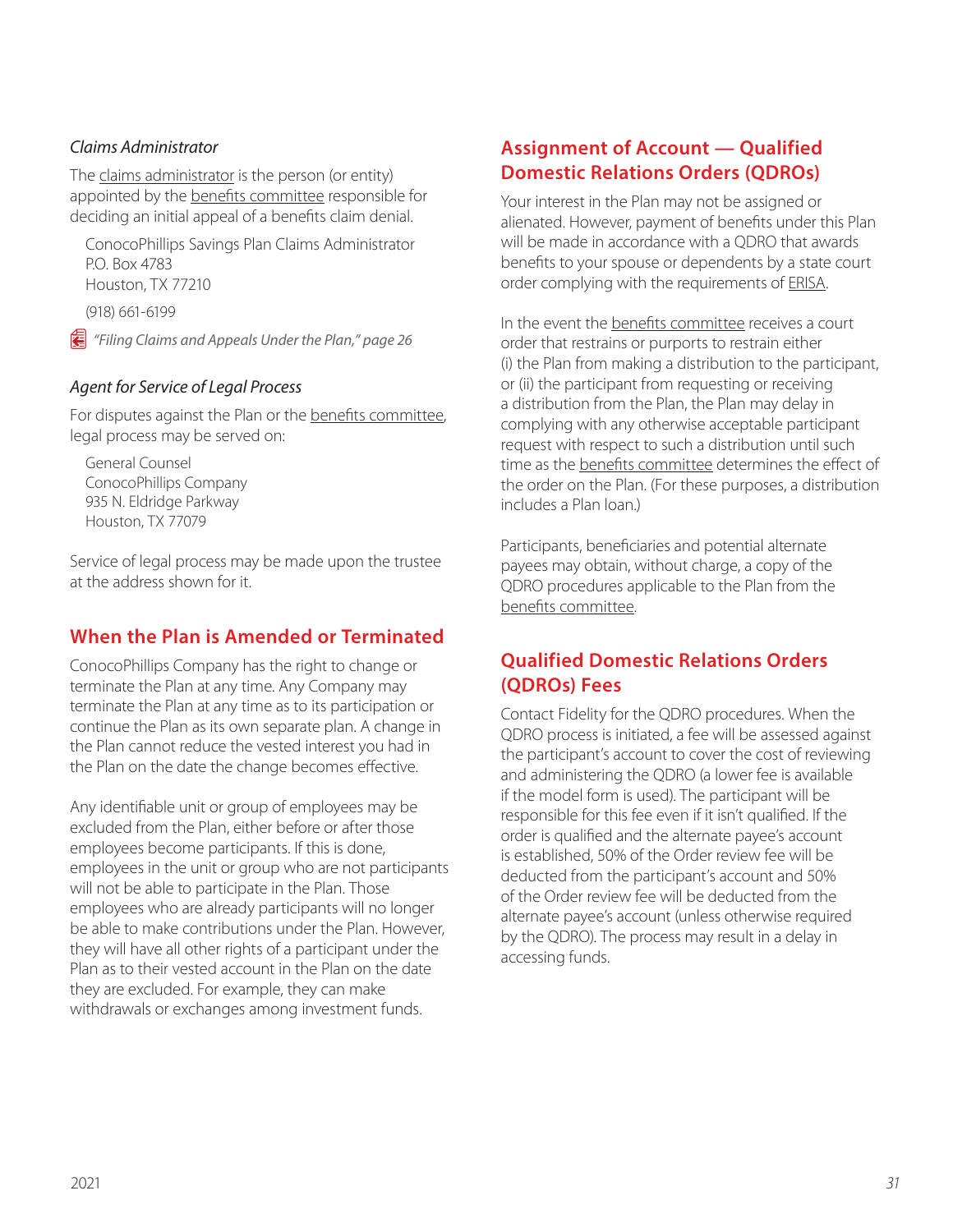*Claims Administrator*

The claims administrator is the person (or entity) appointed by the benefits committee responsible for deciding an initial appeal of a benefits claim denial.

ConocoPhillips Savings Plan Claims Administrator
P.O. Box 4783
Houston, TX 77210

(918) 661-6199

*"Filing Claims and Appeals Under the Plan," page 26*

*Agent for Service of Legal Process*

For disputes against the Plan or the benefits committee, legal process may be served on:

General Counsel
ConocoPhillips Company
935 N. Eldridge Parkway
Houston, TX 77079

Service of legal process may be made upon the trustee at the address shown for it.

## When the Plan is Amended or Terminated

ConocoPhillips Company has the right to change or terminate the Plan at any time. Any Company may terminate the Plan at any time as to its participation or continue the Plan as its own separate plan. A change in the Plan cannot reduce the vested interest you had in the Plan on the date the change becomes effective.

Any identifiable unit or group of employees may be excluded from the Plan, either before or after those employees become participants. If this is done, employees in the unit or group who are not participants will not be able to participate in the Plan. Those employees who are already participants will no longer be able to make contributions under the Plan. However, they will have all other rights of a participant under the Plan as to their vested account in the Plan on the date they are excluded. For example, they can make withdrawals or exchanges among investment funds.

## Assignment of Account — Qualified Domestic Relations Orders (QDROs)

Your interest in the Plan may not be assigned or alienated. However, payment of benefits under this Plan will be made in accordance with a QDRO that awards benefits to your spouse or dependents by a state court order complying with the requirements of ERISA.

In the event the benefits committee receives a court order that restrains or purports to restrain either (i) the Plan from making a distribution to the participant, or (ii) the participant from requesting or receiving a distribution from the Plan, the Plan may delay in complying with any otherwise acceptable participant request with respect to such a distribution until such time as the benefits committee determines the effect of the order on the Plan. (For these purposes, a distribution includes a Plan loan.)

Participants, beneficiaries and potential alternate payees may obtain, without charge, a copy of the QDRO procedures applicable to the Plan from the benefits committee.

## Qualified Domestic Relations Orders (QDROs) Fees

Contact Fidelity for the QDRO procedures. When the QDRO process is initiated, a fee will be assessed against the participant's account to cover the cost of reviewing and administering the QDRO (a lower fee is available if the model form is used). The participant will be responsible for this fee even if it isn't qualified. If the order is qualified and the alternate payee's account is established, 50% of the Order review fee will be deducted from the participant's account and 50% of the Order review fee will be deducted from the alternate payee's account (unless otherwise required by the QDRO). The process may result in a delay in accessing funds.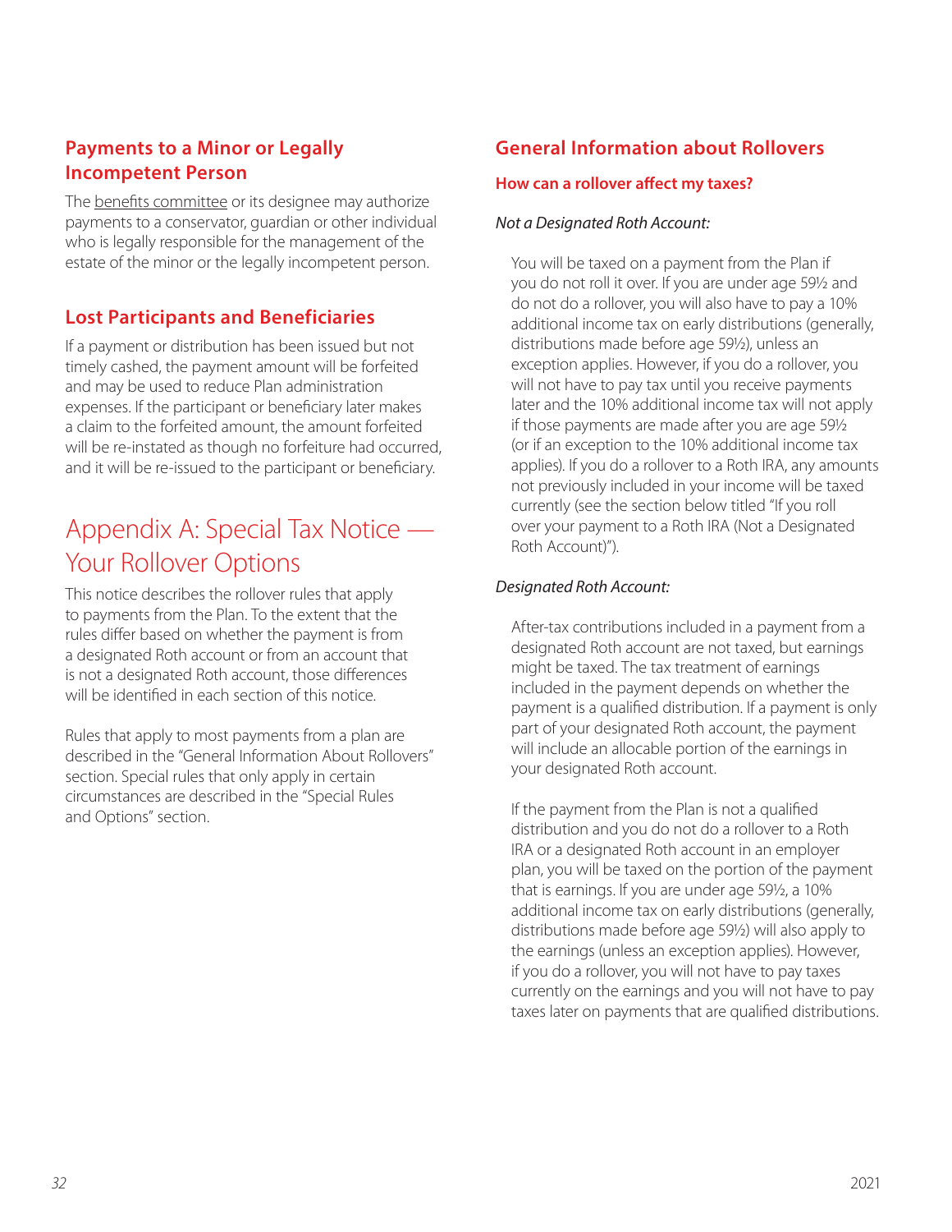## Payments to a Minor or Legally Incompetent Person

The benefits committee or its designee may authorize payments to a conservator, guardian or other individual who is legally responsible for the management of the estate of the minor or the legally incompetent person.

## Lost Participants and Beneficiaries

If a payment or distribution has been issued but not timely cashed, the payment amount will be forfeited and may be used to reduce Plan administration expenses. If the participant or beneficiary later makes a claim to the forfeited amount, the amount forfeited will be re-instated as though no forfeiture had occurred, and it will be re-issued to the participant or beneficiary.

# Appendix A: Special Tax Notice — Your Rollover Options

This notice describes the rollover rules that apply to payments from the Plan. To the extent that the rules differ based on whether the payment is from a designated Roth account or from an account that is not a designated Roth account, those differences will be identified in each section of this notice.

Rules that apply to most payments from a plan are described in the "General Information About Rollovers" section. Special rules that only apply in certain circumstances are described in the "Special Rules and Options" section.

## General Information about Rollovers

### How can a rollover affect my taxes?

*Not a Designated Roth Account:*

You will be taxed on a payment from the Plan if you do not roll it over. If you are under age 59½ and do not do a rollover, you will also have to pay a 10% additional income tax on early distributions (generally, distributions made before age 59½), unless an exception applies. However, if you do a rollover, you will not have to pay tax until you receive payments later and the 10% additional income tax will not apply if those payments are made after you are age 59½ (or if an exception to the 10% additional income tax applies). If you do a rollover to a Roth IRA, any amounts not previously included in your income will be taxed currently (see the section below titled "If you roll over your payment to a Roth IRA (Not a Designated Roth Account)").

*Designated Roth Account:*

After-tax contributions included in a payment from a designated Roth account are not taxed, but earnings might be taxed. The tax treatment of earnings included in the payment depends on whether the payment is a qualified distribution. If a payment is only part of your designated Roth account, the payment will include an allocable portion of the earnings in your designated Roth account.

If the payment from the Plan is not a qualified distribution and you do not do a rollover to a Roth IRA or a designated Roth account in an employer plan, you will be taxed on the portion of the payment that is earnings. If you are under age 59½, a 10% additional income tax on early distributions (generally, distributions made before age 59½) will also apply to the earnings (unless an exception applies). However, if you do a rollover, you will not have to pay taxes currently on the earnings and you will not have to pay taxes later on payments that are qualified distributions.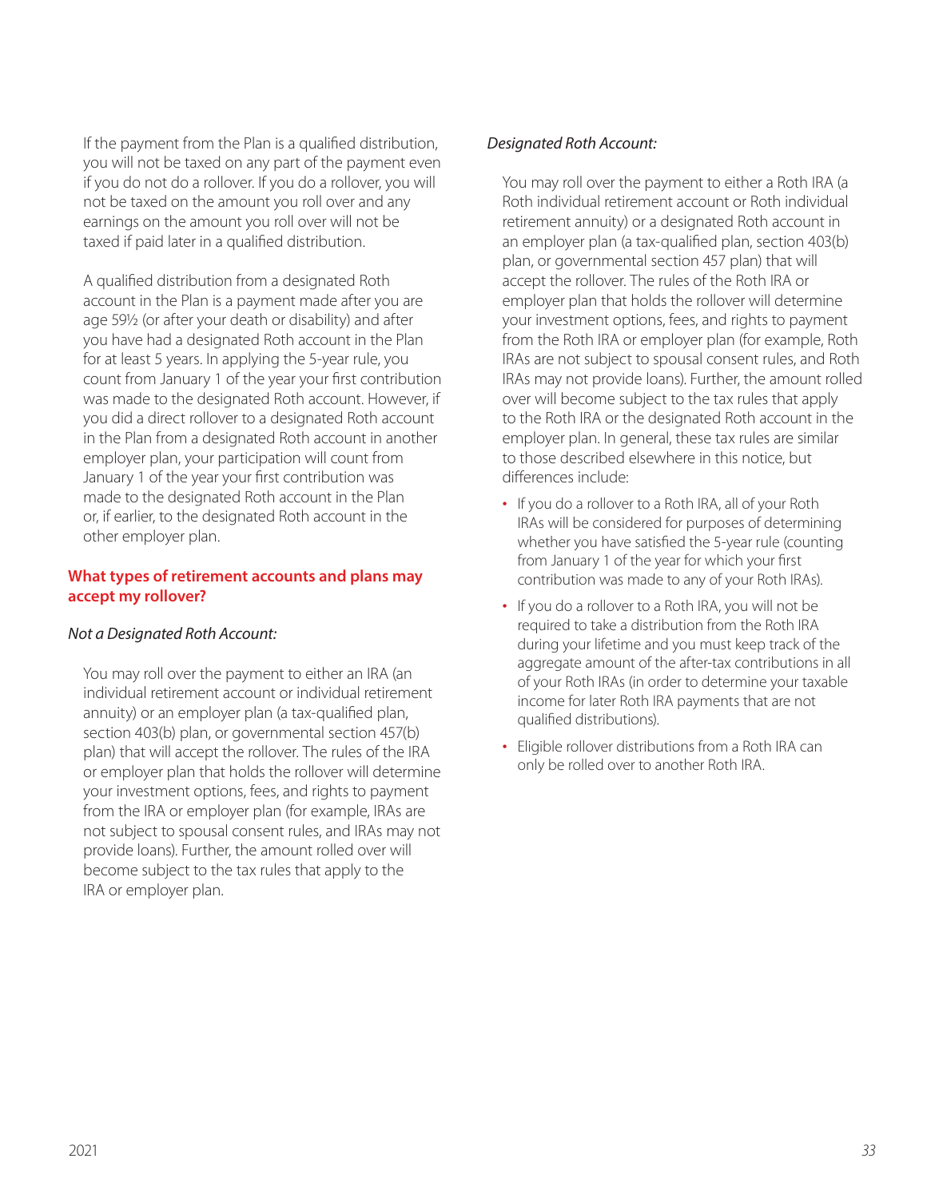If the payment from the Plan is a qualified distribution, you will not be taxed on any part of the payment even if you do not do a rollover. If you do a rollover, you will not be taxed on the amount you roll over and any earnings on the amount you roll over will not be taxed if paid later in a qualified distribution.

A qualified distribution from a designated Roth account in the Plan is a payment made after you are age 59½ (or after your death or disability) and after you have had a designated Roth account in the Plan for at least 5 years. In applying the 5-year rule, you count from January 1 of the year your first contribution was made to the designated Roth account. However, if you did a direct rollover to a designated Roth account in the Plan from a designated Roth account in another employer plan, your participation will count from January 1 of the year your first contribution was made to the designated Roth account in the Plan or, if earlier, to the designated Roth account in the other employer plan.

**What types of retirement accounts and plans may accept my rollover?**

*Not a Designated Roth Account:*

You may roll over the payment to either an IRA (an individual retirement account or individual retirement annuity) or an employer plan (a tax-qualified plan, section 403(b) plan, or governmental section 457(b) plan) that will accept the rollover. The rules of the IRA or employer plan that holds the rollover will determine your investment options, fees, and rights to payment from the IRA or employer plan (for example, IRAs are not subject to spousal consent rules, and IRAs may not provide loans). Further, the amount rolled over will become subject to the tax rules that apply to the IRA or employer plan.

*Designated Roth Account:*

You may roll over the payment to either a Roth IRA (a Roth individual retirement account or Roth individual retirement annuity) or a designated Roth account in an employer plan (a tax-qualified plan, section 403(b) plan, or governmental section 457 plan) that will accept the rollover. The rules of the Roth IRA or employer plan that holds the rollover will determine your investment options, fees, and rights to payment from the Roth IRA or employer plan (for example, Roth IRAs are not subject to spousal consent rules, and Roth IRAs may not provide loans). Further, the amount rolled over will become subject to the tax rules that apply to the Roth IRA or the designated Roth account in the employer plan. In general, these tax rules are similar to those described elsewhere in this notice, but differences include:

- If you do a rollover to a Roth IRA, all of your Roth IRAs will be considered for purposes of determining whether you have satisfied the 5-year rule (counting from January 1 of the year for which your first contribution was made to any of your Roth IRAs).
- If you do a rollover to a Roth IRA, you will not be required to take a distribution from the Roth IRA during your lifetime and you must keep track of the aggregate amount of the after-tax contributions in all of your Roth IRAs (in order to determine your taxable income for later Roth IRA payments that are not qualified distributions).
- Eligible rollover distributions from a Roth IRA can only be rolled over to another Roth IRA.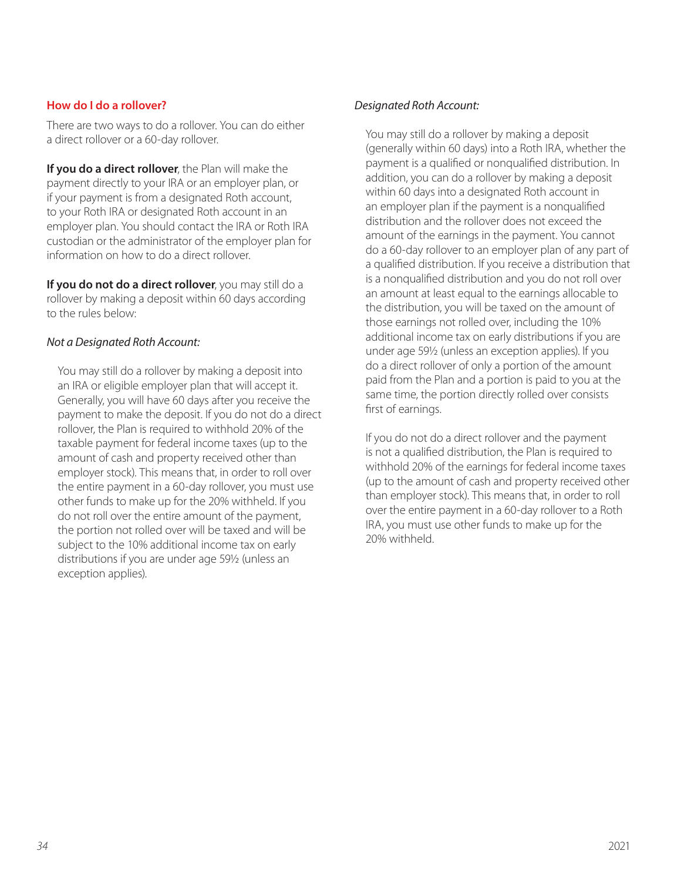## How do I do a rollover?

There are two ways to do a rollover. You can do either a direct rollover or a 60-day rollover.

**If you do a direct rollover**, the Plan will make the payment directly to your IRA or an employer plan, or if your payment is from a designated Roth account, to your Roth IRA or designated Roth account in an employer plan. You should contact the IRA or Roth IRA custodian or the administrator of the employer plan for information on how to do a direct rollover.

**If you do not do a direct rollover**, you may still do a rollover by making a deposit within 60 days according to the rules below:

*Not a Designated Roth Account:*

You may still do a rollover by making a deposit into an IRA or eligible employer plan that will accept it. Generally, you will have 60 days after you receive the payment to make the deposit. If you do not do a direct rollover, the Plan is required to withhold 20% of the taxable payment for federal income taxes (up to the amount of cash and property received other than employer stock). This means that, in order to roll over the entire payment in a 60-day rollover, you must use other funds to make up for the 20% withheld. If you do not roll over the entire amount of the payment, the portion not rolled over will be taxed and will be subject to the 10% additional income tax on early distributions if you are under age 59½ (unless an exception applies).

*Designated Roth Account:*

You may still do a rollover by making a deposit (generally within 60 days) into a Roth IRA, whether the payment is a qualified or nonqualified distribution. In addition, you can do a rollover by making a deposit within 60 days into a designated Roth account in an employer plan if the payment is a nonqualified distribution and the rollover does not exceed the amount of the earnings in the payment. You cannot do a 60-day rollover to an employer plan of any part of a qualified distribution. If you receive a distribution that is a nonqualified distribution and you do not roll over an amount at least equal to the earnings allocable to the distribution, you will be taxed on the amount of those earnings not rolled over, including the 10% additional income tax on early distributions if you are under age 59½ (unless an exception applies). If you do a direct rollover of only a portion of the amount paid from the Plan and a portion is paid to you at the same time, the portion directly rolled over consists first of earnings.

If you do not do a direct rollover and the payment is not a qualified distribution, the Plan is required to withhold 20% of the earnings for federal income taxes (up to the amount of cash and property received other than employer stock). This means that, in order to roll over the entire payment in a 60-day rollover to a Roth IRA, you must use other funds to make up for the 20% withheld.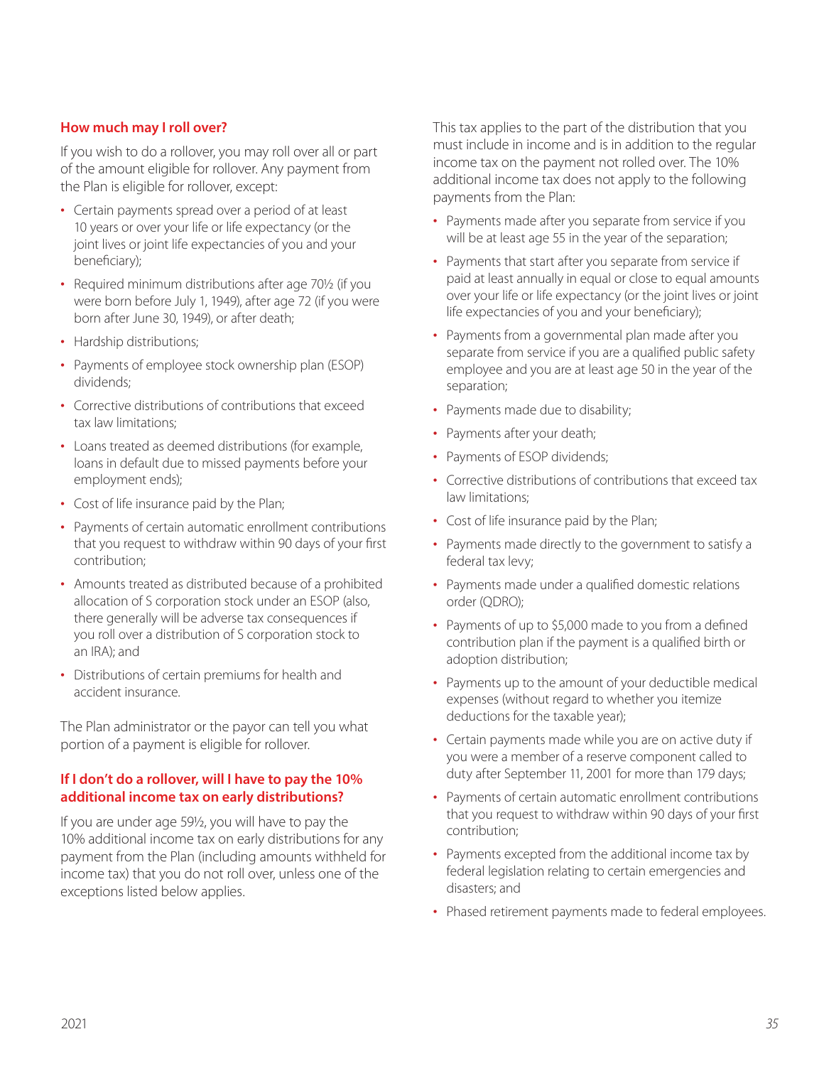### How much may I roll over?

If you wish to do a rollover, you may roll over all or part of the amount eligible for rollover. Any payment from the Plan is eligible for rollover, except:

- Certain payments spread over a period of at least 10 years or over your life or life expectancy (or the joint lives or joint life expectancies of you and your beneficiary);
- Required minimum distributions after age 70½ (if you were born before July 1, 1949), after age 72 (if you were born after June 30, 1949), or after death;
- Hardship distributions;
- Payments of employee stock ownership plan (ESOP) dividends;
- Corrective distributions of contributions that exceed tax law limitations;
- Loans treated as deemed distributions (for example, loans in default due to missed payments before your employment ends);
- Cost of life insurance paid by the Plan;
- Payments of certain automatic enrollment contributions that you request to withdraw within 90 days of your first contribution;
- Amounts treated as distributed because of a prohibited allocation of S corporation stock under an ESOP (also, there generally will be adverse tax consequences if you roll over a distribution of S corporation stock to an IRA); and
- Distributions of certain premiums for health and accident insurance.

The Plan administrator or the payor can tell you what portion of a payment is eligible for rollover.

### If I don't do a rollover, will I have to pay the 10% additional income tax on early distributions?

If you are under age 59½, you will have to pay the 10% additional income tax on early distributions for any payment from the Plan (including amounts withheld for income tax) that you do not roll over, unless one of the exceptions listed below applies.

This tax applies to the part of the distribution that you must include in income and is in addition to the regular income tax on the payment not rolled over. The 10% additional income tax does not apply to the following payments from the Plan:

- Payments made after you separate from service if you will be at least age 55 in the year of the separation;
- Payments that start after you separate from service if paid at least annually in equal or close to equal amounts over your life or life expectancy (or the joint lives or joint life expectancies of you and your beneficiary);
- Payments from a governmental plan made after you separate from service if you are a qualified public safety employee and you are at least age 50 in the year of the separation;
- Payments made due to disability;
- Payments after your death;
- Payments of ESOP dividends;
- Corrective distributions of contributions that exceed tax law limitations;
- Cost of life insurance paid by the Plan;
- Payments made directly to the government to satisfy a federal tax levy;
- Payments made under a qualified domestic relations order (QDRO);
- Payments of up to $5,000 made to you from a defined contribution plan if the payment is a qualified birth or adoption distribution;
- Payments up to the amount of your deductible medical expenses (without regard to whether you itemize deductions for the taxable year);
- Certain payments made while you are on active duty if you were a member of a reserve component called to duty after September 11, 2001 for more than 179 days;
- Payments of certain automatic enrollment contributions that you request to withdraw within 90 days of your first contribution;
- Payments excepted from the additional income tax by federal legislation relating to certain emergencies and disasters; and
- Phased retirement payments made to federal employees.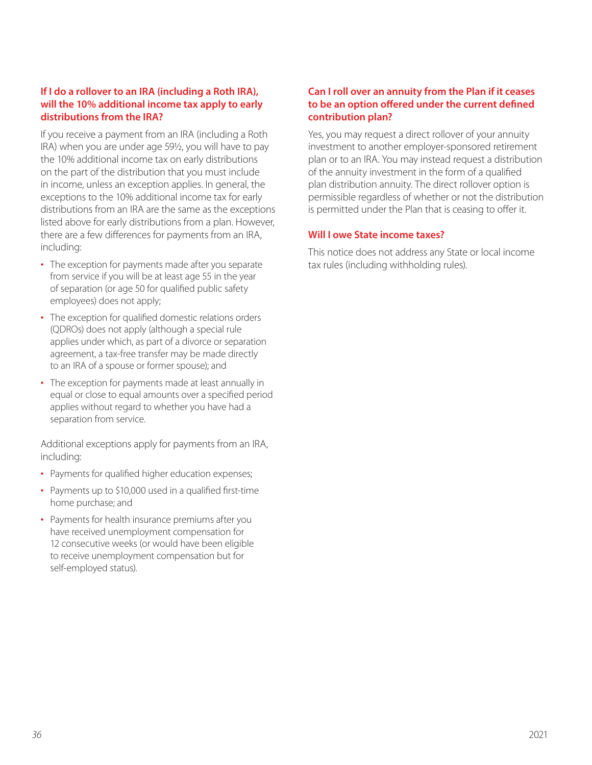### If I do a rollover to an IRA (including a Roth IRA), will the 10% additional income tax apply to early distributions from the IRA?

If you receive a payment from an IRA (including a Roth IRA) when you are under age 59½, you will have to pay the 10% additional income tax on early distributions on the part of the distribution that you must include in income, unless an exception applies. In general, the exceptions to the 10% additional income tax for early distributions from an IRA are the same as the exceptions listed above for early distributions from a plan. However, there are a few differences for payments from an IRA, including:

- The exception for payments made after you separate from service if you will be at least age 55 in the year of separation (or age 50 for qualified public safety employees) does not apply;
- The exception for qualified domestic relations orders (QDROs) does not apply (although a special rule applies under which, as part of a divorce or separation agreement, a tax-free transfer may be made directly to an IRA of a spouse or former spouse); and
- The exception for payments made at least annually in equal or close to equal amounts over a specified period applies without regard to whether you have had a separation from service.

Additional exceptions apply for payments from an IRA, including:

- Payments for qualified higher education expenses;
- Payments up to $10,000 used in a qualified first-time home purchase; and
- Payments for health insurance premiums after you have received unemployment compensation for 12 consecutive weeks (or would have been eligible to receive unemployment compensation but for self-employed status).

### Can I roll over an annuity from the Plan if it ceases to be an option offered under the current defined contribution plan?

Yes, you may request a direct rollover of your annuity investment to another employer-sponsored retirement plan or to an IRA. You may instead request a distribution of the annuity investment in the form of a qualified plan distribution annuity. The direct rollover option is permissible regardless of whether or not the distribution is permitted under the Plan that is ceasing to offer it.

### Will I owe State income taxes?

This notice does not address any State or local income tax rules (including withholding rules).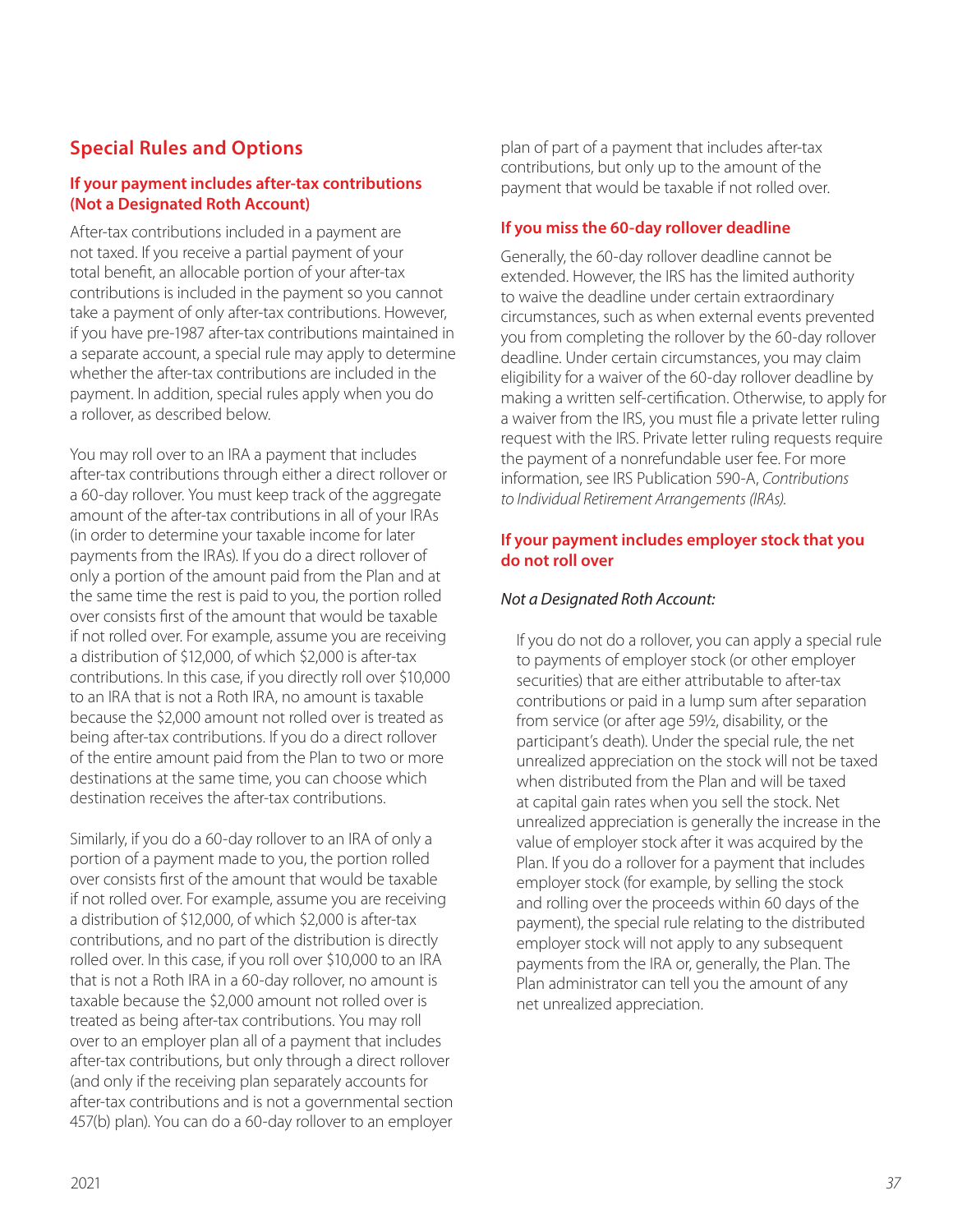## Special Rules and Options

### If your payment includes after-tax contributions (Not a Designated Roth Account)

After-tax contributions included in a payment are not taxed. If you receive a partial payment of your total benefit, an allocable portion of your after-tax contributions is included in the payment so you cannot take a payment of only after-tax contributions. However, if you have pre-1987 after-tax contributions maintained in a separate account, a special rule may apply to determine whether the after-tax contributions are included in the payment. In addition, special rules apply when you do a rollover, as described below.

You may roll over to an IRA a payment that includes after-tax contributions through either a direct rollover or a 60-day rollover. You must keep track of the aggregate amount of the after-tax contributions in all of your IRAs (in order to determine your taxable income for later payments from the IRAs). If you do a direct rollover of only a portion of the amount paid from the Plan and at the same time the rest is paid to you, the portion rolled over consists first of the amount that would be taxable if not rolled over. For example, assume you are receiving a distribution of $12,000, of which $2,000 is after-tax contributions. In this case, if you directly roll over $10,000 to an IRA that is not a Roth IRA, no amount is taxable because the $2,000 amount not rolled over is treated as being after-tax contributions. If you do a direct rollover of the entire amount paid from the Plan to two or more destinations at the same time, you can choose which destination receives the after-tax contributions.

Similarly, if you do a 60-day rollover to an IRA of only a portion of a payment made to you, the portion rolled over consists first of the amount that would be taxable if not rolled over. For example, assume you are receiving a distribution of $12,000, of which $2,000 is after-tax contributions, and no part of the distribution is directly rolled over. In this case, if you roll over $10,000 to an IRA that is not a Roth IRA in a 60-day rollover, no amount is taxable because the $2,000 amount not rolled over is treated as being after-tax contributions. You may roll over to an employer plan all of a payment that includes after-tax contributions, but only through a direct rollover (and only if the receiving plan separately accounts for after-tax contributions and is not a governmental section 457(b) plan). You can do a 60-day rollover to an employer plan of part of a payment that includes after-tax contributions, but only up to the amount of the payment that would be taxable if not rolled over.

### If you miss the 60-day rollover deadline

Generally, the 60-day rollover deadline cannot be extended. However, the IRS has the limited authority to waive the deadline under certain extraordinary circumstances, such as when external events prevented you from completing the rollover by the 60-day rollover deadline. Under certain circumstances, you may claim eligibility for a waiver of the 60-day rollover deadline by making a written self-certification. Otherwise, to apply for a waiver from the IRS, you must file a private letter ruling request with the IRS. Private letter ruling requests require the payment of a nonrefundable user fee. For more information, see IRS Publication 590-A, *Contributions to Individual Retirement Arrangements (IRAs).*

### If your payment includes employer stock that you do not roll over

*Not a Designated Roth Account:*

If you do not do a rollover, you can apply a special rule to payments of employer stock (or other employer securities) that are either attributable to after-tax contributions or paid in a lump sum after separation from service (or after age 59½, disability, or the participant's death). Under the special rule, the net unrealized appreciation on the stock will not be taxed when distributed from the Plan and will be taxed at capital gain rates when you sell the stock. Net unrealized appreciation is generally the increase in the value of employer stock after it was acquired by the Plan. If you do a rollover for a payment that includes employer stock (for example, by selling the stock and rolling over the proceeds within 60 days of the payment), the special rule relating to the distributed employer stock will not apply to any subsequent payments from the IRA or, generally, the Plan. The Plan administrator can tell you the amount of any net unrealized appreciation.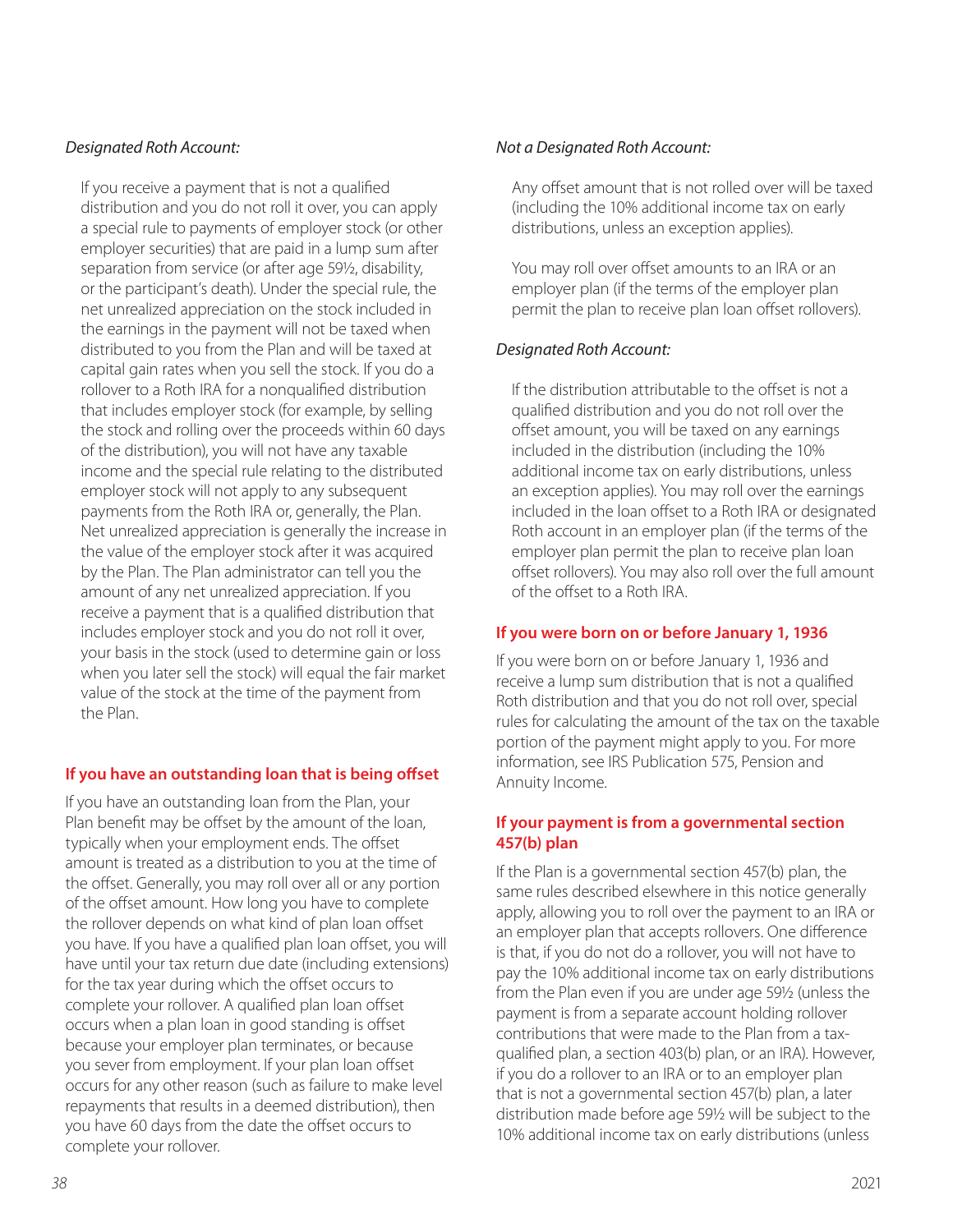*Designated Roth Account:*

If you receive a payment that is not a qualified distribution and you do not roll it over, you can apply a special rule to payments of employer stock (or other employer securities) that are paid in a lump sum after separation from service (or after age 59½, disability, or the participant's death). Under the special rule, the net unrealized appreciation on the stock included in the earnings in the payment will not be taxed when distributed to you from the Plan and will be taxed at capital gain rates when you sell the stock. If you do a rollover to a Roth IRA for a nonqualified distribution that includes employer stock (for example, by selling the stock and rolling over the proceeds within 60 days of the distribution), you will not have any taxable income and the special rule relating to the distributed employer stock will not apply to any subsequent payments from the Roth IRA or, generally, the Plan. Net unrealized appreciation is generally the increase in the value of the employer stock after it was acquired by the Plan. The Plan administrator can tell you the amount of any net unrealized appreciation. If you receive a payment that is a qualified distribution that includes employer stock and you do not roll it over, your basis in the stock (used to determine gain or loss when you later sell the stock) will equal the fair market value of the stock at the time of the payment from the Plan.

## If you have an outstanding loan that is being offset

If you have an outstanding loan from the Plan, your Plan benefit may be offset by the amount of the loan, typically when your employment ends. The offset amount is treated as a distribution to you at the time of the offset. Generally, you may roll over all or any portion of the offset amount. How long you have to complete the rollover depends on what kind of plan loan offset you have. If you have a qualified plan loan offset, you will have until your tax return due date (including extensions) for the tax year during which the offset occurs to complete your rollover. A qualified plan loan offset occurs when a plan loan in good standing is offset because your employer plan terminates, or because you sever from employment. If your plan loan offset occurs for any other reason (such as failure to make level repayments that results in a deemed distribution), then you have 60 days from the date the offset occurs to complete your rollover.

*Not a Designated Roth Account:*

Any offset amount that is not rolled over will be taxed (including the 10% additional income tax on early distributions, unless an exception applies).

You may roll over offset amounts to an IRA or an employer plan (if the terms of the employer plan permit the plan to receive plan loan offset rollovers).

*Designated Roth Account:*

If the distribution attributable to the offset is not a qualified distribution and you do not roll over the offset amount, you will be taxed on any earnings included in the distribution (including the 10% additional income tax on early distributions, unless an exception applies). You may roll over the earnings included in the loan offset to a Roth IRA or designated Roth account in an employer plan (if the terms of the employer plan permit the plan to receive plan loan offset rollovers). You may also roll over the full amount of the offset to a Roth IRA.

## If you were born on or before January 1, 1936

If you were born on or before January 1, 1936 and receive a lump sum distribution that is not a qualified Roth distribution and that you do not roll over, special rules for calculating the amount of the tax on the taxable portion of the payment might apply to you. For more information, see IRS Publication 575, Pension and Annuity Income.

## If your payment is from a governmental section 457(b) plan

If the Plan is a governmental section 457(b) plan, the same rules described elsewhere in this notice generally apply, allowing you to roll over the payment to an IRA or an employer plan that accepts rollovers. One difference is that, if you do not do a rollover, you will not have to pay the 10% additional income tax on early distributions from the Plan even if you are under age 59½ (unless the payment is from a separate account holding rollover contributions that were made to the Plan from a tax-qualified plan, a section 403(b) plan, or an IRA). However, if you do a rollover to an IRA or to an employer plan that is not a governmental section 457(b) plan, a later distribution made before age 59½ will be subject to the 10% additional income tax on early distributions (unless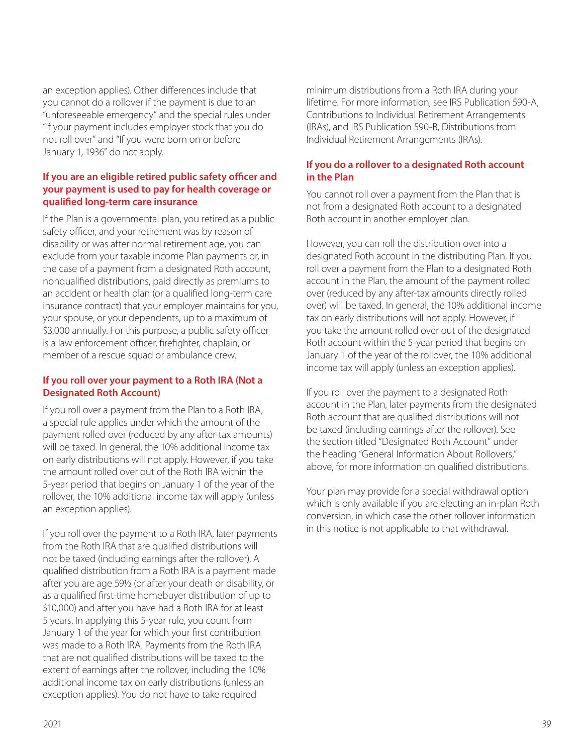an exception applies). Other differences include that you cannot do a rollover if the payment is due to an "unforeseeable emergency" and the special rules under "If your payment includes employer stock that you do not roll over" and "If you were born on or before January 1, 1936" do not apply.

### If you are an eligible retired public safety officer and your payment is used to pay for health coverage or qualified long-term care insurance

If the Plan is a governmental plan, you retired as a public safety officer, and your retirement was by reason of disability or was after normal retirement age, you can exclude from your taxable income Plan payments or, in the case of a payment from a designated Roth account, nonqualified distributions, paid directly as premiums to an accident or health plan (or a qualified long-term care insurance contract) that your employer maintains for you, your spouse, or your dependents, up to a maximum of $3,000 annually. For this purpose, a public safety officer is a law enforcement officer, firefighter, chaplain, or member of a rescue squad or ambulance crew.

### If you roll over your payment to a Roth IRA (Not a Designated Roth Account)

If you roll over a payment from the Plan to a Roth IRA, a special rule applies under which the amount of the payment rolled over (reduced by any after-tax amounts) will be taxed. In general, the 10% additional income tax on early distributions will not apply. However, if you take the amount rolled over out of the Roth IRA within the 5-year period that begins on January 1 of the year of the rollover, the 10% additional income tax will apply (unless an exception applies).

If you roll over the payment to a Roth IRA, later payments from the Roth IRA that are qualified distributions will not be taxed (including earnings after the rollover). A qualified distribution from a Roth IRA is a payment made after you are age 59½ (or after your death or disability, or as a qualified first-time homebuyer distribution of up to $10,000) and after you have had a Roth IRA for at least 5 years. In applying this 5-year rule, you count from January 1 of the year for which your first contribution was made to a Roth IRA. Payments from the Roth IRA that are not qualified distributions will be taxed to the extent of earnings after the rollover, including the 10% additional income tax on early distributions (unless an exception applies). You do not have to take required minimum distributions from a Roth IRA during your lifetime. For more information, see IRS Publication 590-A, Contributions to Individual Retirement Arrangements (IRAs), and IRS Publication 590-B, Distributions from Individual Retirement Arrangements (IRAs).

### If you do a rollover to a designated Roth account in the Plan

You cannot roll over a payment from the Plan that is not from a designated Roth account to a designated Roth account in another employer plan.

However, you can roll the distribution over into a designated Roth account in the distributing Plan. If you roll over a payment from the Plan to a designated Roth account in the Plan, the amount of the payment rolled over (reduced by any after-tax amounts directly rolled over) will be taxed. In general, the 10% additional income tax on early distributions will not apply. However, if you take the amount rolled over out of the designated Roth account within the 5-year period that begins on January 1 of the year of the rollover, the 10% additional income tax will apply (unless an exception applies).

If you roll over the payment to a designated Roth account in the Plan, later payments from the designated Roth account that are qualified distributions will not be taxed (including earnings after the rollover). See the section titled "Designated Roth Account" under the heading "General Information About Rollovers," above, for more information on qualified distributions.

Your plan may provide for a special withdrawal option which is only available if you are electing an in-plan Roth conversion, in which case the other rollover information in this notice is not applicable to that withdrawal.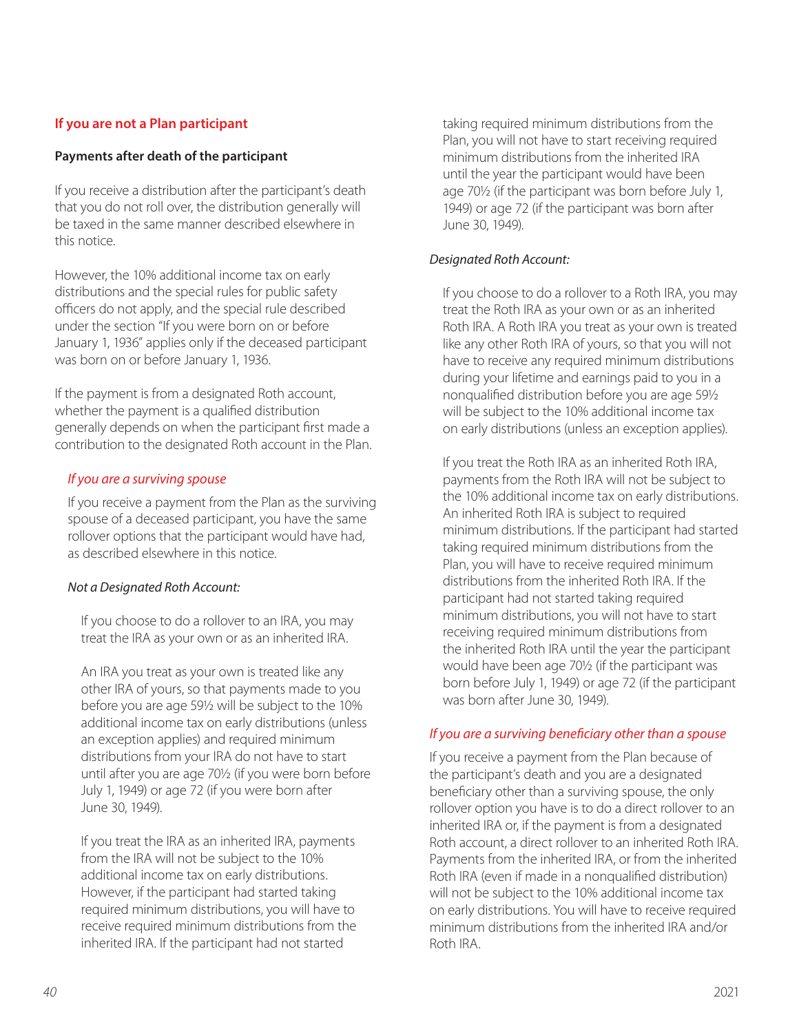## If you are not a Plan participant

**Payments after death of the participant**

If you receive a distribution after the participant's death that you do not roll over, the distribution generally will be taxed in the same manner described elsewhere in this notice.

However, the 10% additional income tax on early distributions and the special rules for public safety officers do not apply, and the special rule described under the section "If you were born on or before January 1, 1936" applies only if the deceased participant was born on or before January 1, 1936.

If the payment is from a designated Roth account, whether the payment is a qualified distribution generally depends on when the participant first made a contribution to the designated Roth account in the Plan.

### *If you are a surviving spouse*

If you receive a payment from the Plan as the surviving spouse of a deceased participant, you have the same rollover options that the participant would have had, as described elsewhere in this notice.

*Not a Designated Roth Account:*

If you choose to do a rollover to an IRA, you may treat the IRA as your own or as an inherited IRA.

An IRA you treat as your own is treated like any other IRA of yours, so that payments made to you before you are age 59½ will be subject to the 10% additional income tax on early distributions (unless an exception applies) and required minimum distributions from your IRA do not have to start until after you are age 70½ (if you were born before July 1, 1949) or age 72 (if you were born after June 30, 1949).

If you treat the IRA as an inherited IRA, payments from the IRA will not be subject to the 10% additional income tax on early distributions. However, if the participant had started taking required minimum distributions, you will have to receive required minimum distributions from the inherited IRA. If the participant had not started taking required minimum distributions from the Plan, you will not have to start receiving required minimum distributions from the inherited IRA until the year the participant would have been age 70½ (if the participant was born before July 1, 1949) or age 72 (if the participant was born after June 30, 1949).

*Designated Roth Account:*

If you choose to do a rollover to a Roth IRA, you may treat the Roth IRA as your own or as an inherited Roth IRA. A Roth IRA you treat as your own is treated like any other Roth IRA of yours, so that you will not have to receive any required minimum distributions during your lifetime and earnings paid to you in a nonqualified distribution before you are age 59½ will be subject to the 10% additional income tax on early distributions (unless an exception applies).

If you treat the Roth IRA as an inherited Roth IRA, payments from the Roth IRA will not be subject to the 10% additional income tax on early distributions. An inherited Roth IRA is subject to required minimum distributions. If the participant had started taking required minimum distributions from the Plan, you will have to receive required minimum distributions from the inherited Roth IRA. If the participant had not started taking required minimum distributions, you will not have to start receiving required minimum distributions from the inherited Roth IRA until the year the participant would have been age 70½ (if the participant was born before July 1, 1949) or age 72 (if the participant was born after June 30, 1949).

### *If you are a surviving beneficiary other than a spouse*

If you receive a payment from the Plan because of the participant's death and you are a designated beneficiary other than a surviving spouse, the only rollover option you have is to do a direct rollover to an inherited IRA or, if the payment is from a designated Roth account, a direct rollover to an inherited Roth IRA. Payments from the inherited IRA, or from the inherited Roth IRA (even if made in a nonqualified distribution) will not be subject to the 10% additional income tax on early distributions. You will have to receive required minimum distributions from the inherited IRA and/or Roth IRA.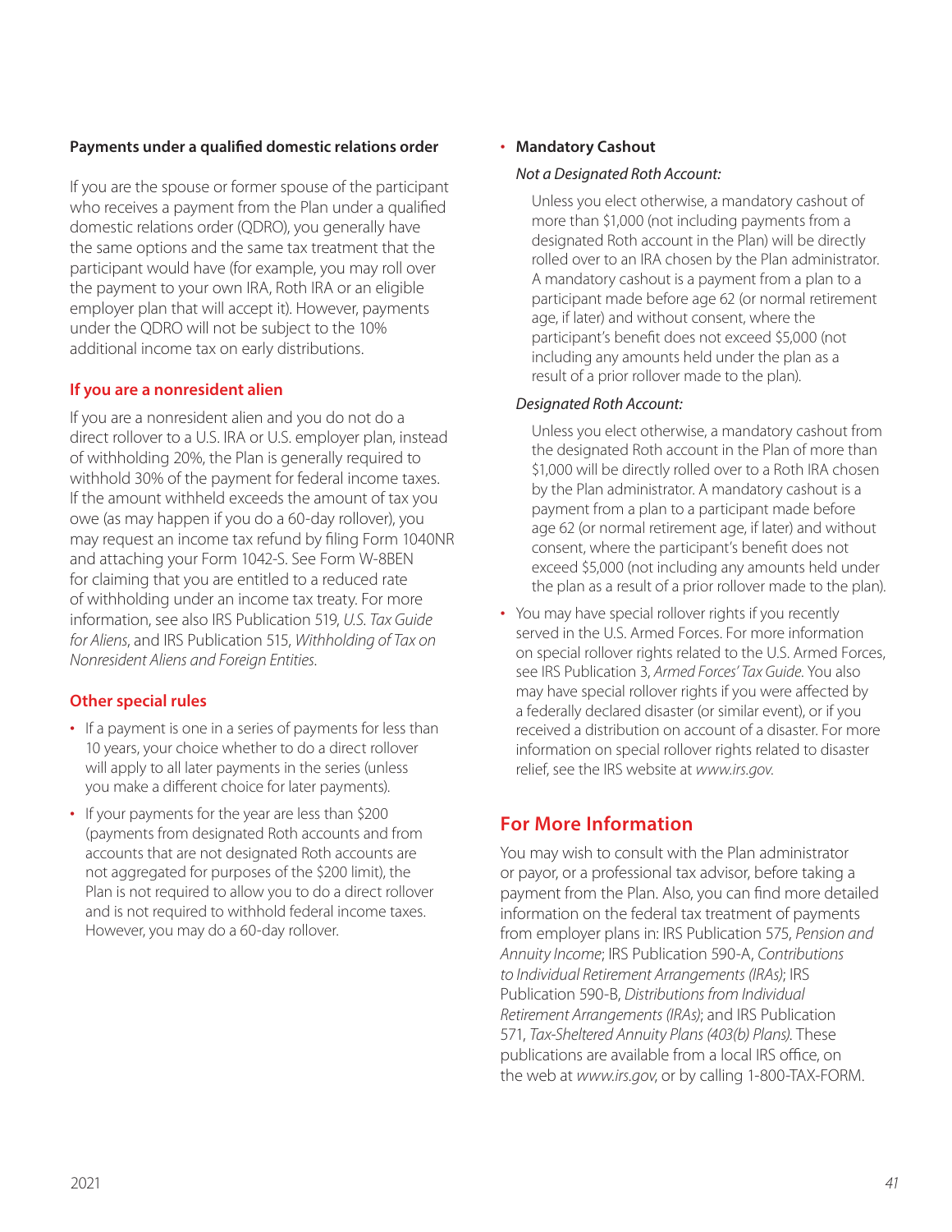**Payments under a qualified domestic relations order**

If you are the spouse or former spouse of the participant who receives a payment from the Plan under a qualified domestic relations order (QDRO), you generally have the same options and the same tax treatment that the participant would have (for example, you may roll over the payment to your own IRA, Roth IRA or an eligible employer plan that will accept it). However, payments under the QDRO will not be subject to the 10% additional income tax on early distributions.

### If you are a nonresident alien

If you are a nonresident alien and you do not do a direct rollover to a U.S. IRA or U.S. employer plan, instead of withholding 20%, the Plan is generally required to withhold 30% of the payment for federal income taxes. If the amount withheld exceeds the amount of tax you owe (as may happen if you do a 60-day rollover), you may request an income tax refund by filing Form 1040NR and attaching your Form 1042-S. See Form W-8BEN for claiming that you are entitled to a reduced rate of withholding under an income tax treaty. For more information, see also IRS Publication 519, *U.S. Tax Guide for Aliens*, and IRS Publication 515, *Withholding of Tax on Nonresident Aliens and Foreign Entities.*

### Other special rules

- If a payment is one in a series of payments for less than 10 years, your choice whether to do a direct rollover will apply to all later payments in the series (unless you make a different choice for later payments).
- If your payments for the year are less than $200 (payments from designated Roth accounts and from accounts that are not designated Roth accounts are not aggregated for purposes of the $200 limit), the Plan is not required to allow you to do a direct rollover and is not required to withhold federal income taxes. However, you may do a 60-day rollover.
- **Mandatory Cashout**

  *Not a Designated Roth Account:*

  Unless you elect otherwise, a mandatory cashout of more than $1,000 (not including payments from a designated Roth account in the Plan) will be directly rolled over to an IRA chosen by the Plan administrator. A mandatory cashout is a payment from a plan to a participant made before age 62 (or normal retirement age, if later) and without consent, where the participant's benefit does not exceed $5,000 (not including any amounts held under the plan as a result of a prior rollover made to the plan).

  *Designated Roth Account:*

  Unless you elect otherwise, a mandatory cashout from the designated Roth account in the Plan of more than $1,000 will be directly rolled over to a Roth IRA chosen by the Plan administrator. A mandatory cashout is a payment from a plan to a participant made before age 62 (or normal retirement age, if later) and without consent, where the participant's benefit does not exceed $5,000 (not including any amounts held under the plan as a result of a prior rollover made to the plan).
- You may have special rollover rights if you recently served in the U.S. Armed Forces. For more information on special rollover rights related to the U.S. Armed Forces, see IRS Publication 3, *Armed Forces' Tax Guide.* You also may have special rollover rights if you were affected by a federally declared disaster (or similar event), or if you received a distribution on account of a disaster. For more information on special rollover rights related to disaster relief, see the IRS website at *www.irs.gov.*

## For More Information

You may wish to consult with the Plan administrator or payor, or a professional tax advisor, before taking a payment from the Plan. Also, you can find more detailed information on the federal tax treatment of payments from employer plans in: IRS Publication 575, *Pension and Annuity Income*; IRS Publication 590-A, *Contributions to Individual Retirement Arrangements (IRAs)*; IRS Publication 590-B, *Distributions from Individual Retirement Arrangements (IRAs)*; and IRS Publication 571, *Tax-Sheltered Annuity Plans (403(b) Plans).* These publications are available from a local IRS office, on the web at *www.irs.gov*, or by calling 1-800-TAX-FORM.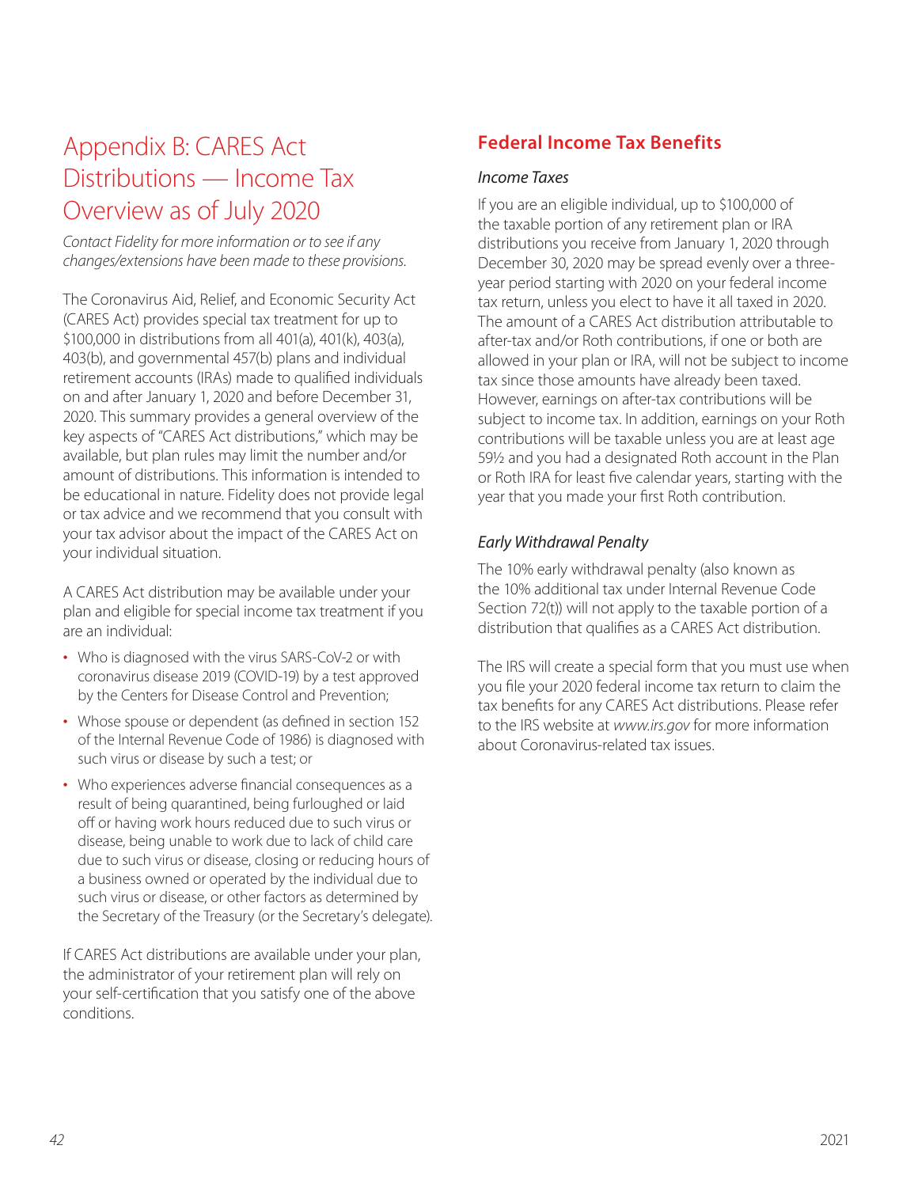# Appendix B: CARES Act Distributions — Income Tax Overview as of July 2020

*Contact Fidelity for more information or to see if any changes/extensions have been made to these provisions.*

The Coronavirus Aid, Relief, and Economic Security Act (CARES Act) provides special tax treatment for up to $100,000 in distributions from all 401(a), 401(k), 403(a), 403(b), and governmental 457(b) plans and individual retirement accounts (IRAs) made to qualified individuals on and after January 1, 2020 and before December 31, 2020. This summary provides a general overview of the key aspects of "CARES Act distributions," which may be available, but plan rules may limit the number and/or amount of distributions. This information is intended to be educational in nature. Fidelity does not provide legal or tax advice and we recommend that you consult with your tax advisor about the impact of the CARES Act on your individual situation.

A CARES Act distribution may be available under your plan and eligible for special income tax treatment if you are an individual:

- Who is diagnosed with the virus SARS-CoV-2 or with coronavirus disease 2019 (COVID-19) by a test approved by the Centers for Disease Control and Prevention;
- Whose spouse or dependent (as defined in section 152 of the Internal Revenue Code of 1986) is diagnosed with such virus or disease by such a test; or
- Who experiences adverse financial consequences as a result of being quarantined, being furloughed or laid off or having work hours reduced due to such virus or disease, being unable to work due to lack of child care due to such virus or disease, closing or reducing hours of a business owned or operated by the individual due to such virus or disease, or other factors as determined by the Secretary of the Treasury (or the Secretary's delegate).

If CARES Act distributions are available under your plan, the administrator of your retirement plan will rely on your self-certification that you satisfy one of the above conditions.

## Federal Income Tax Benefits

*Income Taxes*

If you are an eligible individual, up to $100,000 of the taxable portion of any retirement plan or IRA distributions you receive from January 1, 2020 through December 30, 2020 may be spread evenly over a three-year period starting with 2020 on your federal income tax return, unless you elect to have it all taxed in 2020. The amount of a CARES Act distribution attributable to after-tax and/or Roth contributions, if one or both are allowed in your plan or IRA, will not be subject to income tax since those amounts have already been taxed. However, earnings on after-tax contributions will be subject to income tax. In addition, earnings on your Roth contributions will be taxable unless you are at least age 59½ and you had a designated Roth account in the Plan or Roth IRA for least five calendar years, starting with the year that you made your first Roth contribution.

*Early Withdrawal Penalty*

The 10% early withdrawal penalty (also known as the 10% additional tax under Internal Revenue Code Section 72(t)) will not apply to the taxable portion of a distribution that qualifies as a CARES Act distribution.

The IRS will create a special form that you must use when you file your 2020 federal income tax return to claim the tax benefits for any CARES Act distributions. Please refer to the IRS website at *www.irs.gov* for more information about Coronavirus-related tax issues.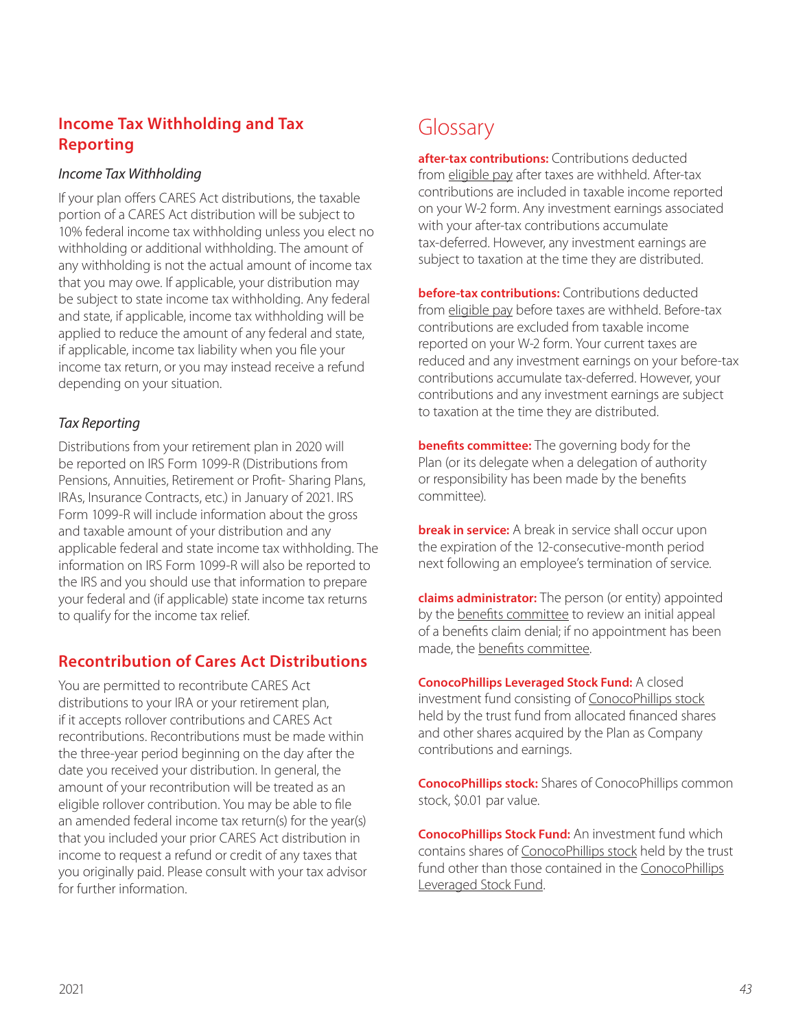## Income Tax Withholding and Tax Reporting

*Income Tax Withholding*

If your plan offers CARES Act distributions, the taxable portion of a CARES Act distribution will be subject to 10% federal income tax withholding unless you elect no withholding or additional withholding. The amount of any withholding is not the actual amount of income tax that you may owe. If applicable, your distribution may be subject to state income tax withholding. Any federal and state, if applicable, income tax withholding will be applied to reduce the amount of any federal and state, if applicable, income tax liability when you file your income tax return, or you may instead receive a refund depending on your situation.

*Tax Reporting*

Distributions from your retirement plan in 2020 will be reported on IRS Form 1099-R (Distributions from Pensions, Annuities, Retirement or Profit- Sharing Plans, IRAs, Insurance Contracts, etc.) in January of 2021. IRS Form 1099-R will include information about the gross and taxable amount of your distribution and any applicable federal and state income tax withholding. The information on IRS Form 1099-R will also be reported to the IRS and you should use that information to prepare your federal and (if applicable) state income tax returns to qualify for the income tax relief.

## Recontribution of Cares Act Distributions

You are permitted to recontribute CARES Act distributions to your IRA or your retirement plan, if it accepts rollover contributions and CARES Act recontributions. Recontributions must be made within the three-year period beginning on the day after the date you received your distribution. In general, the amount of your recontribution will be treated as an eligible rollover contribution. You may be able to file an amended federal income tax return(s) for the year(s) that you included your prior CARES Act distribution in income to request a refund or credit of any taxes that you originally paid. Please consult with your tax advisor for further information.

# Glossary

**after-tax contributions:** Contributions deducted from eligible pay after taxes are withheld. After-tax contributions are included in taxable income reported on your W-2 form. Any investment earnings associated with your after-tax contributions accumulate tax-deferred. However, any investment earnings are subject to taxation at the time they are distributed.

**before-tax contributions:** Contributions deducted from eligible pay before taxes are withheld. Before-tax contributions are excluded from taxable income reported on your W-2 form. Your current taxes are reduced and any investment earnings on your before-tax contributions accumulate tax-deferred. However, your contributions and any investment earnings are subject to taxation at the time they are distributed.

**benefits committee:** The governing body for the Plan (or its delegate when a delegation of authority or responsibility has been made by the benefits committee).

**break in service:** A break in service shall occur upon the expiration of the 12-consecutive-month period next following an employee's termination of service.

**claims administrator:** The person (or entity) appointed by the benefits committee to review an initial appeal of a benefits claim denial; if no appointment has been made, the benefits committee.

**ConocoPhillips Leveraged Stock Fund:** A closed investment fund consisting of ConocoPhillips stock held by the trust fund from allocated financed shares and other shares acquired by the Plan as Company contributions and earnings.

**ConocoPhillips stock:** Shares of ConocoPhillips common stock, $0.01 par value.

**ConocoPhillips Stock Fund:** An investment fund which contains shares of ConocoPhillips stock held by the trust fund other than those contained in the ConocoPhillips Leveraged Stock Fund.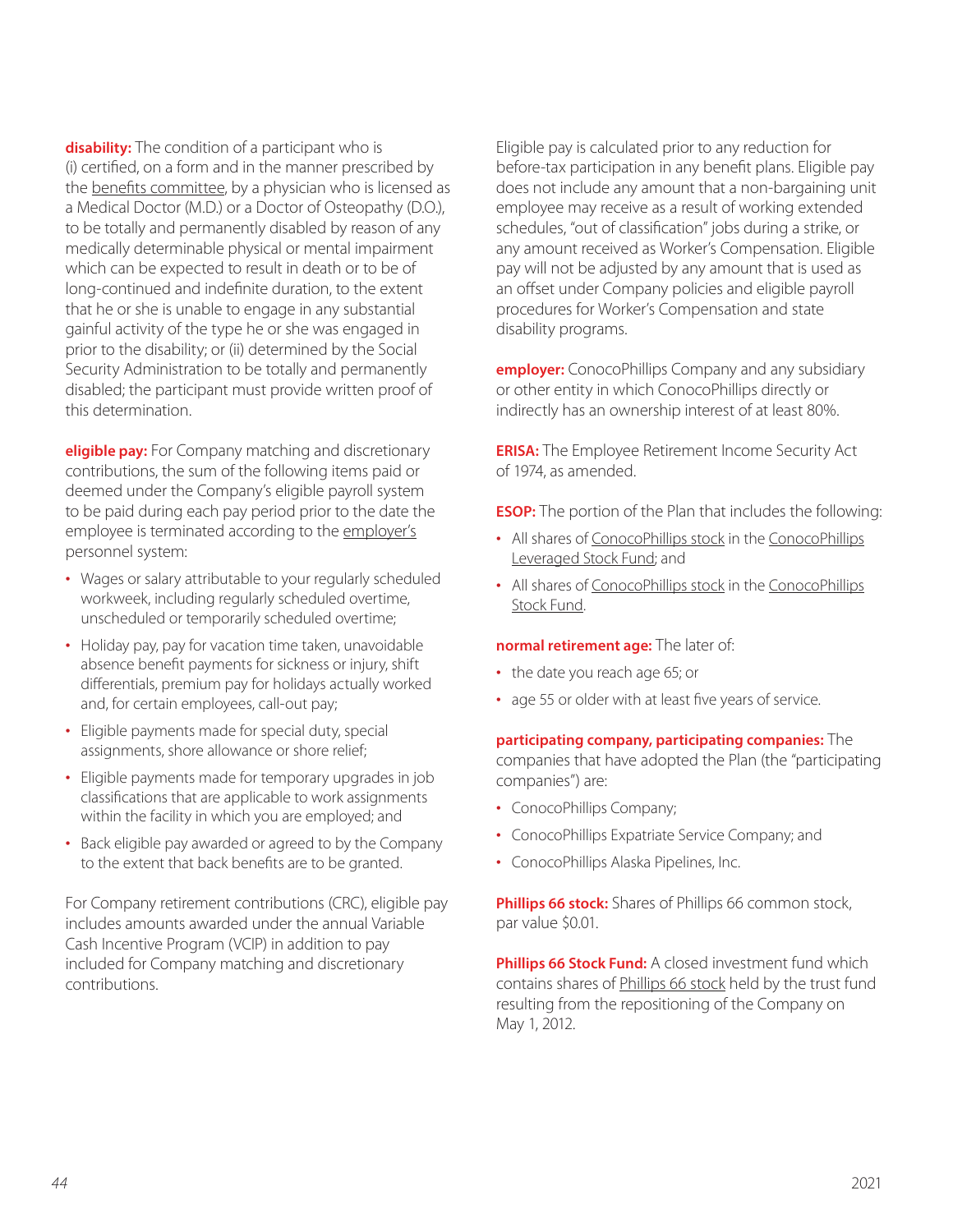**disability:** The condition of a participant who is (i) certified, on a form and in the manner prescribed by the benefits committee, by a physician who is licensed as a Medical Doctor (M.D.) or a Doctor of Osteopathy (D.O.), to be totally and permanently disabled by reason of any medically determinable physical or mental impairment which can be expected to result in death or to be of long-continued and indefinite duration, to the extent that he or she is unable to engage in any substantial gainful activity of the type he or she was engaged in prior to the disability; or (ii) determined by the Social Security Administration to be totally and permanently disabled; the participant must provide written proof of this determination.

**eligible pay:** For Company matching and discretionary contributions, the sum of the following items paid or deemed under the Company's eligible payroll system to be paid during each pay period prior to the date the employee is terminated according to the employer's personnel system:

- Wages or salary attributable to your regularly scheduled workweek, including regularly scheduled overtime, unscheduled or temporarily scheduled overtime;
- Holiday pay, pay for vacation time taken, unavoidable absence benefit payments for sickness or injury, shift differentials, premium pay for holidays actually worked and, for certain employees, call-out pay;
- Eligible payments made for special duty, special assignments, shore allowance or shore relief;
- Eligible payments made for temporary upgrades in job classifications that are applicable to work assignments within the facility in which you are employed; and
- Back eligible pay awarded or agreed to by the Company to the extent that back benefits are to be granted.

For Company retirement contributions (CRC), eligible pay includes amounts awarded under the annual Variable Cash Incentive Program (VCIP) in addition to pay included for Company matching and discretionary contributions.

Eligible pay is calculated prior to any reduction for before-tax participation in any benefit plans. Eligible pay does not include any amount that a non-bargaining unit employee may receive as a result of working extended schedules, "out of classification" jobs during a strike, or any amount received as Worker's Compensation. Eligible pay will not be adjusted by any amount that is used as an offset under Company policies and eligible payroll procedures for Worker's Compensation and state disability programs.

**employer:** ConocoPhillips Company and any subsidiary or other entity in which ConocoPhillips directly or indirectly has an ownership interest of at least 80%.

**ERISA:** The Employee Retirement Income Security Act of 1974, as amended.

**ESOP:** The portion of the Plan that includes the following:

- All shares of ConocoPhillips stock in the ConocoPhillips Leveraged Stock Fund; and
- All shares of ConocoPhillips stock in the ConocoPhillips Stock Fund.

**normal retirement age:** The later of:

- the date you reach age 65; or
- age 55 or older with at least five years of service.

**participating company, participating companies:** The companies that have adopted the Plan (the "participating companies") are:

- ConocoPhillips Company;
- ConocoPhillips Expatriate Service Company; and
- ConocoPhillips Alaska Pipelines, Inc.

**Phillips 66 stock:** Shares of Phillips 66 common stock, par value $0.01.

**Phillips 66 Stock Fund:** A closed investment fund which contains shares of Phillips 66 stock held by the trust fund resulting from the repositioning of the Company on May 1, 2012.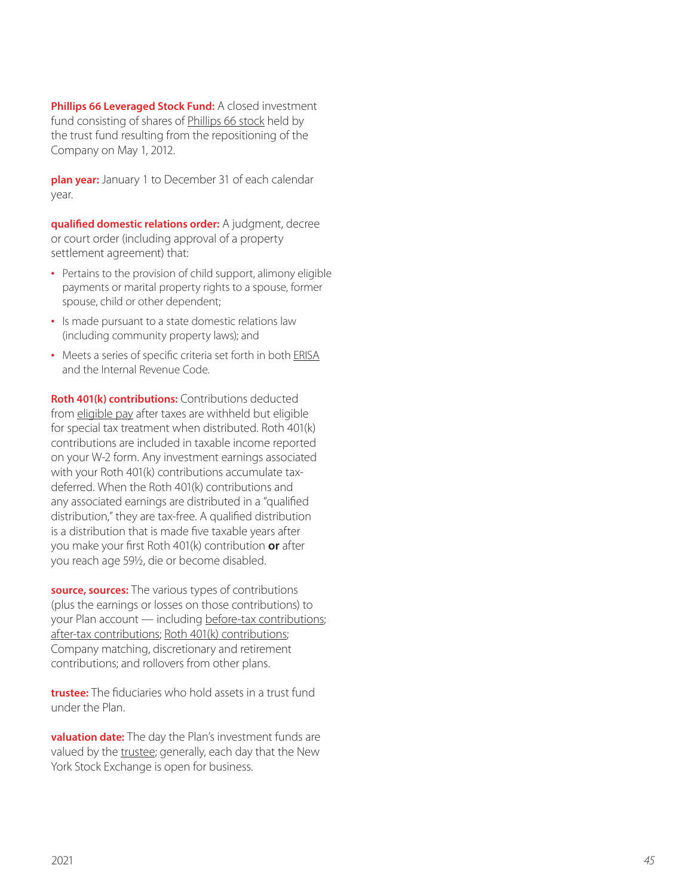**Phillips 66 Leveraged Stock Fund:** A closed investment fund consisting of shares of Phillips 66 stock held by the trust fund resulting from the repositioning of the Company on May 1, 2012.

**plan year:** January 1 to December 31 of each calendar year.

**qualified domestic relations order:** A judgment, decree or court order (including approval of a property settlement agreement) that:

- Pertains to the provision of child support, alimony eligible payments or marital property rights to a spouse, former spouse, child or other dependent;
- Is made pursuant to a state domestic relations law (including community property laws); and
- Meets a series of specific criteria set forth in both ERISA and the Internal Revenue Code.

**Roth 401(k) contributions:** Contributions deducted from eligible pay after taxes are withheld but eligible for special tax treatment when distributed. Roth 401(k) contributions are included in taxable income reported on your W-2 form. Any investment earnings associated with your Roth 401(k) contributions accumulate tax-deferred. When the Roth 401(k) contributions and any associated earnings are distributed in a "qualified distribution," they are tax-free. A qualified distribution is a distribution that is made five taxable years after you make your first Roth 401(k) contribution **or** after you reach age 59½, die or become disabled.

**source, sources:** The various types of contributions (plus the earnings or losses on those contributions) to your Plan account — including before-tax contributions; after-tax contributions; Roth 401(k) contributions; Company matching, discretionary and retirement contributions; and rollovers from other plans.

**trustee:** The fiduciaries who hold assets in a trust fund under the Plan.

**valuation date:** The day the Plan's investment funds are valued by the trustee; generally, each day that the New York Stock Exchange is open for business.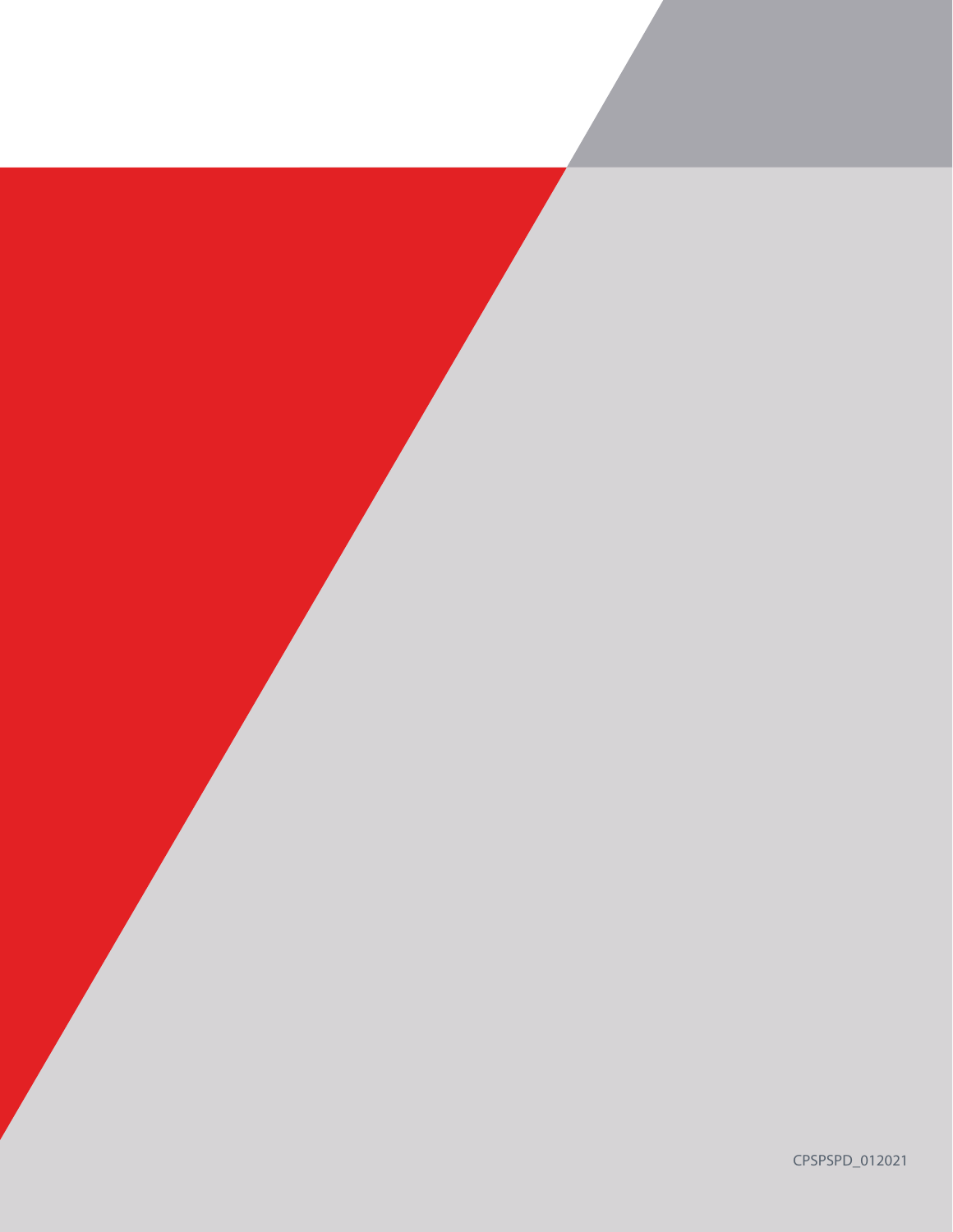CPSPSPD_012021